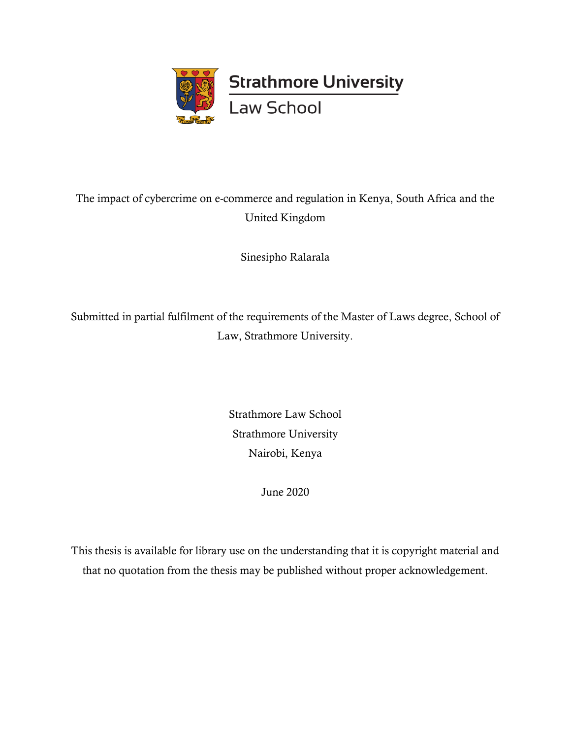Strathmore University

Law School

# The impact of cybercrime on e-commerce and regulation in Kenya, South Africa and the United Kingdom

Sinesipho Ralarala

Submitted in partial fulfilment of the requirements of the Master of Laws degree, School of Law, Strathmore University.

Strathmore Law School
Strathmore University
Nairobi, Kenya

June 2020

This thesis is available for library use on the understanding that it is copyright material and that no quotation from the thesis may be published without proper acknowledgement.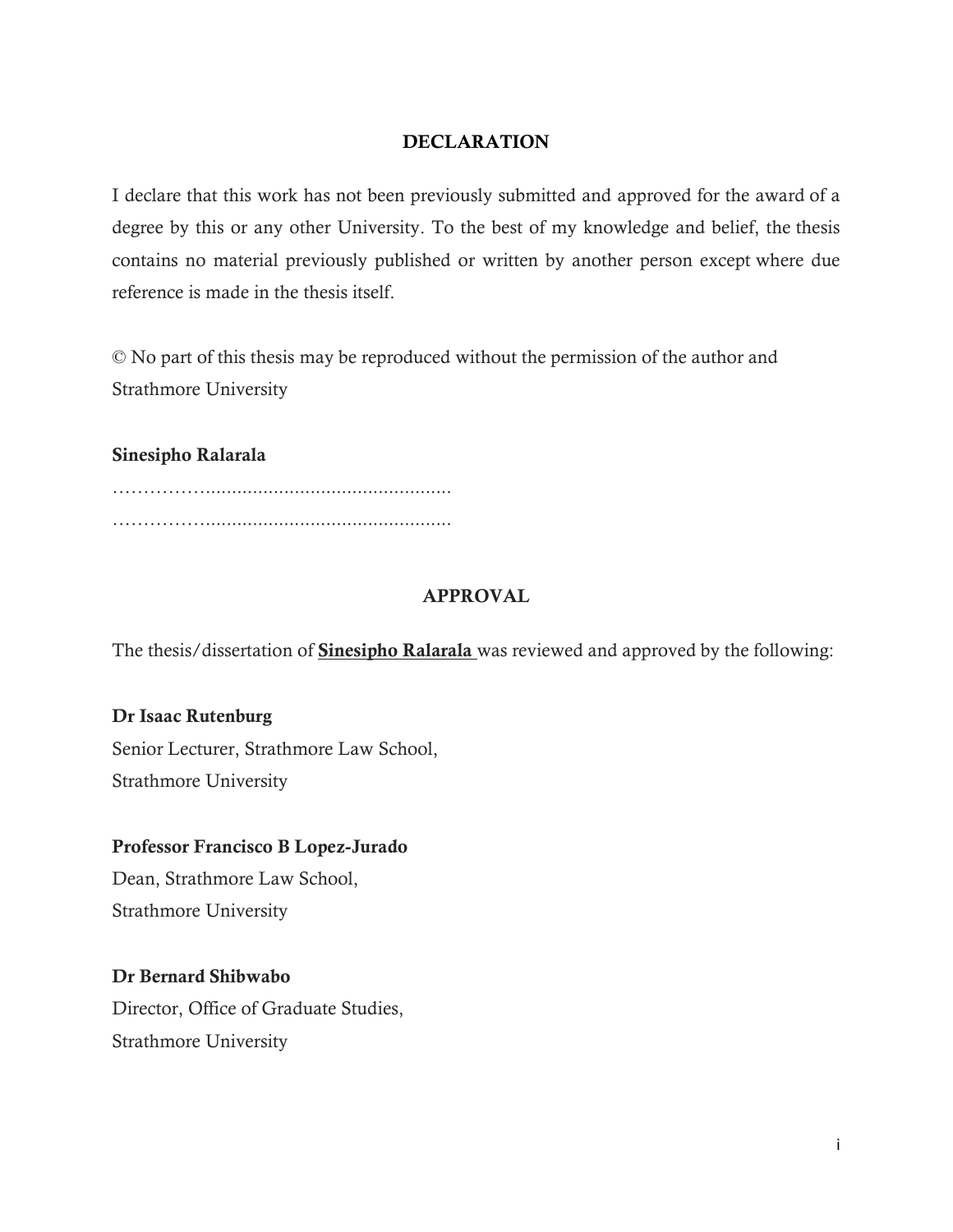## DECLARATION

I declare that this work has not been previously submitted and approved for the award of a degree by this or any other University. To the best of my knowledge and belief, the thesis contains no material previously published or written by another person except where due reference is made in the thesis itself.

© No part of this thesis may be reproduced without the permission of the author and Strathmore University

**Sinesipho Ralarala**

……………..............................................

……………..............................................

## APPROVAL

The thesis/dissertation of **Sinesipho Ralarala** was reviewed and approved by the following:

**Dr Isaac Rutenburg**
Senior Lecturer, Strathmore Law School,
Strathmore University

**Professor Francisco B Lopez-Jurado**
Dean, Strathmore Law School,
Strathmore University

**Dr Bernard Shibwabo**
Director, Office of Graduate Studies,
Strathmore University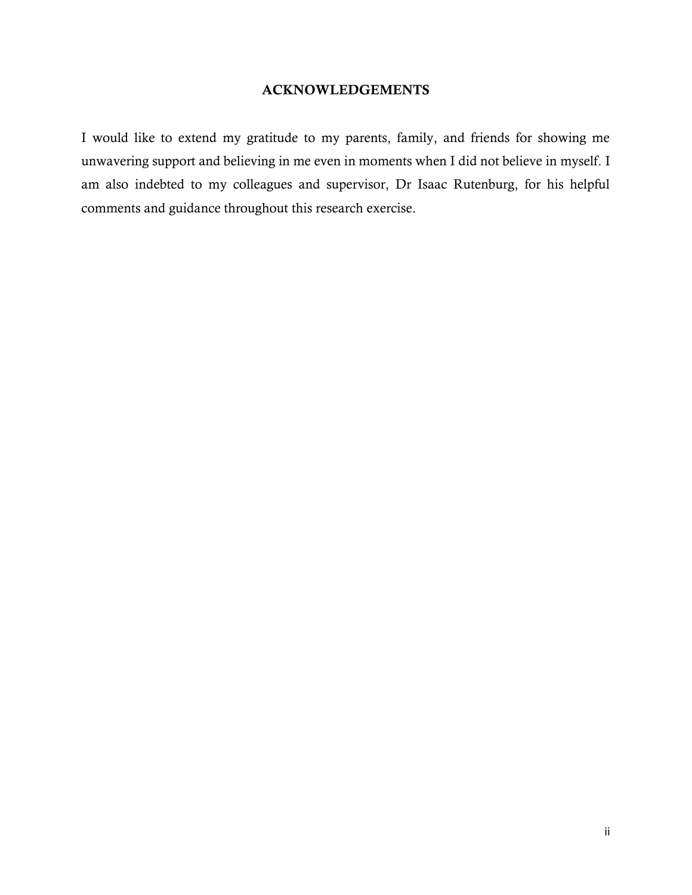# ACKNOWLEDGEMENTS

I would like to extend my gratitude to my parents, family, and friends for showing me unwavering support and believing in me even in moments when I did not believe in myself. I am also indebted to my colleagues and supervisor, Dr Isaac Rutenburg, for his helpful comments and guidance throughout this research exercise.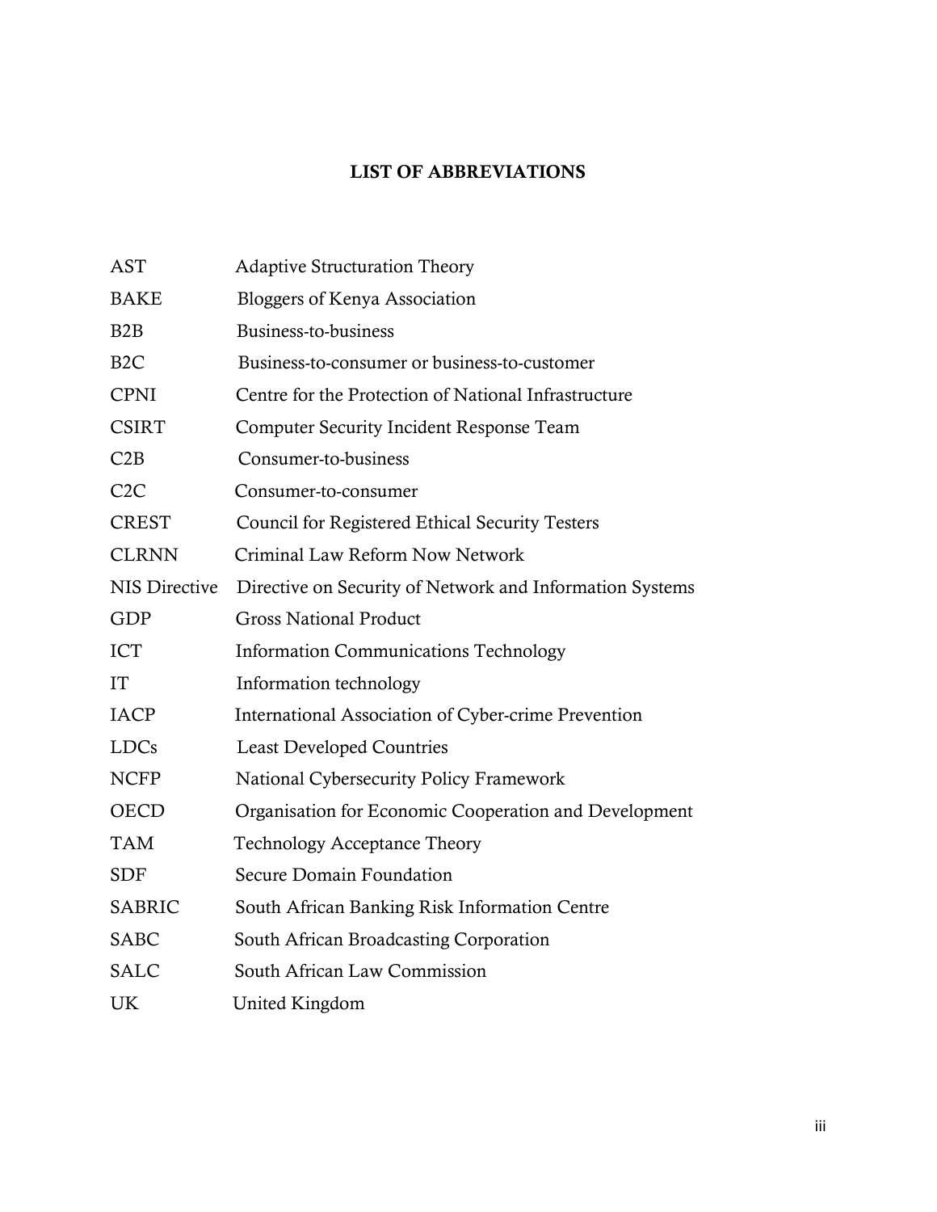## LIST OF ABBREVIATIONS

| | |
|---|---|
| AST | Adaptive Structuration Theory |
| BAKE | Bloggers of Kenya Association |
| B2B | Business-to-business |
| B2C | Business-to-consumer or business-to-customer |
| CPNI | Centre for the Protection of National Infrastructure |
| CSIRT | Computer Security Incident Response Team |
| C2B | Consumer-to-business |
| C2C | Consumer-to-consumer |
| CREST | Council for Registered Ethical Security Testers |
| CLRNN | Criminal Law Reform Now Network |
| NIS Directive | Directive on Security of Network and Information Systems |
| GDP | Gross National Product |
| ICT | Information Communications Technology |
| IT | Information technology |
| IACP | International Association of Cyber-crime Prevention |
| LDCs | Least Developed Countries |
| NCFP | National Cybersecurity Policy Framework |
| OECD | Organisation for Economic Cooperation and Development |
| TAM | Technology Acceptance Theory |
| SDF | Secure Domain Foundation |
| SABRIC | South African Banking Risk Information Centre |
| SABC | South African Broadcasting Corporation |
| SALC | South African Law Commission |
| UK | United Kingdom |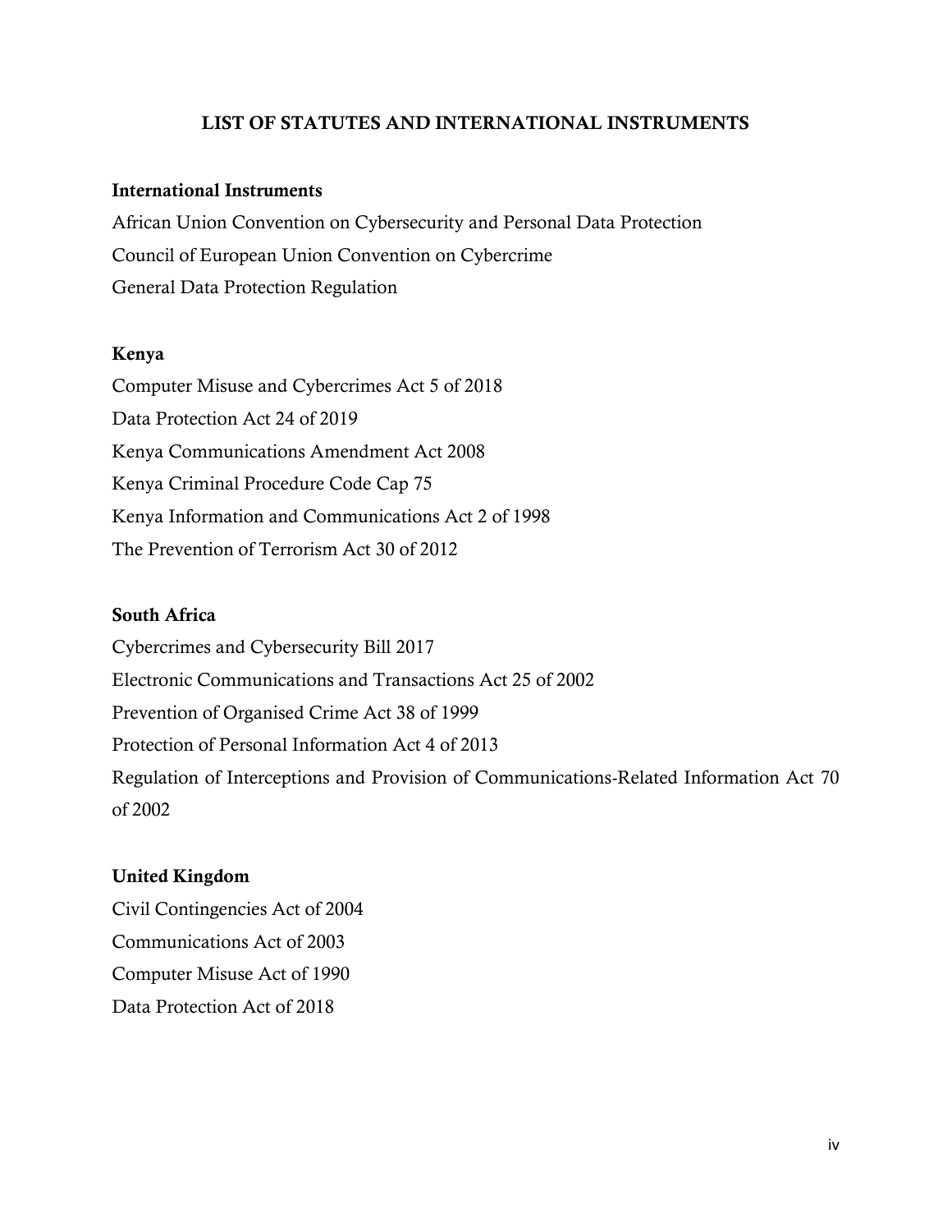## LIST OF STATUTES AND INTERNATIONAL INSTRUMENTS

**International Instruments**

African Union Convention on Cybersecurity and Personal Data Protection
Council of European Union Convention on Cybercrime
General Data Protection Regulation

**Kenya**

Computer Misuse and Cybercrimes Act 5 of 2018
Data Protection Act 24 of 2019
Kenya Communications Amendment Act 2008
Kenya Criminal Procedure Code Cap 75
Kenya Information and Communications Act 2 of 1998
The Prevention of Terrorism Act 30 of 2012

**South Africa**

Cybercrimes and Cybersecurity Bill 2017
Electronic Communications and Transactions Act 25 of 2002
Prevention of Organised Crime Act 38 of 1999
Protection of Personal Information Act 4 of 2013
Regulation of Interceptions and Provision of Communications-Related Information Act 70 of 2002

**United Kingdom**

Civil Contingencies Act of 2004
Communications Act of 2003
Computer Misuse Act of 1990
Data Protection Act of 2018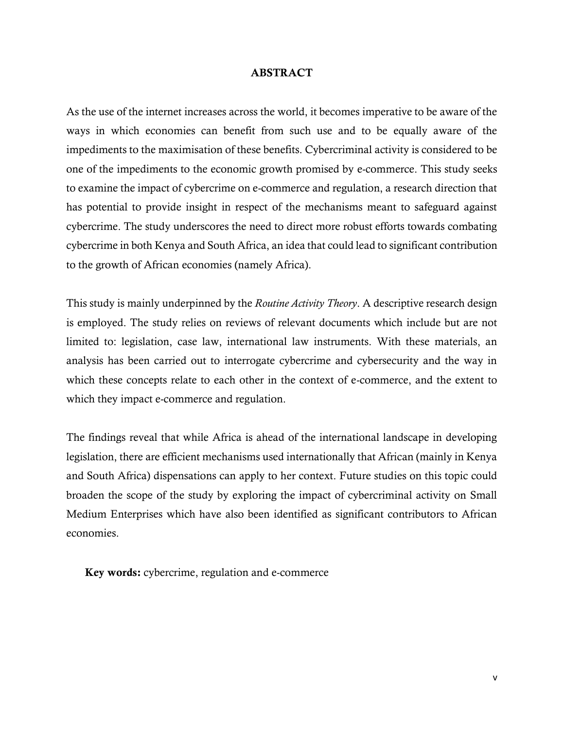# ABSTRACT

As the use of the internet increases across the world, it becomes imperative to be aware of the ways in which economies can benefit from such use and to be equally aware of the impediments to the maximisation of these benefits. Cybercriminal activity is considered to be one of the impediments to the economic growth promised by e-commerce. This study seeks to examine the impact of cybercrime on e-commerce and regulation, a research direction that has potential to provide insight in respect of the mechanisms meant to safeguard against cybercrime. The study underscores the need to direct more robust efforts towards combating cybercrime in both Kenya and South Africa, an idea that could lead to significant contribution to the growth of African economies (namely Africa).

This study is mainly underpinned by the *Routine Activity Theory*. A descriptive research design is employed. The study relies on reviews of relevant documents which include but are not limited to: legislation, case law, international law instruments. With these materials, an analysis has been carried out to interrogate cybercrime and cybersecurity and the way in which these concepts relate to each other in the context of e-commerce, and the extent to which they impact e-commerce and regulation.

The findings reveal that while Africa is ahead of the international landscape in developing legislation, there are efficient mechanisms used internationally that African (mainly in Kenya and South Africa) dispensations can apply to her context. Future studies on this topic could broaden the scope of the study by exploring the impact of cybercriminal activity on Small Medium Enterprises which have also been identified as significant contributors to African economies.

**Key words:** cybercrime, regulation and e-commerce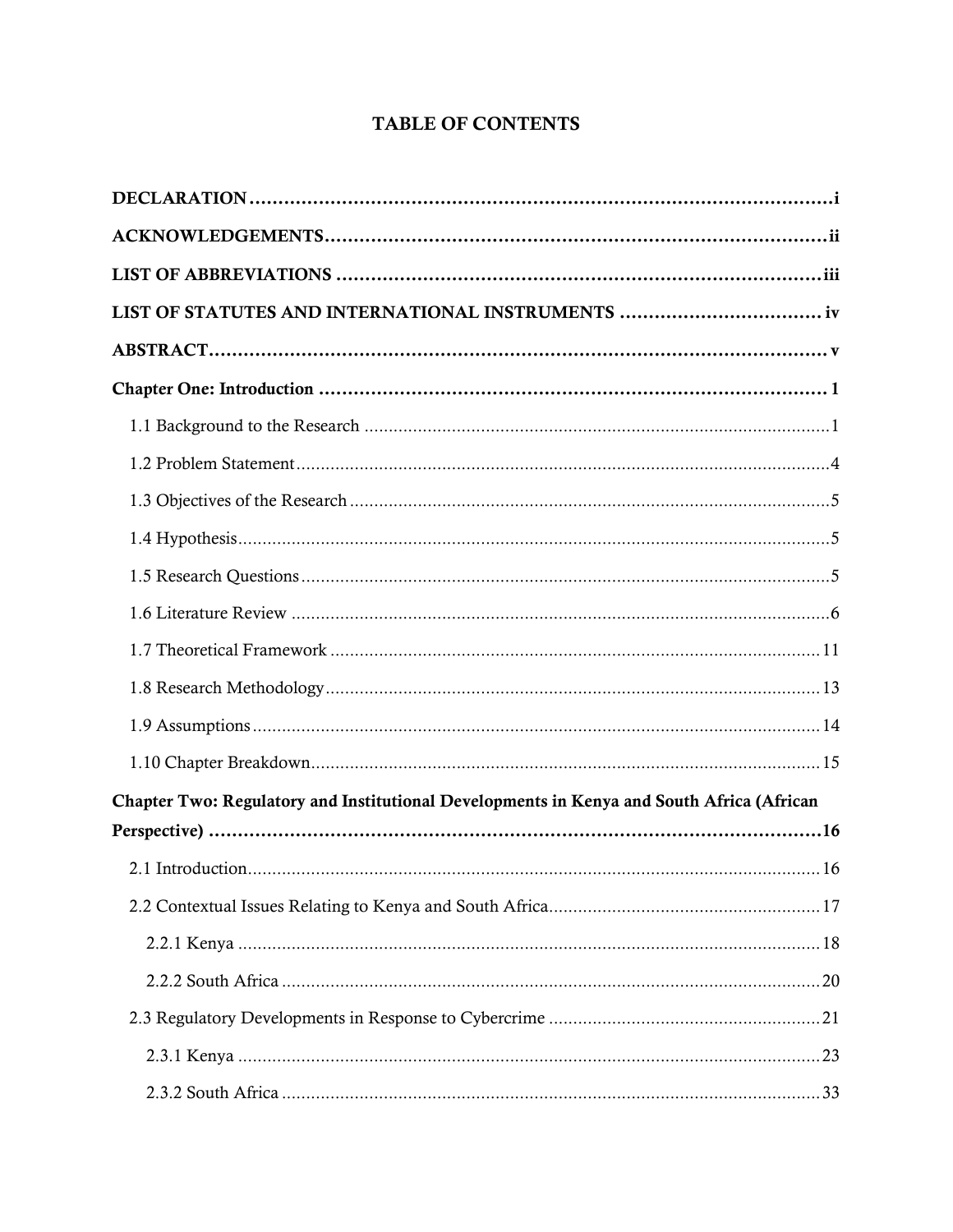## TABLE OF CONTENTS

**DECLARATION** ........................................................................................................ i

**ACKNOWLEDGEMENTS** .......................................................................................... ii

**LIST OF ABBREVIATIONS** ...................................................................................... iii

**LIST OF STATUTES AND INTERNATIONAL INSTRUMENTS** ................................... iv

**ABSTRACT** ............................................................................................................. v

**Chapter One: Introduction** ........................................................................................ 1

1.1 Background to the Research ................................................................................ 1

1.2 Problem Statement ............................................................................................... 4

1.3 Objectives of the Research .................................................................................... 5

1.4 Hypothesis ........................................................................................................... 5

1.5 Research Questions .............................................................................................. 5

1.6 Literature Review ................................................................................................ 6

1.7 Theoretical Framework ....................................................................................... 11

1.8 Research Methodology ....................................................................................... 13

1.9 Assumptions ...................................................................................................... 14

1.10 Chapter Breakdown .......................................................................................... 15

**Chapter Two: Regulatory and Institutional Developments in Kenya and South Africa (African Perspective)** ........................................................................................................ 16

2.1 Introduction ....................................................................................................... 16

2.2 Contextual Issues Relating to Kenya and South Africa ......................................... 17

2.2.1 Kenya ......................................................................................................... 18

2.2.2 South Africa ............................................................................................... 20

2.3 Regulatory Developments in Response to Cybercrime ......................................... 21

2.3.1 Kenya ......................................................................................................... 23

2.3.2 South Africa ............................................................................................... 33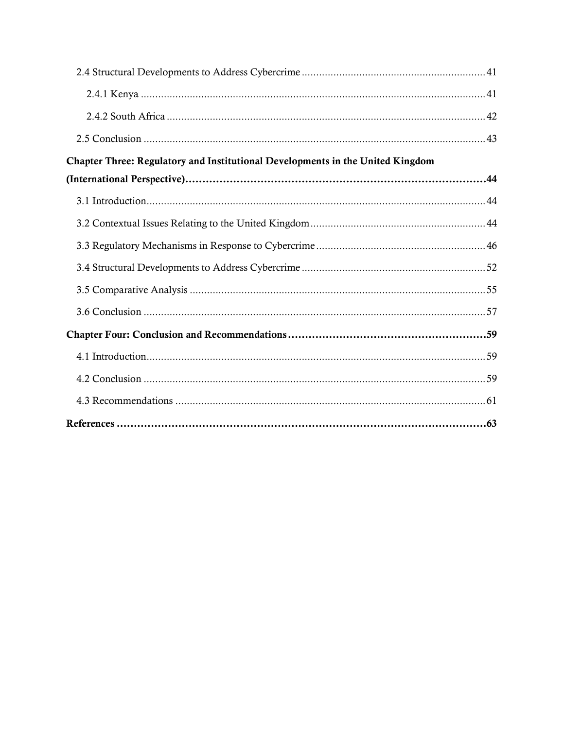2.4 Structural Developments to Address Cybercrime ........................................................ 41

2.4.1 Kenya ........................................................................................................ 41

2.4.2 South Africa ............................................................................................... 42

2.5 Conclusion ...................................................................................................... 43

**Chapter Three: Regulatory and Institutional Developments in the United Kingdom (International Perspective) ........................................................................................ 44**

3.1 Introduction .................................................................................................... 44

3.2 Contextual Issues Relating to the United Kingdom ........................................... 44

3.3 Regulatory Mechanisms in Response to Cybercrime ......................................... 46

3.4 Structural Developments to Address Cybercrime ............................................. 52

3.5 Comparative Analysis ...................................................................................... 55

3.6 Conclusion ...................................................................................................... 57

**Chapter Four: Conclusion and Recommendations .................................................. 59**

4.1 Introduction .................................................................................................... 59

4.2 Conclusion ...................................................................................................... 59

4.3 Recommendations ........................................................................................... 61

**References ............................................................................................................... 63**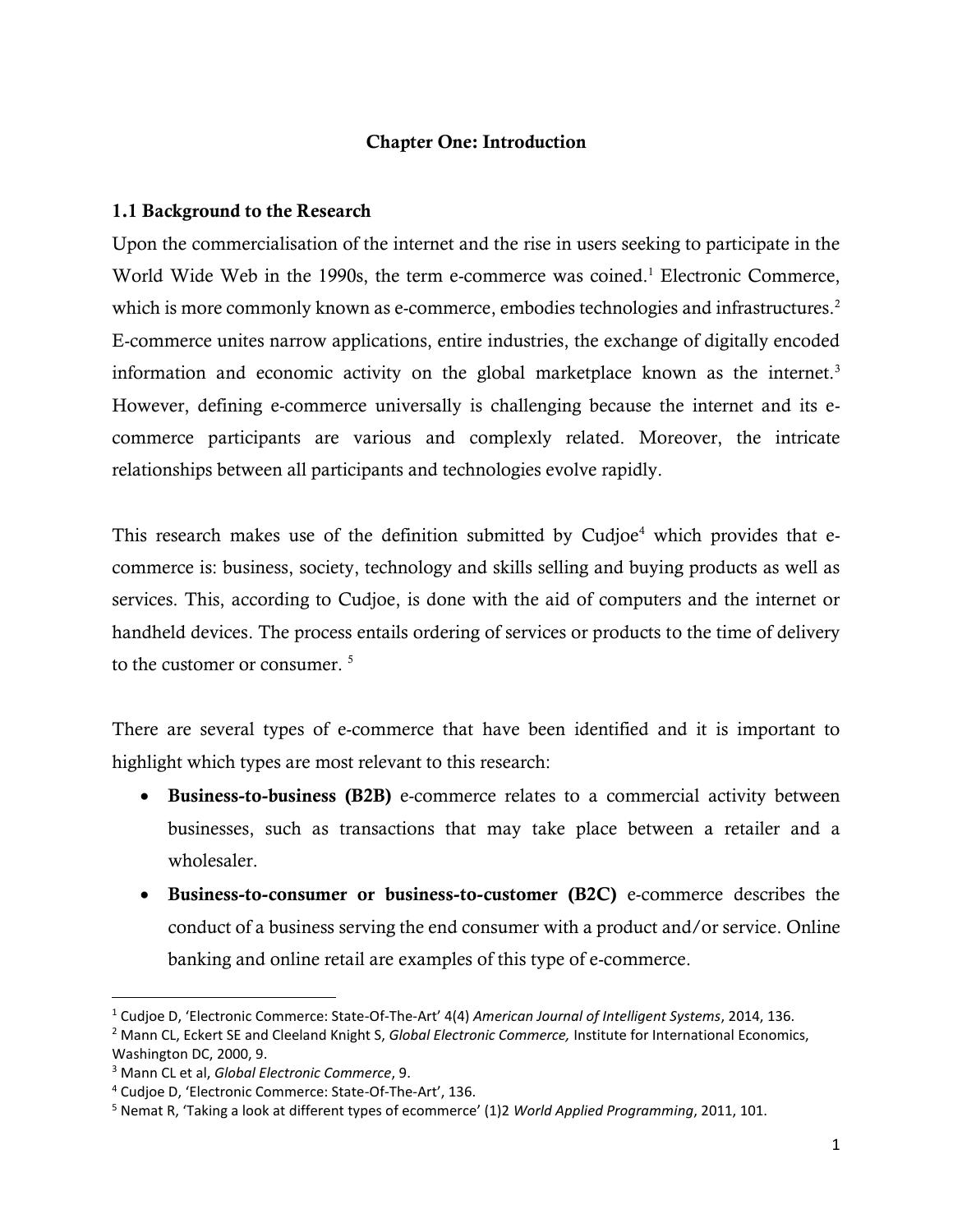## Chapter One: Introduction

### 1.1 Background to the Research

Upon the commercialisation of the internet and the rise in users seeking to participate in the World Wide Web in the 1990s, the term e-commerce was coined.[1] Electronic Commerce, which is more commonly known as e-commerce, embodies technologies and infrastructures.[2] E-commerce unites narrow applications, entire industries, the exchange of digitally encoded information and economic activity on the global marketplace known as the internet.[3] However, defining e-commerce universally is challenging because the internet and its e-commerce participants are various and complexly related. Moreover, the intricate relationships between all participants and technologies evolve rapidly.

This research makes use of the definition submitted by Cudjoe[4] which provides that e-commerce is: business, society, technology and skills selling and buying products as well as services. This, according to Cudjoe, is done with the aid of computers and the internet or handheld devices. The process entails ordering of services or products to the time of delivery to the customer or consumer. [5]

There are several types of e-commerce that have been identified and it is important to highlight which types are most relevant to this research:

- **Business-to-business (B2B)** e-commerce relates to a commercial activity between businesses, such as transactions that may take place between a retailer and a wholesaler.
- **Business-to-consumer or business-to-customer (B2C)** e-commerce describes the conduct of a business serving the end consumer with a product and/or service. Online banking and online retail are examples of this type of e-commerce.

---

[1] Cudjoe D, 'Electronic Commerce: State-Of-The-Art' 4(4) *American Journal of Intelligent Systems*, 2014, 136.

[2] Mann CL, Eckert SE and Cleeland Knight S, *Global Electronic Commerce,* Institute for International Economics, Washington DC, 2000, 9.

[3] Mann CL et al, *Global Electronic Commerce*, 9.

[4] Cudjoe D, 'Electronic Commerce: State-Of-The-Art', 136.

[5] Nemat R, 'Taking a look at different types of ecommerce' (1)2 *World Applied Programming*, 2011, 101.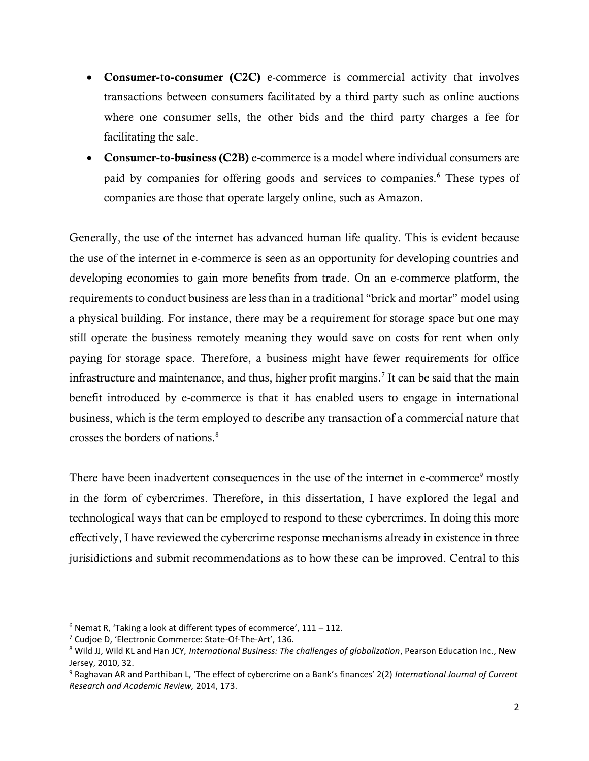- **Consumer-to-consumer (C2C)** e-commerce is commercial activity that involves transactions between consumers facilitated by a third party such as online auctions where one consumer sells, the other bids and the third party charges a fee for facilitating the sale.
- **Consumer-to-business (C2B)** e-commerce is a model where individual consumers are paid by companies for offering goods and services to companies.[6] These types of companies are those that operate largely online, such as Amazon.

Generally, the use of the internet has advanced human life quality. This is evident because the use of the internet in e-commerce is seen as an opportunity for developing countries and developing economies to gain more benefits from trade. On an e-commerce platform, the requirements to conduct business are less than in a traditional "brick and mortar" model using a physical building. For instance, there may be a requirement for storage space but one may still operate the business remotely meaning they would save on costs for rent when only paying for storage space. Therefore, a business might have fewer requirements for office infrastructure and maintenance, and thus, higher profit margins.[7] It can be said that the main benefit introduced by e-commerce is that it has enabled users to engage in international business, which is the term employed to describe any transaction of a commercial nature that crosses the borders of nations.[8]

There have been inadvertent consequences in the use of the internet in e-commerce[9] mostly in the form of cybercrimes. Therefore, in this dissertation, I have explored the legal and technological ways that can be employed to respond to these cybercrimes. In doing this more effectively, I have reviewed the cybercrime response mechanisms already in existence in three jurisidictions and submit recommendations as to how these can be improved. Central to this

---

[6] Nemat R, 'Taking a look at different types of ecommerce', 111 – 112.

[7] Cudjoe D, 'Electronic Commerce: State-Of-The-Art', 136.

[8] Wild JJ, Wild KL and Han JCY*, International Business: The challenges of globalization*, Pearson Education Inc., New Jersey, 2010, 32.

[9] Raghavan AR and Parthiban L, 'The effect of cybercrime on a Bank's finances' 2(2) *International Journal of Current Research and Academic Review,* 2014, 173.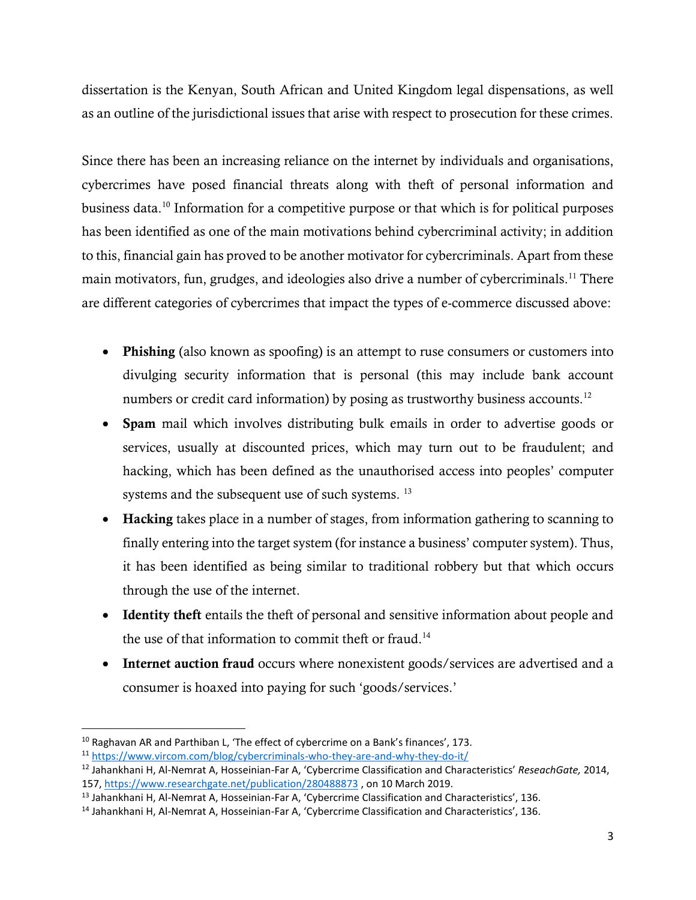dissertation is the Kenyan, South African and United Kingdom legal dispensations, as well as an outline of the jurisdictional issues that arise with respect to prosecution for these crimes.

Since there has been an increasing reliance on the internet by individuals and organisations, cybercrimes have posed financial threats along with theft of personal information and business data.[10] Information for a competitive purpose or that which is for political purposes has been identified as one of the main motivations behind cybercriminal activity; in addition to this, financial gain has proved to be another motivator for cybercriminals. Apart from these main motivators, fun, grudges, and ideologies also drive a number of cybercriminals.[11] There are different categories of cybercrimes that impact the types of e-commerce discussed above:

- **Phishing** (also known as spoofing) is an attempt to ruse consumers or customers into divulging security information that is personal (this may include bank account numbers or credit card information) by posing as trustworthy business accounts.[12]
- **Spam** mail which involves distributing bulk emails in order to advertise goods or services, usually at discounted prices, which may turn out to be fraudulent; and hacking, which has been defined as the unauthorised access into peoples' computer systems and the subsequent use of such systems. [13]
- **Hacking** takes place in a number of stages, from information gathering to scanning to finally entering into the target system (for instance a business' computer system). Thus, it has been identified as being similar to traditional robbery but that which occurs through the use of the internet.
- **Identity theft** entails the theft of personal and sensitive information about people and the use of that information to commit theft or fraud.[14]
- **Internet auction fraud** occurs where nonexistent goods/services are advertised and a consumer is hoaxed into paying for such 'goods/services.'

---

[10] Raghavan AR and Parthiban L, 'The effect of cybercrime on a Bank's finances', 173.

[11] https://www.vircom.com/blog/cybercriminals-who-they-are-and-why-they-do-it/

[12] Jahankhani H, Al-Nemrat A, Hosseinian-Far A, 'Cybercrime Classification and Characteristics' *ReseachGate,* 2014, 157, https://www.researchgate.net/publication/280488873 , on 10 March 2019.

[13] Jahankhani H, Al-Nemrat A, Hosseinian-Far A, 'Cybercrime Classification and Characteristics', 136.

[14] Jahankhani H, Al-Nemrat A, Hosseinian-Far A, 'Cybercrime Classification and Characteristics', 136.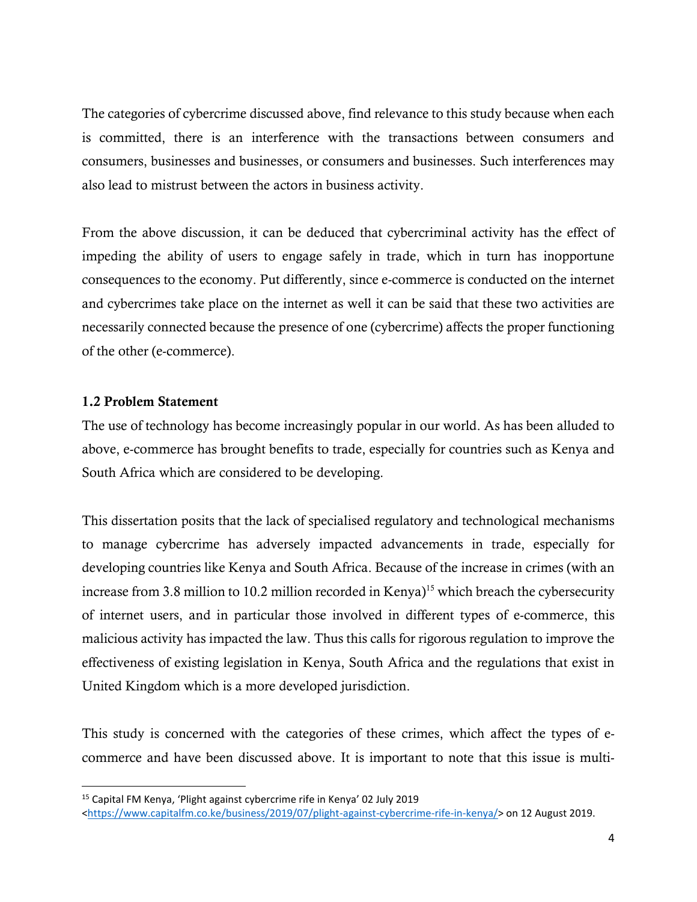The categories of cybercrime discussed above, find relevance to this study because when each is committed, there is an interference with the transactions between consumers and consumers, businesses and businesses, or consumers and businesses. Such interferences may also lead to mistrust between the actors in business activity.

From the above discussion, it can be deduced that cybercriminal activity has the effect of impeding the ability of users to engage safely in trade, which in turn has inopportune consequences to the economy. Put differently, since e-commerce is conducted on the internet and cybercrimes take place on the internet as well it can be said that these two activities are necessarily connected because the presence of one (cybercrime) affects the proper functioning of the other (e-commerce).

### 1.2 Problem Statement

The use of technology has become increasingly popular in our world. As has been alluded to above, e-commerce has brought benefits to trade, especially for countries such as Kenya and South Africa which are considered to be developing.

This dissertation posits that the lack of specialised regulatory and technological mechanisms to manage cybercrime has adversely impacted advancements in trade, especially for developing countries like Kenya and South Africa. Because of the increase in crimes (with an increase from 3.8 million to 10.2 million recorded in Kenya)[15] which breach the cybersecurity of internet users, and in particular those involved in different types of e-commerce, this malicious activity has impacted the law. Thus this calls for rigorous regulation to improve the effectiveness of existing legislation in Kenya, South Africa and the regulations that exist in United Kingdom which is a more developed jurisdiction.

This study is concerned with the categories of these crimes, which affect the types of e-commerce and have been discussed above. It is important to note that this issue is multi-

---

[15] Capital FM Kenya, 'Plight against cybercrime rife in Kenya' 02 July 2019 <https://www.capitalfm.co.ke/business/2019/07/plight-against-cybercrime-rife-in-kenya/> on 12 August 2019.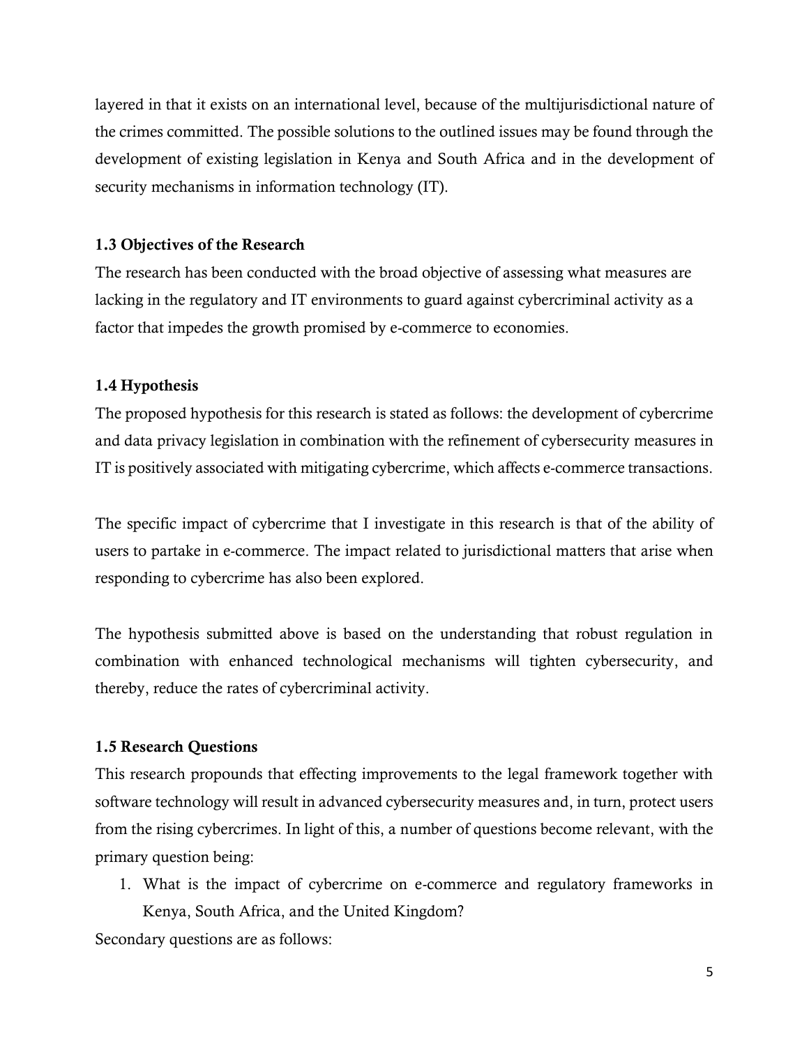layered in that it exists on an international level, because of the multijurisdictional nature of the crimes committed. The possible solutions to the outlined issues may be found through the development of existing legislation in Kenya and South Africa and in the development of security mechanisms in information technology (IT).

### 1.3 Objectives of the Research

The research has been conducted with the broad objective of assessing what measures are lacking in the regulatory and IT environments to guard against cybercriminal activity as a factor that impedes the growth promised by e-commerce to economies.

### 1.4 Hypothesis

The proposed hypothesis for this research is stated as follows: the development of cybercrime and data privacy legislation in combination with the refinement of cybersecurity measures in IT is positively associated with mitigating cybercrime, which affects e-commerce transactions.

The specific impact of cybercrime that I investigate in this research is that of the ability of users to partake in e-commerce. The impact related to jurisdictional matters that arise when responding to cybercrime has also been explored.

The hypothesis submitted above is based on the understanding that robust regulation in combination with enhanced technological mechanisms will tighten cybersecurity, and thereby, reduce the rates of cybercriminal activity.

### 1.5 Research Questions

This research propounds that effecting improvements to the legal framework together with software technology will result in advanced cybersecurity measures and, in turn, protect users from the rising cybercrimes. In light of this, a number of questions become relevant, with the primary question being:

1. What is the impact of cybercrime on e-commerce and regulatory frameworks in Kenya, South Africa, and the United Kingdom?

Secondary questions are as follows: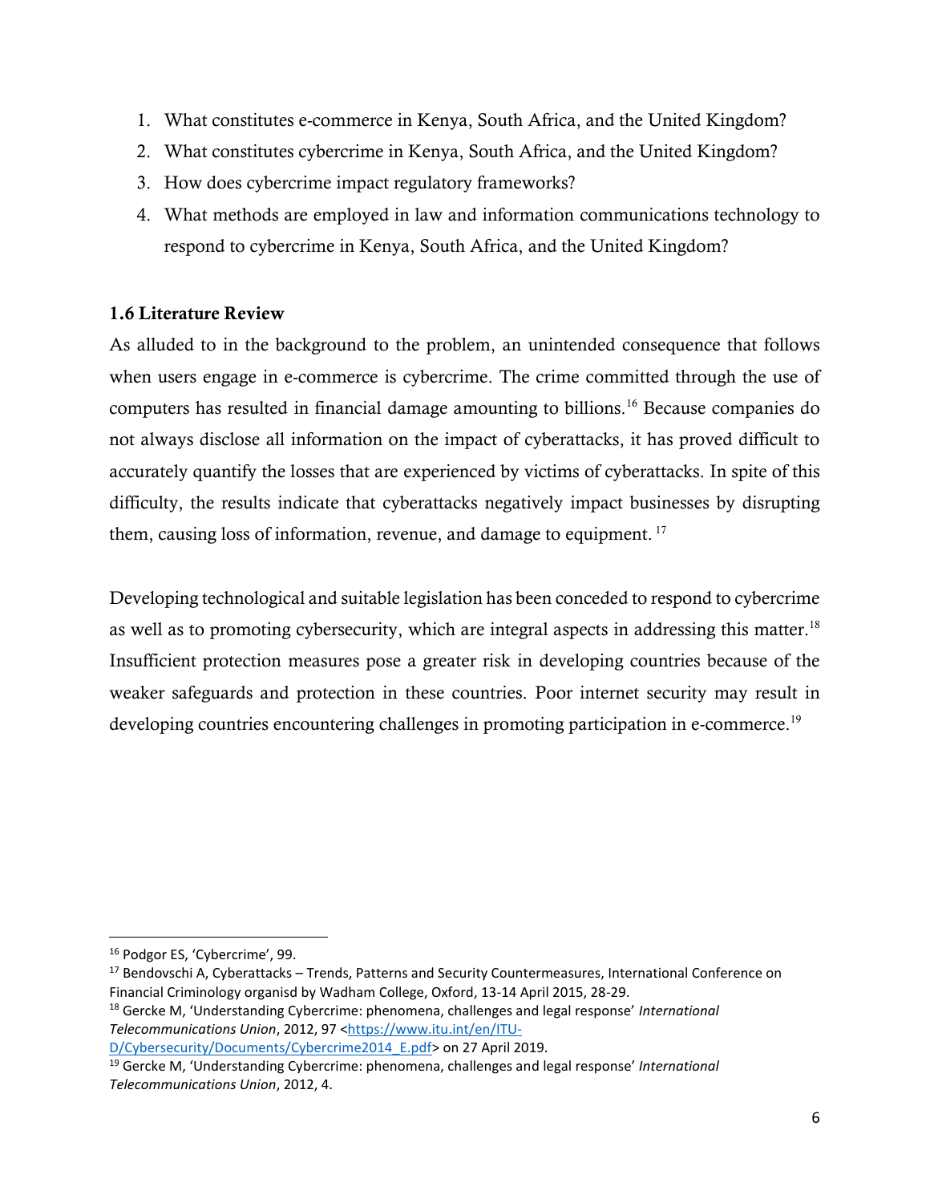1. What constitutes e-commerce in Kenya, South Africa, and the United Kingdom?
2. What constitutes cybercrime in Kenya, South Africa, and the United Kingdom?
3. How does cybercrime impact regulatory frameworks?
4. What methods are employed in law and information communications technology to respond to cybercrime in Kenya, South Africa, and the United Kingdom?

### 1.6 Literature Review

As alluded to in the background to the problem, an unintended consequence that follows when users engage in e-commerce is cybercrime. The crime committed through the use of computers has resulted in financial damage amounting to billions.[16] Because companies do not always disclose all information on the impact of cyberattacks, it has proved difficult to accurately quantify the losses that are experienced by victims of cyberattacks. In spite of this difficulty, the results indicate that cyberattacks negatively impact businesses by disrupting them, causing loss of information, revenue, and damage to equipment. [17]

Developing technological and suitable legislation has been conceded to respond to cybercrime as well as to promoting cybersecurity, which are integral aspects in addressing this matter.[18] Insufficient protection measures pose a greater risk in developing countries because of the weaker safeguards and protection in these countries. Poor internet security may result in developing countries encountering challenges in promoting participation in e-commerce.[19]

---

[16] Podgor ES, 'Cybercrime', 99.

[17] Bendovschi A, Cyberattacks – Trends, Patterns and Security Countermeasures, International Conference on Financial Criminology organisd by Wadham College, Oxford, 13-14 April 2015, 28-29.

[18] Gercke M, 'Understanding Cybercrime: phenomena, challenges and legal response' *International Telecommunications Union*, 2012, 97 <https://www.itu.int/en/ITU-D/Cybersecurity/Documents/Cybercrime2014_E.pdf> on 27 April 2019.

[19] Gercke M, 'Understanding Cybercrime: phenomena, challenges and legal response' *International Telecommunications Union*, 2012, 4.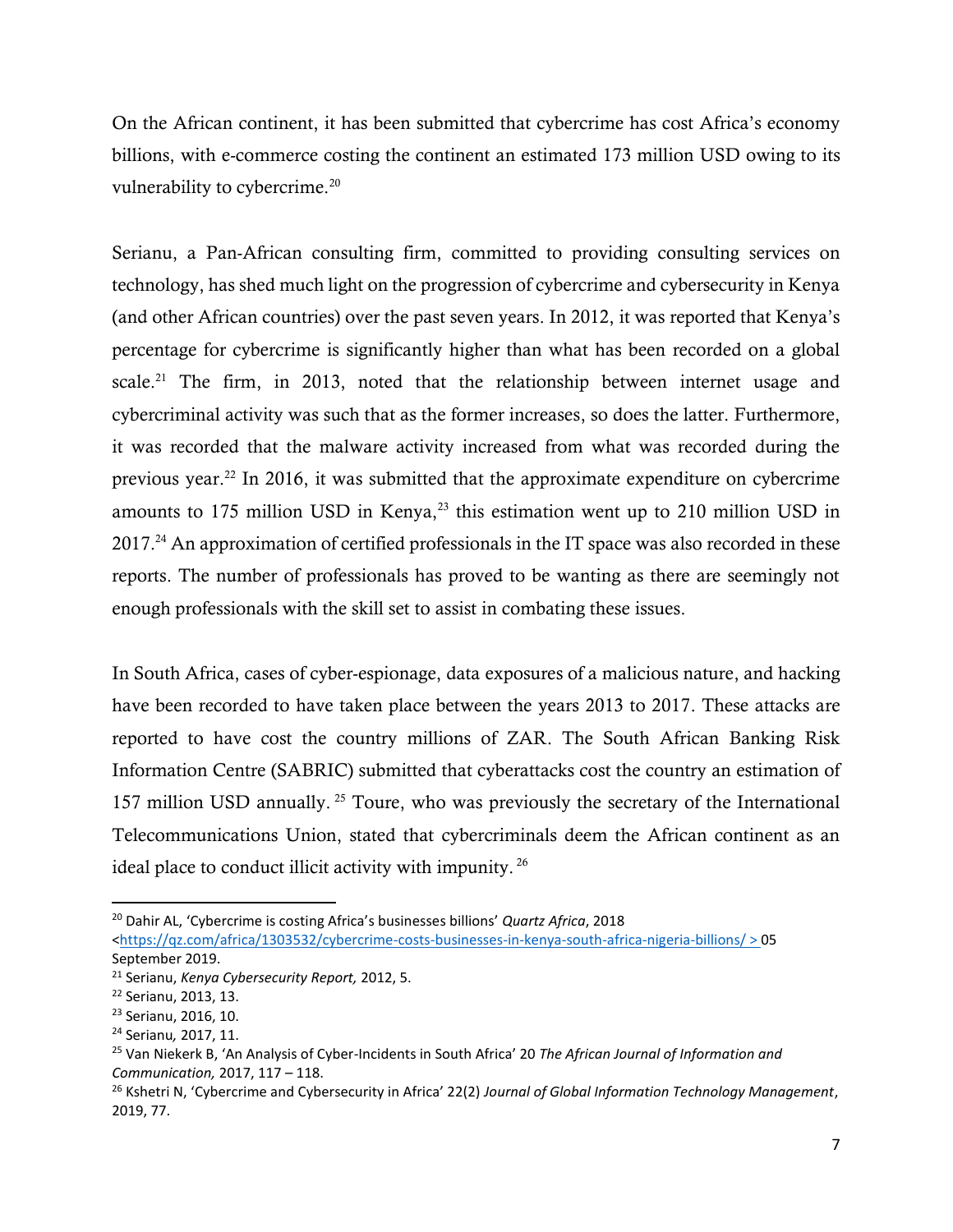On the African continent, it has been submitted that cybercrime has cost Africa's economy billions, with e-commerce costing the continent an estimated 173 million USD owing to its vulnerability to cybercrime.[20]

Serianu, a Pan-African consulting firm, committed to providing consulting services on technology, has shed much light on the progression of cybercrime and cybersecurity in Kenya (and other African countries) over the past seven years. In 2012, it was reported that Kenya's percentage for cybercrime is significantly higher than what has been recorded on a global scale.[21] The firm, in 2013, noted that the relationship between internet usage and cybercriminal activity was such that as the former increases, so does the latter. Furthermore, it was recorded that the malware activity increased from what was recorded during the previous year.[22] In 2016, it was submitted that the approximate expenditure on cybercrime amounts to 175 million USD in Kenya,[23] this estimation went up to 210 million USD in 2017.[24] An approximation of certified professionals in the IT space was also recorded in these reports. The number of professionals has proved to be wanting as there are seemingly not enough professionals with the skill set to assist in combating these issues.

In South Africa, cases of cyber-espionage, data exposures of a malicious nature, and hacking have been recorded to have taken place between the years 2013 to 2017. These attacks are reported to have cost the country millions of ZAR. The South African Banking Risk Information Centre (SABRIC) submitted that cyberattacks cost the country an estimation of 157 million USD annually.[25] Toure, who was previously the secretary of the International Telecommunications Union, stated that cybercriminals deem the African continent as an ideal place to conduct illicit activity with impunity.[26]

---

[20] Dahir AL, 'Cybercrime is costing Africa's businesses billions' *Quartz Africa*, 2018 <https://qz.com/africa/1303532/cybercrime-costs-businesses-in-kenya-south-africa-nigeria-billions/ > 05 September 2019.

[21] Serianu, *Kenya Cybersecurity Report,* 2012, 5.

[22] Serianu, 2013, 13.

[23] Serianu, 2016, 10.

[24] Serianu, 2017, 11.

[25] Van Niekerk B, 'An Analysis of Cyber-Incidents in South Africa' 20 *The African Journal of Information and Communication,* 2017, 117 – 118.

[26] Kshetri N, 'Cybercrime and Cybersecurity in Africa' 22(2) *Journal of Global Information Technology Management*, 2019, 77.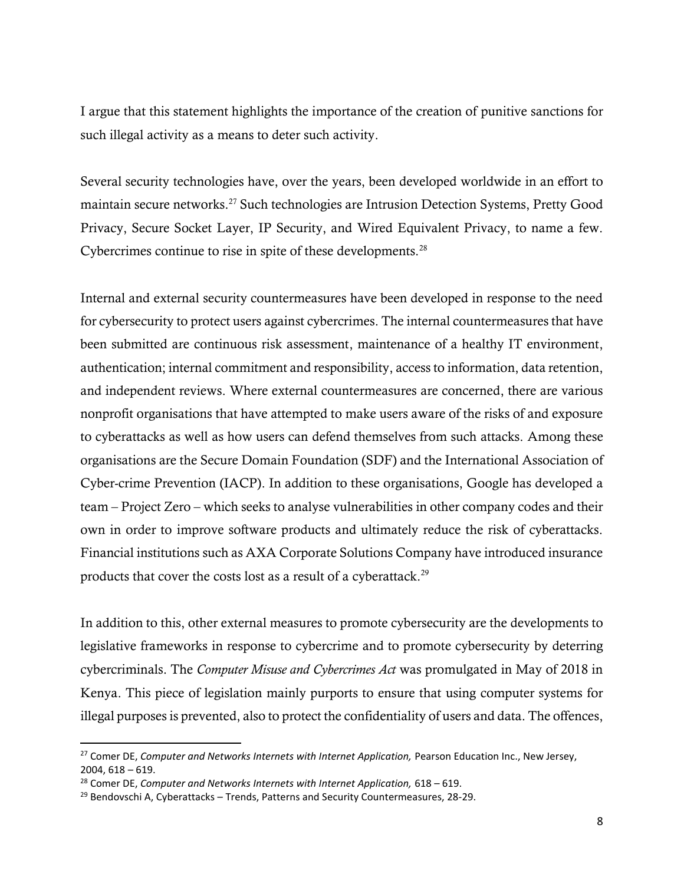I argue that this statement highlights the importance of the creation of punitive sanctions for such illegal activity as a means to deter such activity.

Several security technologies have, over the years, been developed worldwide in an effort to maintain secure networks.[27] Such technologies are Intrusion Detection Systems, Pretty Good Privacy, Secure Socket Layer, IP Security, and Wired Equivalent Privacy, to name a few. Cybercrimes continue to rise in spite of these developments.[28]

Internal and external security countermeasures have been developed in response to the need for cybersecurity to protect users against cybercrimes. The internal countermeasures that have been submitted are continuous risk assessment, maintenance of a healthy IT environment, authentication; internal commitment and responsibility, access to information, data retention, and independent reviews. Where external countermeasures are concerned, there are various nonprofit organisations that have attempted to make users aware of the risks of and exposure to cyberattacks as well as how users can defend themselves from such attacks. Among these organisations are the Secure Domain Foundation (SDF) and the International Association of Cyber-crime Prevention (IACP). In addition to these organisations, Google has developed a team – Project Zero – which seeks to analyse vulnerabilities in other company codes and their own in order to improve software products and ultimately reduce the risk of cyberattacks. Financial institutions such as AXA Corporate Solutions Company have introduced insurance products that cover the costs lost as a result of a cyberattack.[29]

In addition to this, other external measures to promote cybersecurity are the developments to legislative frameworks in response to cybercrime and to promote cybersecurity by deterring cybercriminals. The *Computer Misuse and Cybercrimes Act* was promulgated in May of 2018 in Kenya. This piece of legislation mainly purports to ensure that using computer systems for illegal purposes is prevented, also to protect the confidentiality of users and data. The offences,

---

[27] Comer DE, *Computer and Networks Internets with Internet Application,* Pearson Education Inc., New Jersey, 2004, 618 – 619.

[28] Comer DE, *Computer and Networks Internets with Internet Application,* 618 – 619.

[29] Bendovschi A, Cyberattacks – Trends, Patterns and Security Countermeasures, 28-29.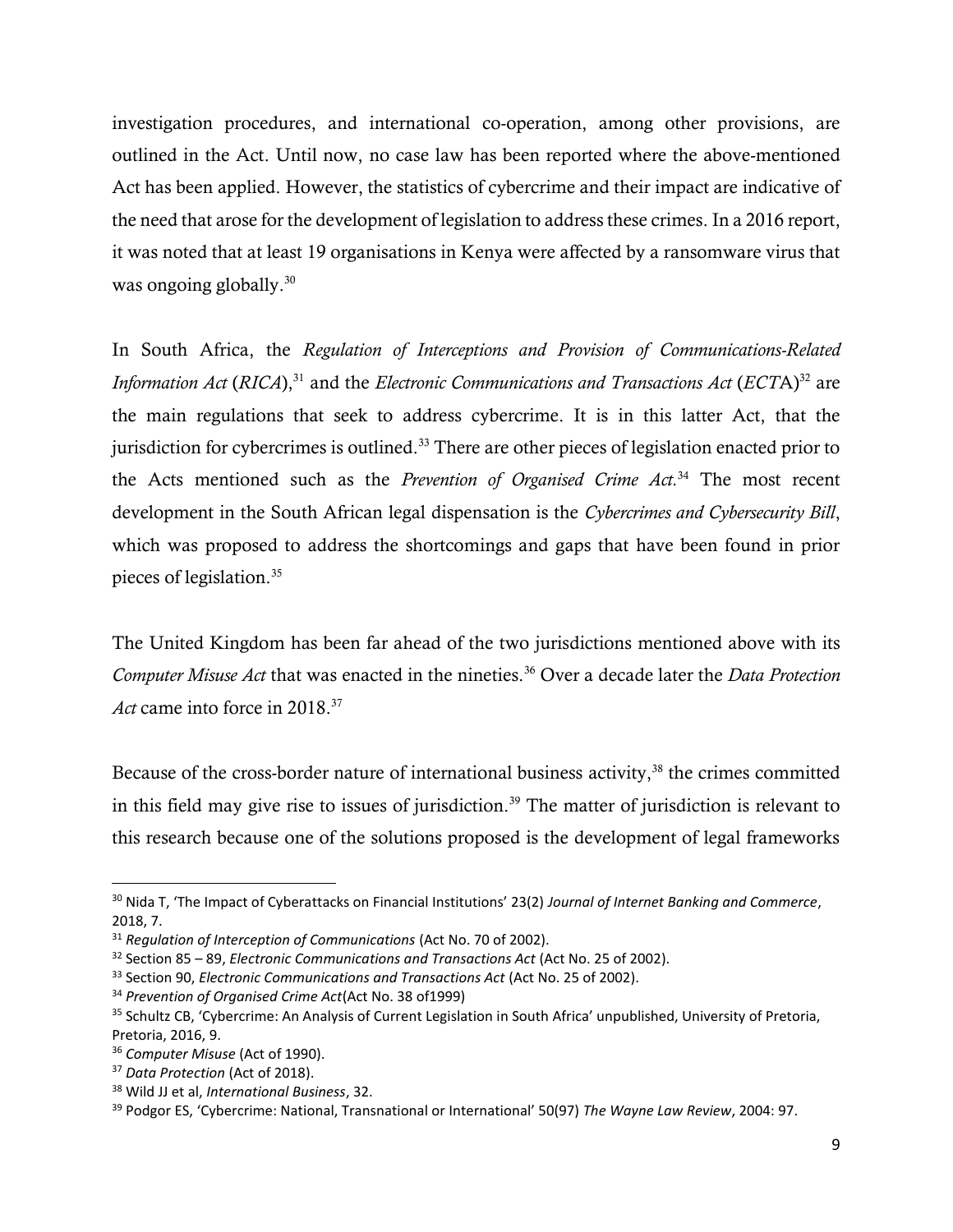investigation procedures, and international co-operation, among other provisions, are outlined in the Act. Until now, no case law has been reported where the above-mentioned Act has been applied. However, the statistics of cybercrime and their impact are indicative of the need that arose for the development of legislation to address these crimes. In a 2016 report, it was noted that at least 19 organisations in Kenya were affected by a ransomware virus that was ongoing globally.[30]

In South Africa, the *Regulation of Interceptions and Provision of Communications-Related Information Act* (*RICA*),[31] and the *Electronic Communications and Transactions Act* (*ECT*A)[32] are the main regulations that seek to address cybercrime. It is in this latter Act, that the jurisdiction for cybercrimes is outlined.[33] There are other pieces of legislation enacted prior to the Acts mentioned such as the *Prevention of Organised Crime Act.*[34] The most recent development in the South African legal dispensation is the *Cybercrimes and Cybersecurity Bill*, which was proposed to address the shortcomings and gaps that have been found in prior pieces of legislation.[35]

The United Kingdom has been far ahead of the two jurisdictions mentioned above with its *Computer Misuse Act* that was enacted in the nineties.[36] Over a decade later the *Data Protection Act* came into force in 2018.[37]

Because of the cross-border nature of international business activity,[38] the crimes committed in this field may give rise to issues of jurisdiction.[39] The matter of jurisdiction is relevant to this research because one of the solutions proposed is the development of legal frameworks

---

[30] Nida T, 'The Impact of Cyberattacks on Financial Institutions' 23(2) *Journal of Internet Banking and Commerce*, 2018, 7.

[31] *Regulation of Interception of Communications* (Act No. 70 of 2002).

[32] Section 85 – 89, *Electronic Communications and Transactions Act* (Act No. 25 of 2002).

[33] Section 90, *Electronic Communications and Transactions Act* (Act No. 25 of 2002).

[34] *Prevention of Organised Crime Act*(Act No. 38 of1999)

[35] Schultz CB, 'Cybercrime: An Analysis of Current Legislation in South Africa' unpublished, University of Pretoria, Pretoria, 2016, 9.

[36] *Computer Misuse* (Act of 1990).

[37] *Data Protection* (Act of 2018).

[38] Wild JJ et al, *International Business*, 32.

[39] Podgor ES, 'Cybercrime: National, Transnational or International' 50(97) *The Wayne Law Review*, 2004: 97.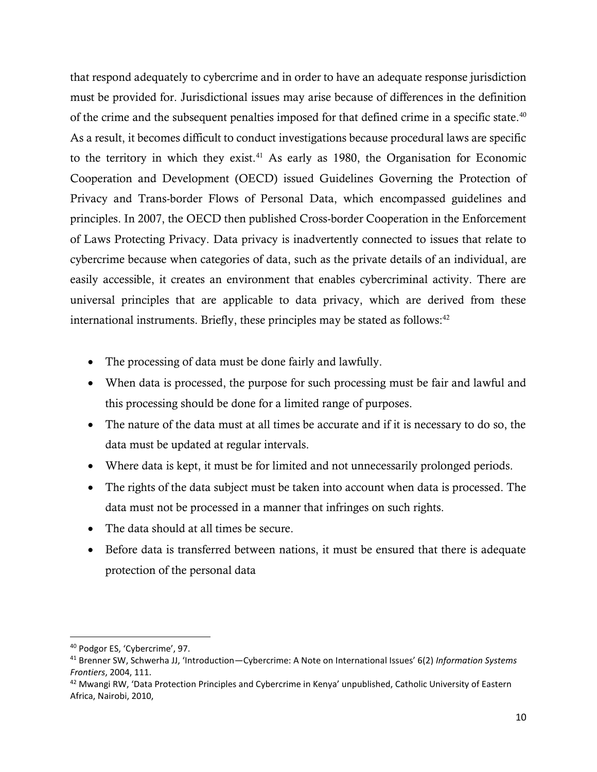that respond adequately to cybercrime and in order to have an adequate response jurisdiction must be provided for. Jurisdictional issues may arise because of differences in the definition of the crime and the subsequent penalties imposed for that defined crime in a specific state.[40] As a result, it becomes difficult to conduct investigations because procedural laws are specific to the territory in which they exist.[41] As early as 1980, the Organisation for Economic Cooperation and Development (OECD) issued Guidelines Governing the Protection of Privacy and Trans-border Flows of Personal Data, which encompassed guidelines and principles. In 2007, the OECD then published Cross-border Cooperation in the Enforcement of Laws Protecting Privacy. Data privacy is inadvertently connected to issues that relate to cybercrime because when categories of data, such as the private details of an individual, are easily accessible, it creates an environment that enables cybercriminal activity. There are universal principles that are applicable to data privacy, which are derived from these international instruments. Briefly, these principles may be stated as follows:[42]

- The processing of data must be done fairly and lawfully.
- When data is processed, the purpose for such processing must be fair and lawful and this processing should be done for a limited range of purposes.
- The nature of the data must at all times be accurate and if it is necessary to do so, the data must be updated at regular intervals.
- Where data is kept, it must be for limited and not unnecessarily prolonged periods.
- The rights of the data subject must be taken into account when data is processed. The data must not be processed in a manner that infringes on such rights.
- The data should at all times be secure.
- Before data is transferred between nations, it must be ensured that there is adequate protection of the personal data

---

[40] Podgor ES, 'Cybercrime', 97.

[41] Brenner SW, Schwerha JJ, 'Introduction—Cybercrime: A Note on International Issues' 6(2) *Information Systems Frontiers*, 2004, 111.

[42] Mwangi RW, 'Data Protection Principles and Cybercrime in Kenya' unpublished, Catholic University of Eastern Africa, Nairobi, 2010,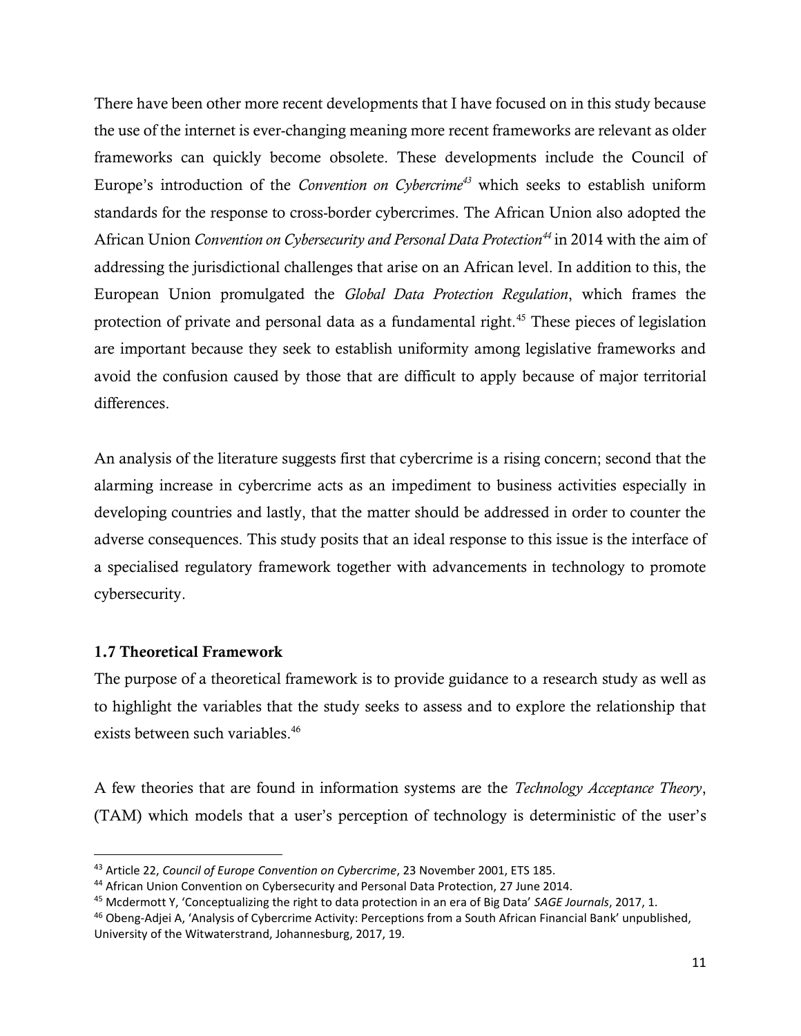There have been other more recent developments that I have focused on in this study because the use of the internet is ever-changing meaning more recent frameworks are relevant as older frameworks can quickly become obsolete. These developments include the Council of Europe's introduction of the *Convention on Cybercrime*[43] which seeks to establish uniform standards for the response to cross-border cybercrimes. The African Union also adopted the African Union *Convention on Cybersecurity and Personal Data Protection*[44] in 2014 with the aim of addressing the jurisdictional challenges that arise on an African level. In addition to this, the European Union promulgated the *Global Data Protection Regulation*, which frames the protection of private and personal data as a fundamental right.[45] These pieces of legislation are important because they seek to establish uniformity among legislative frameworks and avoid the confusion caused by those that are difficult to apply because of major territorial differences.

An analysis of the literature suggests first that cybercrime is a rising concern; second that the alarming increase in cybercrime acts as an impediment to business activities especially in developing countries and lastly, that the matter should be addressed in order to counter the adverse consequences. This study posits that an ideal response to this issue is the interface of a specialised regulatory framework together with advancements in technology to promote cybersecurity.

### 1.7 Theoretical Framework

The purpose of a theoretical framework is to provide guidance to a research study as well as to highlight the variables that the study seeks to assess and to explore the relationship that exists between such variables.[46]

A few theories that are found in information systems are the *Technology Acceptance Theory*, (TAM) which models that a user's perception of technology is deterministic of the user's

---

[43] Article 22, *Council of Europe Convention on Cybercrime*, 23 November 2001, ETS 185.

[44] African Union Convention on Cybersecurity and Personal Data Protection, 27 June 2014.

[45] Mcdermott Y, 'Conceptualizing the right to data protection in an era of Big Data' *SAGE Journals*, 2017, 1.

[46] Obeng-Adjei A, 'Analysis of Cybercrime Activity: Perceptions from a South African Financial Bank' unpublished, University of the Witwaterstrand, Johannesburg, 2017, 19.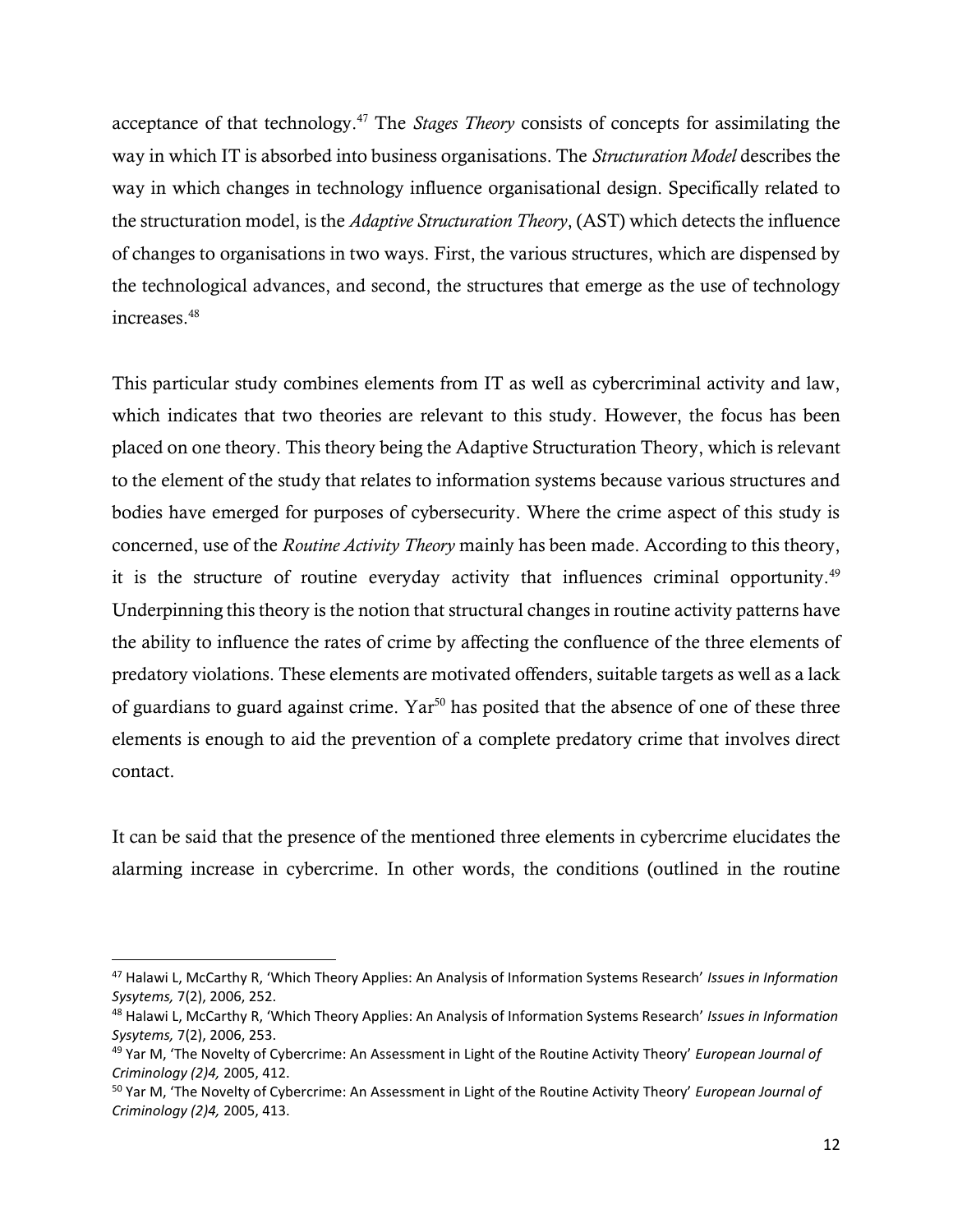acceptance of that technology.[47] The *Stages Theory* consists of concepts for assimilating the way in which IT is absorbed into business organisations. The *Structuration Model* describes the way in which changes in technology influence organisational design. Specifically related to the structuration model, is the *Adaptive Structuration Theory*, (AST) which detects the influence of changes to organisations in two ways. First, the various structures, which are dispensed by the technological advances, and second, the structures that emerge as the use of technology increases.[48]

This particular study combines elements from IT as well as cybercriminal activity and law, which indicates that two theories are relevant to this study. However, the focus has been placed on one theory. This theory being the Adaptive Structuration Theory, which is relevant to the element of the study that relates to information systems because various structures and bodies have emerged for purposes of cybersecurity. Where the crime aspect of this study is concerned, use of the *Routine Activity Theory* mainly has been made. According to this theory, it is the structure of routine everyday activity that influences criminal opportunity.[49] Underpinning this theory is the notion that structural changes in routine activity patterns have the ability to influence the rates of crime by affecting the confluence of the three elements of predatory violations. These elements are motivated offenders, suitable targets as well as a lack of guardians to guard against crime. Yar[50] has posited that the absence of one of these three elements is enough to aid the prevention of a complete predatory crime that involves direct contact.

It can be said that the presence of the mentioned three elements in cybercrime elucidates the alarming increase in cybercrime. In other words, the conditions (outlined in the routine

---

[47] Halawi L, McCarthy R, 'Which Theory Applies: An Analysis of Information Systems Research' *Issues in Information Sysytems,* 7(2), 2006, 252.

[48] Halawi L, McCarthy R, 'Which Theory Applies: An Analysis of Information Systems Research' *Issues in Information Sysytems,* 7(2), 2006, 253.

[49] Yar M, 'The Novelty of Cybercrime: An Assessment in Light of the Routine Activity Theory' *European Journal of Criminology (2)4,* 2005, 412.

[50] Yar M, 'The Novelty of Cybercrime: An Assessment in Light of the Routine Activity Theory' *European Journal of Criminology (2)4,* 2005, 413.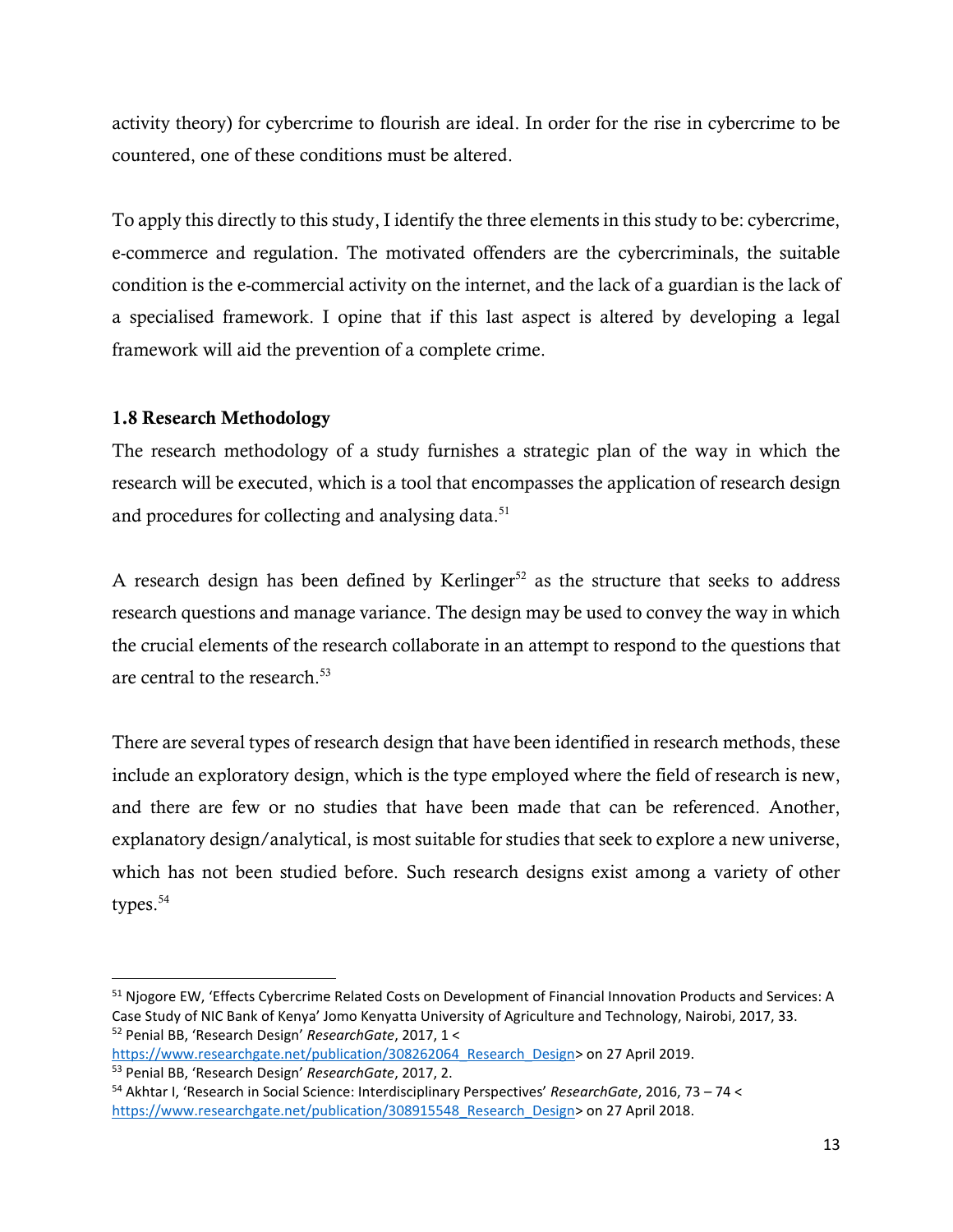activity theory) for cybercrime to flourish are ideal. In order for the rise in cybercrime to be countered, one of these conditions must be altered.

To apply this directly to this study, I identify the three elements in this study to be: cybercrime, e-commerce and regulation. The motivated offenders are the cybercriminals, the suitable condition is the e-commercial activity on the internet, and the lack of a guardian is the lack of a specialised framework. I opine that if this last aspect is altered by developing a legal framework will aid the prevention of a complete crime.

### 1.8 Research Methodology

The research methodology of a study furnishes a strategic plan of the way in which the research will be executed, which is a tool that encompasses the application of research design and procedures for collecting and analysing data.[51]

A research design has been defined by Kerlinger[52] as the structure that seeks to address research questions and manage variance. The design may be used to convey the way in which the crucial elements of the research collaborate in an attempt to respond to the questions that are central to the research.[53]

There are several types of research design that have been identified in research methods, these include an exploratory design, which is the type employed where the field of research is new, and there are few or no studies that have been made that can be referenced. Another, explanatory design/analytical, is most suitable for studies that seek to explore a new universe, which has not been studied before. Such research designs exist among a variety of other types.[54]

---

[51] Njogore EW, 'Effects Cybercrime Related Costs on Development of Financial Innovation Products and Services: A Case Study of NIC Bank of Kenya' Jomo Kenyatta University of Agriculture and Technology, Nairobi, 2017, 33.

[52] Penial BB, 'Research Design' *ResearchGate*, 2017, 1 < https://www.researchgate.net/publication/308262064_Research_Design> on 27 April 2019.

[53] Penial BB, 'Research Design' *ResearchGate*, 2017, 2.

[54] Akhtar I, 'Research in Social Science: Interdisciplinary Perspectives' *ResearchGate*, 2016, 73 – 74 < https://www.researchgate.net/publication/308915548_Research_Design> on 27 April 2018.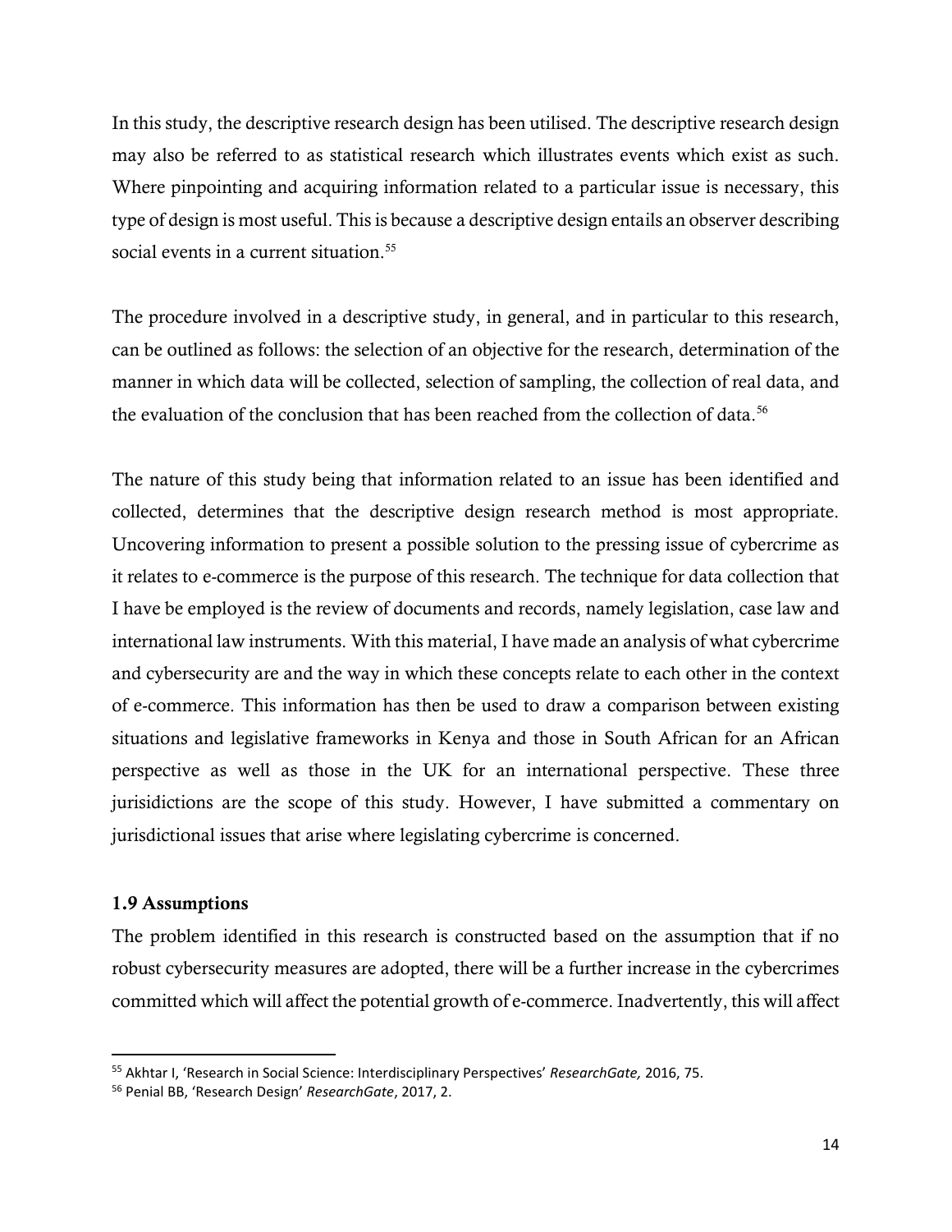In this study, the descriptive research design has been utilised. The descriptive research design may also be referred to as statistical research which illustrates events which exist as such. Where pinpointing and acquiring information related to a particular issue is necessary, this type of design is most useful. This is because a descriptive design entails an observer describing social events in a current situation.[55]

The procedure involved in a descriptive study, in general, and in particular to this research, can be outlined as follows: the selection of an objective for the research, determination of the manner in which data will be collected, selection of sampling, the collection of real data, and the evaluation of the conclusion that has been reached from the collection of data.[56]

The nature of this study being that information related to an issue has been identified and collected, determines that the descriptive design research method is most appropriate. Uncovering information to present a possible solution to the pressing issue of cybercrime as it relates to e-commerce is the purpose of this research. The technique for data collection that I have be employed is the review of documents and records, namely legislation, case law and international law instruments. With this material, I have made an analysis of what cybercrime and cybersecurity are and the way in which these concepts relate to each other in the context of e-commerce. This information has then be used to draw a comparison between existing situations and legislative frameworks in Kenya and those in South African for an African perspective as well as those in the UK for an international perspective. These three jurisidictions are the scope of this study. However, I have submitted a commentary on jurisdictional issues that arise where legislating cybercrime is concerned.

### 1.9 Assumptions

The problem identified in this research is constructed based on the assumption that if no robust cybersecurity measures are adopted, there will be a further increase in the cybercrimes committed which will affect the potential growth of e-commerce. Inadvertently, this will affect

---

[55] Akhtar I, 'Research in Social Science: Interdisciplinary Perspectives' *ResearchGate,* 2016, 75.

[56] Penial BB, 'Research Design' *ResearchGate*, 2017, 2.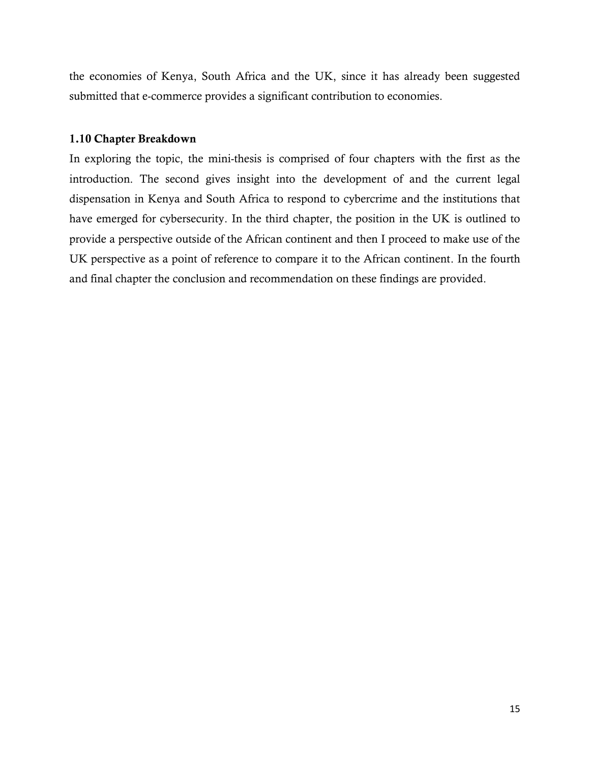the economies of Kenya, South Africa and the UK, since it has already been suggested submitted that e-commerce provides a significant contribution to economies.

### 1.10 Chapter Breakdown

In exploring the topic, the mini-thesis is comprised of four chapters with the first as the introduction. The second gives insight into the development of and the current legal dispensation in Kenya and South Africa to respond to cybercrime and the institutions that have emerged for cybersecurity. In the third chapter, the position in the UK is outlined to provide a perspective outside of the African continent and then I proceed to make use of the UK perspective as a point of reference to compare it to the African continent. In the fourth and final chapter the conclusion and recommendation on these findings are provided.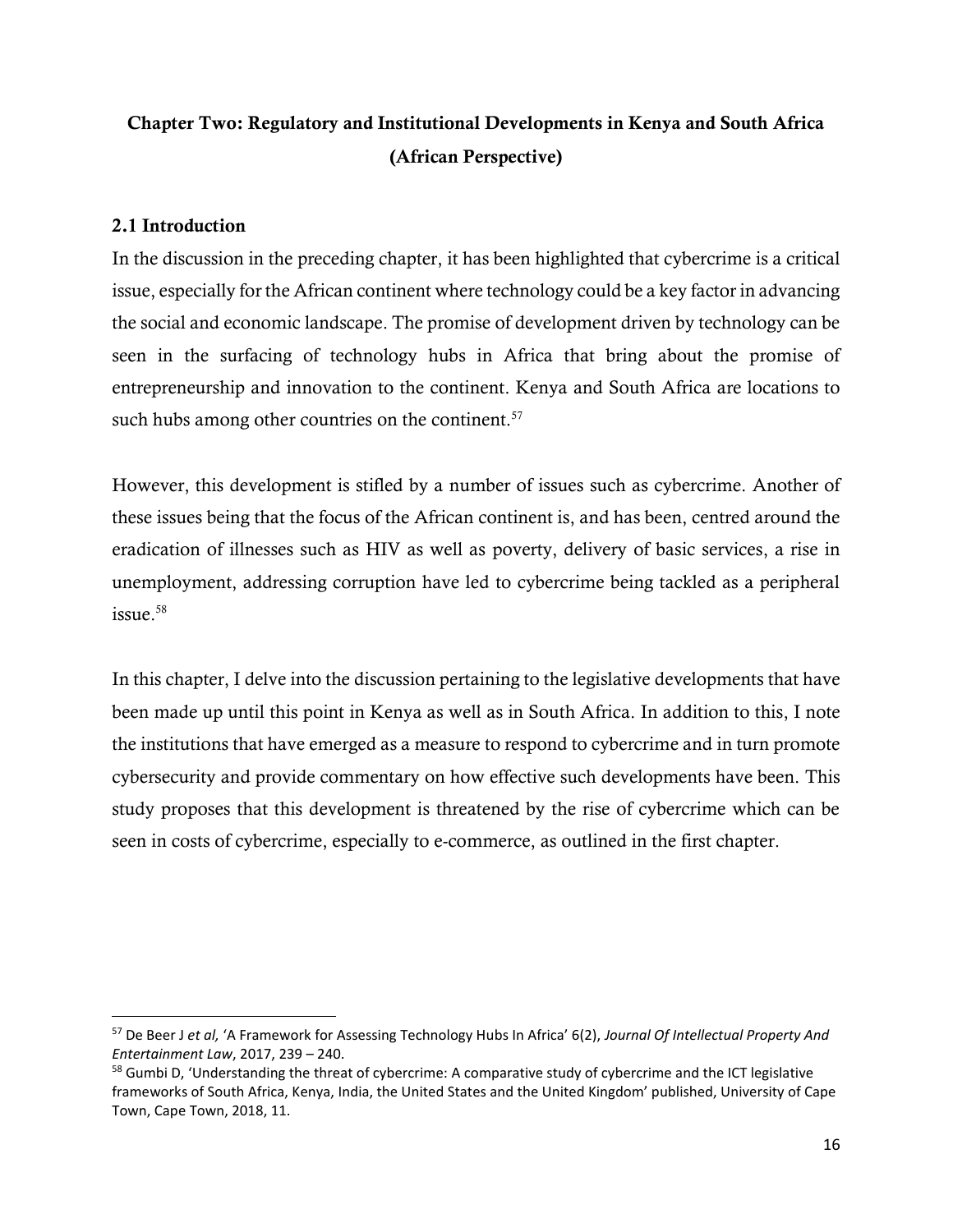## Chapter Two: Regulatory and Institutional Developments in Kenya and South Africa (African Perspective)

### 2.1 Introduction

In the discussion in the preceding chapter, it has been highlighted that cybercrime is a critical issue, especially for the African continent where technology could be a key factor in advancing the social and economic landscape. The promise of development driven by technology can be seen in the surfacing of technology hubs in Africa that bring about the promise of entrepreneurship and innovation to the continent. Kenya and South Africa are locations to such hubs among other countries on the continent.[57]

However, this development is stifled by a number of issues such as cybercrime. Another of these issues being that the focus of the African continent is, and has been, centred around the eradication of illnesses such as HIV as well as poverty, delivery of basic services, a rise in unemployment, addressing corruption have led to cybercrime being tackled as a peripheral issue.[58]

In this chapter, I delve into the discussion pertaining to the legislative developments that have been made up until this point in Kenya as well as in South Africa. In addition to this, I note the institutions that have emerged as a measure to respond to cybercrime and in turn promote cybersecurity and provide commentary on how effective such developments have been. This study proposes that this development is threatened by the rise of cybercrime which can be seen in costs of cybercrime, especially to e-commerce, as outlined in the first chapter.

---

[57] De Beer J *et al,* 'A Framework for Assessing Technology Hubs In Africa' 6(2), *Journal Of Intellectual Property And Entertainment Law*, 2017, 239 – 240.

[58] Gumbi D, 'Understanding the threat of cybercrime: A comparative study of cybercrime and the ICT legislative frameworks of South Africa, Kenya, India, the United States and the United Kingdom' published, University of Cape Town, Cape Town, 2018, 11.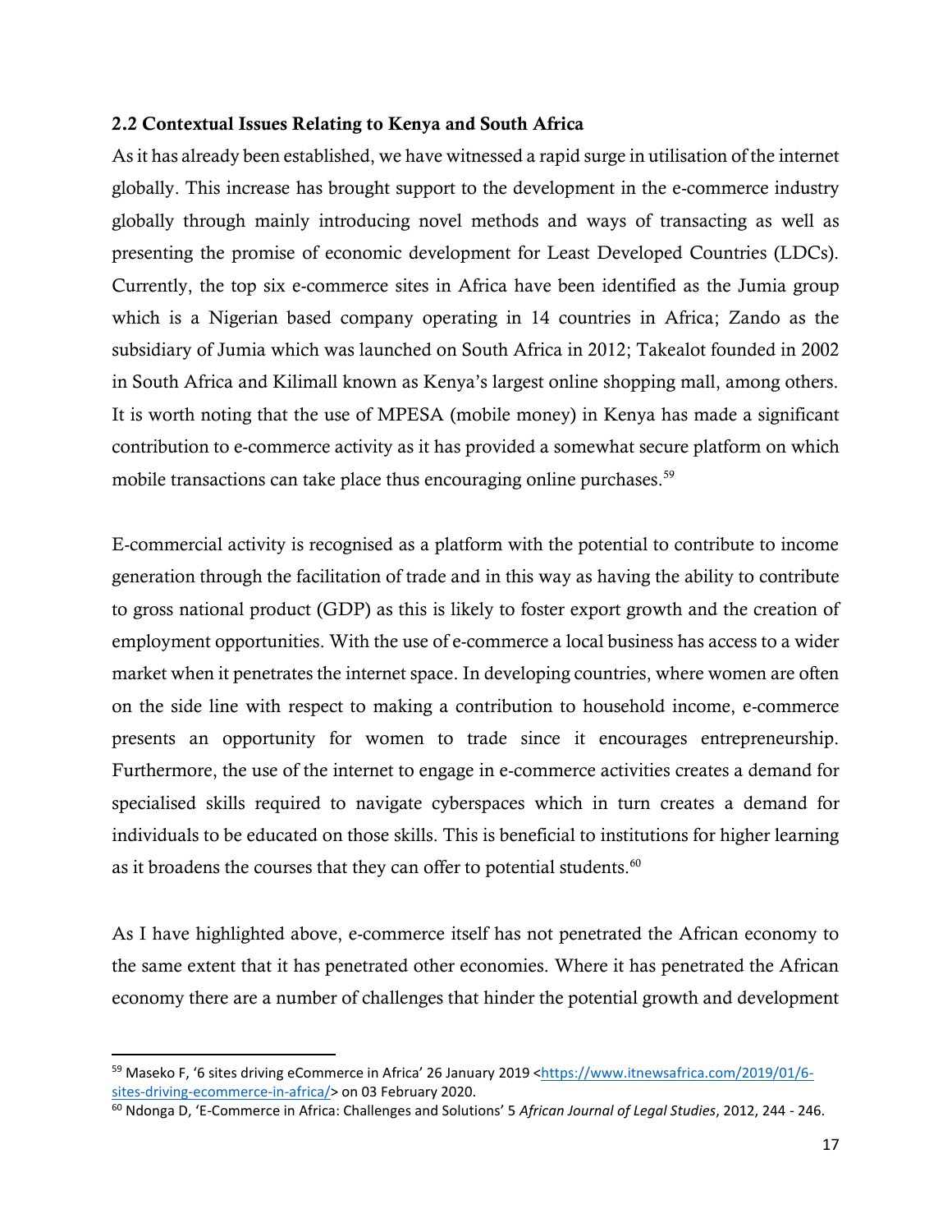### 2.2 Contextual Issues Relating to Kenya and South Africa

As it has already been established, we have witnessed a rapid surge in utilisation of the internet globally. This increase has brought support to the development in the e-commerce industry globally through mainly introducing novel methods and ways of transacting as well as presenting the promise of economic development for Least Developed Countries (LDCs). Currently, the top six e-commerce sites in Africa have been identified as the Jumia group which is a Nigerian based company operating in 14 countries in Africa; Zando as the subsidiary of Jumia which was launched on South Africa in 2012; Takealot founded in 2002 in South Africa and Kilimall known as Kenya's largest online shopping mall, among others. It is worth noting that the use of MPESA (mobile money) in Kenya has made a significant contribution to e-commerce activity as it has provided a somewhat secure platform on which mobile transactions can take place thus encouraging online purchases.[59]

E-commercial activity is recognised as a platform with the potential to contribute to income generation through the facilitation of trade and in this way as having the ability to contribute to gross national product (GDP) as this is likely to foster export growth and the creation of employment opportunities. With the use of e-commerce a local business has access to a wider market when it penetrates the internet space. In developing countries, where women are often on the side line with respect to making a contribution to household income, e-commerce presents an opportunity for women to trade since it encourages entrepreneurship. Furthermore, the use of the internet to engage in e-commerce activities creates a demand for specialised skills required to navigate cyberspaces which in turn creates a demand for individuals to be educated on those skills. This is beneficial to institutions for higher learning as it broadens the courses that they can offer to potential students.[60]

As I have highlighted above, e-commerce itself has not penetrated the African economy to the same extent that it has penetrated other economies. Where it has penetrated the African economy there are a number of challenges that hinder the potential growth and development

---

[59] Maseko F, '6 sites driving eCommerce in Africa' 26 January 2019 <https://www.itnewsafrica.com/2019/01/6-sites-driving-ecommerce-in-africa/> on 03 February 2020.

[60] Ndonga D, 'E-Commerce in Africa: Challenges and Solutions' 5 *African Journal of Legal Studies*, 2012, 244 - 246.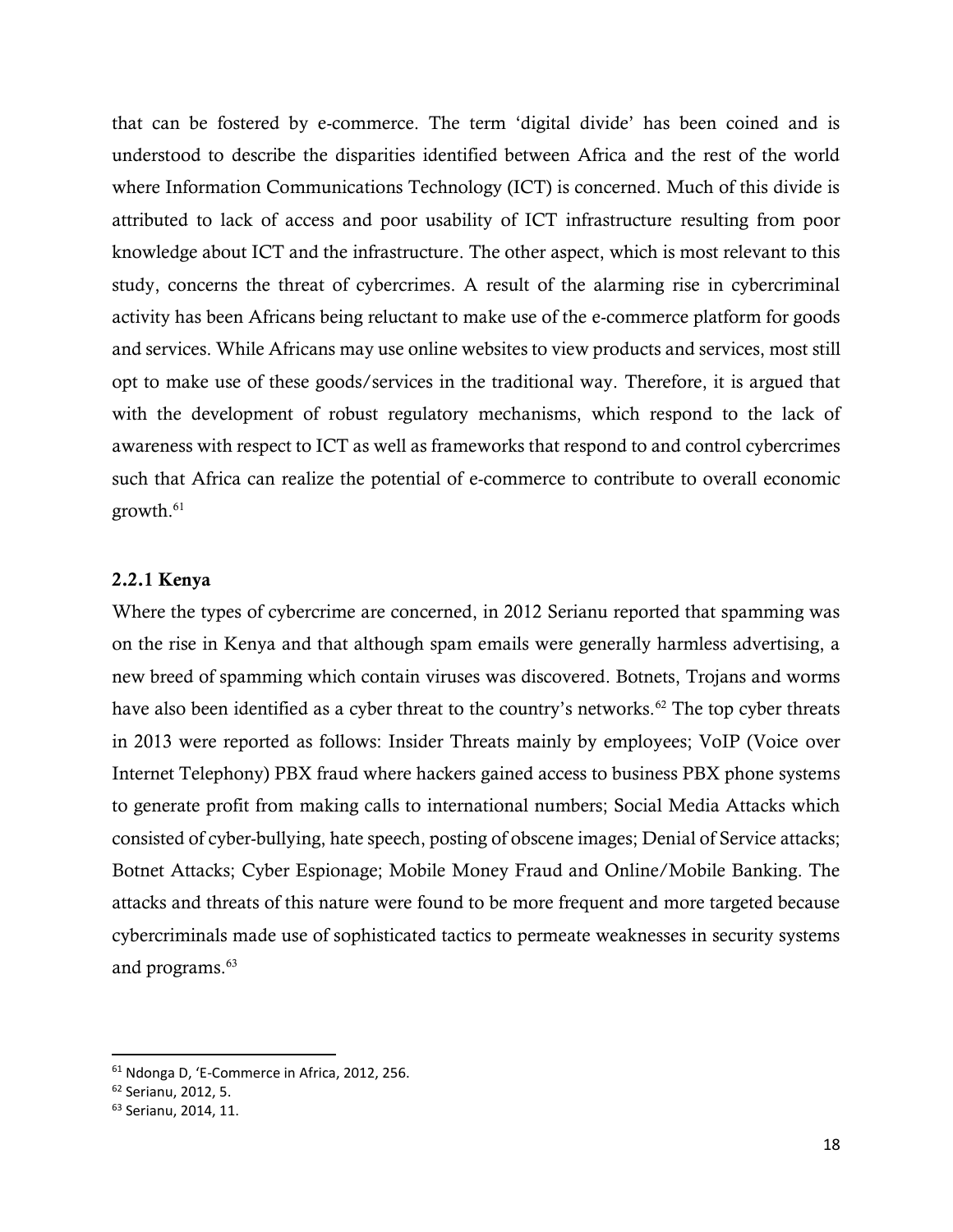that can be fostered by e-commerce. The term 'digital divide' has been coined and is understood to describe the disparities identified between Africa and the rest of the world where Information Communications Technology (ICT) is concerned. Much of this divide is attributed to lack of access and poor usability of ICT infrastructure resulting from poor knowledge about ICT and the infrastructure. The other aspect, which is most relevant to this study, concerns the threat of cybercrimes. A result of the alarming rise in cybercriminal activity has been Africans being reluctant to make use of the e-commerce platform for goods and services. While Africans may use online websites to view products and services, most still opt to make use of these goods/services in the traditional way. Therefore, it is argued that with the development of robust regulatory mechanisms, which respond to the lack of awareness with respect to ICT as well as frameworks that respond to and control cybercrimes such that Africa can realize the potential of e-commerce to contribute to overall economic growth.[61]

### 2.2.1 Kenya

Where the types of cybercrime are concerned, in 2012 Serianu reported that spamming was on the rise in Kenya and that although spam emails were generally harmless advertising, a new breed of spamming which contain viruses was discovered. Botnets, Trojans and worms have also been identified as a cyber threat to the country's networks.[62] The top cyber threats in 2013 were reported as follows: Insider Threats mainly by employees; VoIP (Voice over Internet Telephony) PBX fraud where hackers gained access to business PBX phone systems to generate profit from making calls to international numbers; Social Media Attacks which consisted of cyber-bullying, hate speech, posting of obscene images; Denial of Service attacks; Botnet Attacks; Cyber Espionage; Mobile Money Fraud and Online/Mobile Banking. The attacks and threats of this nature were found to be more frequent and more targeted because cybercriminals made use of sophisticated tactics to permeate weaknesses in security systems and programs.[63]

---

[61] Ndonga D, 'E-Commerce in Africa, 2012, 256.

[62] Serianu, 2012, 5.

[63] Serianu, 2014, 11.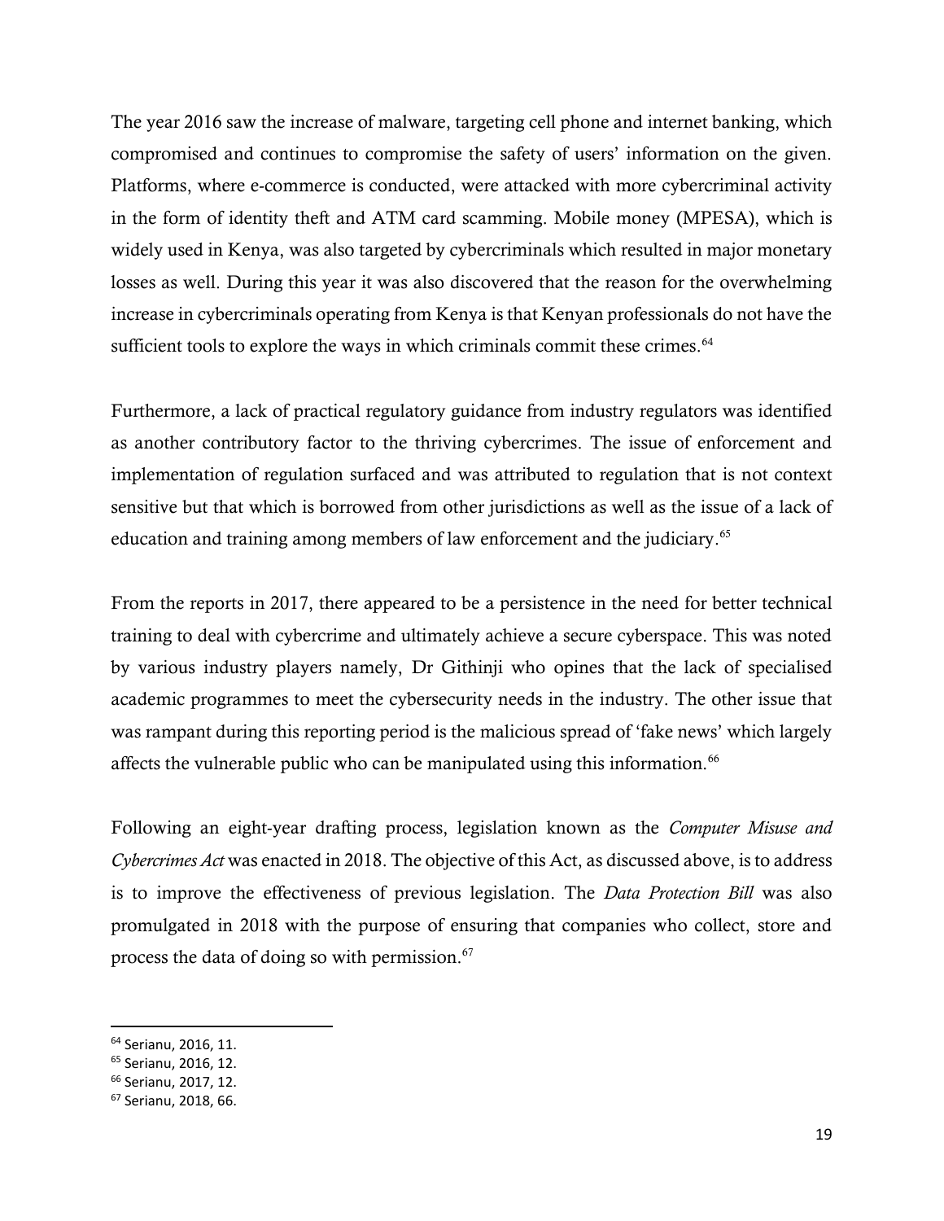The year 2016 saw the increase of malware, targeting cell phone and internet banking, which compromised and continues to compromise the safety of users' information on the given. Platforms, where e-commerce is conducted, were attacked with more cybercriminal activity in the form of identity theft and ATM card scamming. Mobile money (MPESA), which is widely used in Kenya, was also targeted by cybercriminals which resulted in major monetary losses as well. During this year it was also discovered that the reason for the overwhelming increase in cybercriminals operating from Kenya is that Kenyan professionals do not have the sufficient tools to explore the ways in which criminals commit these crimes.[64]

Furthermore, a lack of practical regulatory guidance from industry regulators was identified as another contributory factor to the thriving cybercrimes. The issue of enforcement and implementation of regulation surfaced and was attributed to regulation that is not context sensitive but that which is borrowed from other jurisdictions as well as the issue of a lack of education and training among members of law enforcement and the judiciary.[65]

From the reports in 2017, there appeared to be a persistence in the need for better technical training to deal with cybercrime and ultimately achieve a secure cyberspace. This was noted by various industry players namely, Dr Githinji who opines that the lack of specialised academic programmes to meet the cybersecurity needs in the industry. The other issue that was rampant during this reporting period is the malicious spread of 'fake news' which largely affects the vulnerable public who can be manipulated using this information.[66]

Following an eight-year drafting process, legislation known as the *Computer Misuse and Cybercrimes Act* was enacted in 2018. The objective of this Act, as discussed above, is to address is to improve the effectiveness of previous legislation. The *Data Protection Bill* was also promulgated in 2018 with the purpose of ensuring that companies who collect, store and process the data of doing so with permission.[67]

---

[64] Serianu, 2016, 11.
[65] Serianu, 2016, 12.
[66] Serianu, 2017, 12.
[67] Serianu, 2018, 66.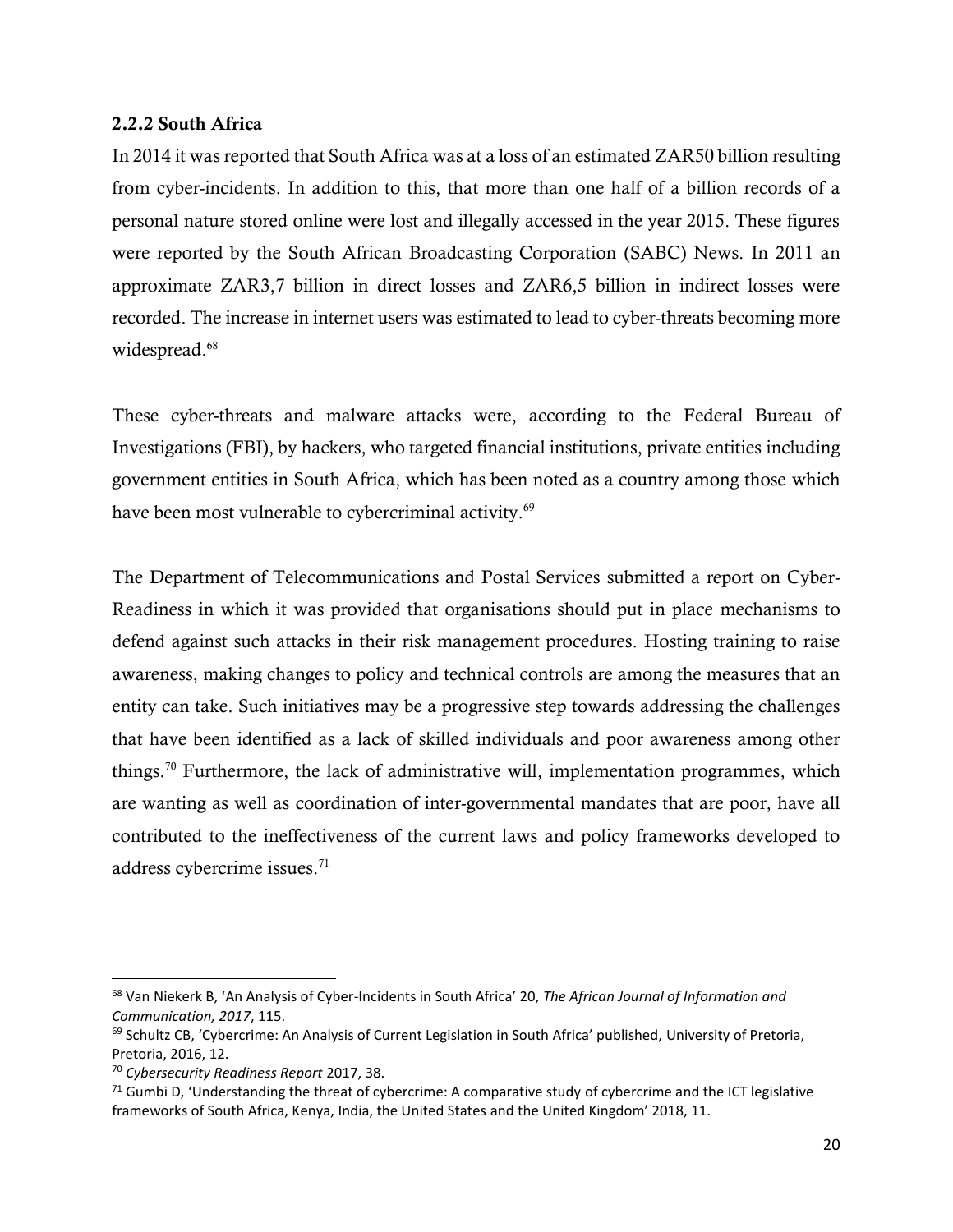### 2.2.2 South Africa

In 2014 it was reported that South Africa was at a loss of an estimated ZAR50 billion resulting from cyber-incidents. In addition to this, that more than one half of a billion records of a personal nature stored online were lost and illegally accessed in the year 2015. These figures were reported by the South African Broadcasting Corporation (SABC) News. In 2011 an approximate ZAR3,7 billion in direct losses and ZAR6,5 billion in indirect losses were recorded. The increase in internet users was estimated to lead to cyber-threats becoming more widespread.[68]

These cyber-threats and malware attacks were, according to the Federal Bureau of Investigations (FBI), by hackers, who targeted financial institutions, private entities including government entities in South Africa, which has been noted as a country among those which have been most vulnerable to cybercriminal activity.[69]

The Department of Telecommunications and Postal Services submitted a report on Cyber-Readiness in which it was provided that organisations should put in place mechanisms to defend against such attacks in their risk management procedures. Hosting training to raise awareness, making changes to policy and technical controls are among the measures that an entity can take. Such initiatives may be a progressive step towards addressing the challenges that have been identified as a lack of skilled individuals and poor awareness among other things.[70] Furthermore, the lack of administrative will, implementation programmes, which are wanting as well as coordination of inter-governmental mandates that are poor, have all contributed to the ineffectiveness of the current laws and policy frameworks developed to address cybercrime issues.[71]

---

[68] Van Niekerk B, 'An Analysis of Cyber-Incidents in South Africa' 20, *The African Journal of Information and Communication, 2017*, 115.

[69] Schultz CB, 'Cybercrime: An Analysis of Current Legislation in South Africa' published, University of Pretoria, Pretoria, 2016, 12.

[70] *Cybersecurity Readiness Report* 2017, 38.

[71] Gumbi D, 'Understanding the threat of cybercrime: A comparative study of cybercrime and the ICT legislative frameworks of South Africa, Kenya, India, the United States and the United Kingdom' 2018, 11.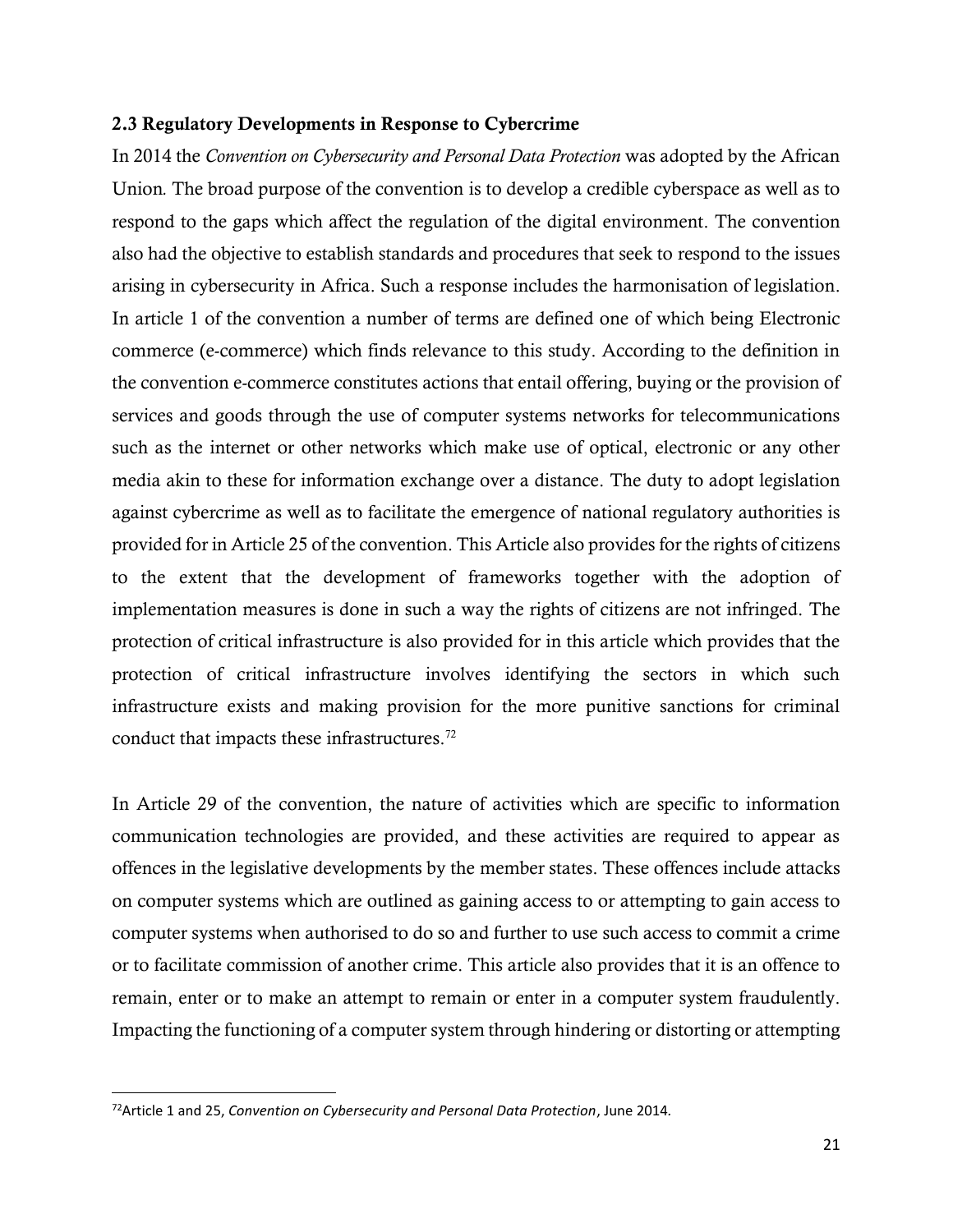### 2.3 Regulatory Developments in Response to Cybercrime

In 2014 the *Convention on Cybersecurity and Personal Data Protection* was adopted by the African Union*.* The broad purpose of the convention is to develop a credible cyberspace as well as to respond to the gaps which affect the regulation of the digital environment. The convention also had the objective to establish standards and procedures that seek to respond to the issues arising in cybersecurity in Africa. Such a response includes the harmonisation of legislation. In article 1 of the convention a number of terms are defined one of which being Electronic commerce (e-commerce) which finds relevance to this study. According to the definition in the convention e-commerce constitutes actions that entail offering, buying or the provision of services and goods through the use of computer systems networks for telecommunications such as the internet or other networks which make use of optical, electronic or any other media akin to these for information exchange over a distance. The duty to adopt legislation against cybercrime as well as to facilitate the emergence of national regulatory authorities is provided for in Article 25 of the convention. This Article also provides for the rights of citizens to the extent that the development of frameworks together with the adoption of implementation measures is done in such a way the rights of citizens are not infringed. The protection of critical infrastructure is also provided for in this article which provides that the protection of critical infrastructure involves identifying the sectors in which such infrastructure exists and making provision for the more punitive sanctions for criminal conduct that impacts these infrastructures.[72]

In Article 29 of the convention, the nature of activities which are specific to information communication technologies are provided, and these activities are required to appear as offences in the legislative developments by the member states. These offences include attacks on computer systems which are outlined as gaining access to or attempting to gain access to computer systems when authorised to do so and further to use such access to commit a crime or to facilitate commission of another crime. This article also provides that it is an offence to remain, enter or to make an attempt to remain or enter in a computer system fraudulently. Impacting the functioning of a computer system through hindering or distorting or attempting

[72]Article 1 and 25, *Convention on Cybersecurity and Personal Data Protection*, June 2014.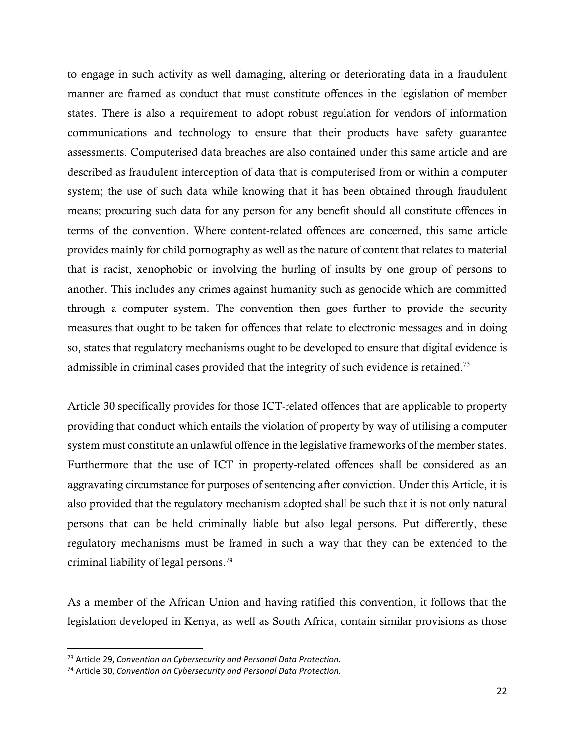to engage in such activity as well damaging, altering or deteriorating data in a fraudulent manner are framed as conduct that must constitute offences in the legislation of member states. There is also a requirement to adopt robust regulation for vendors of information communications and technology to ensure that their products have safety guarantee assessments. Computerised data breaches are also contained under this same article and are described as fraudulent interception of data that is computerised from or within a computer system; the use of such data while knowing that it has been obtained through fraudulent means; procuring such data for any person for any benefit should all constitute offences in terms of the convention. Where content-related offences are concerned, this same article provides mainly for child pornography as well as the nature of content that relates to material that is racist, xenophobic or involving the hurling of insults by one group of persons to another. This includes any crimes against humanity such as genocide which are committed through a computer system. The convention then goes further to provide the security measures that ought to be taken for offences that relate to electronic messages and in doing so, states that regulatory mechanisms ought to be developed to ensure that digital evidence is admissible in criminal cases provided that the integrity of such evidence is retained.[73]

Article 30 specifically provides for those ICT-related offences that are applicable to property providing that conduct which entails the violation of property by way of utilising a computer system must constitute an unlawful offence in the legislative frameworks of the member states. Furthermore that the use of ICT in property-related offences shall be considered as an aggravating circumstance for purposes of sentencing after conviction. Under this Article, it is also provided that the regulatory mechanism adopted shall be such that it is not only natural persons that can be held criminally liable but also legal persons. Put differently, these regulatory mechanisms must be framed in such a way that they can be extended to the criminal liability of legal persons.[74]

As a member of the African Union and having ratified this convention, it follows that the legislation developed in Kenya, as well as South Africa, contain similar provisions as those

---

[73] Article 29, *Convention on Cybersecurity and Personal Data Protection.*

[74] Article 30, *Convention on Cybersecurity and Personal Data Protection.*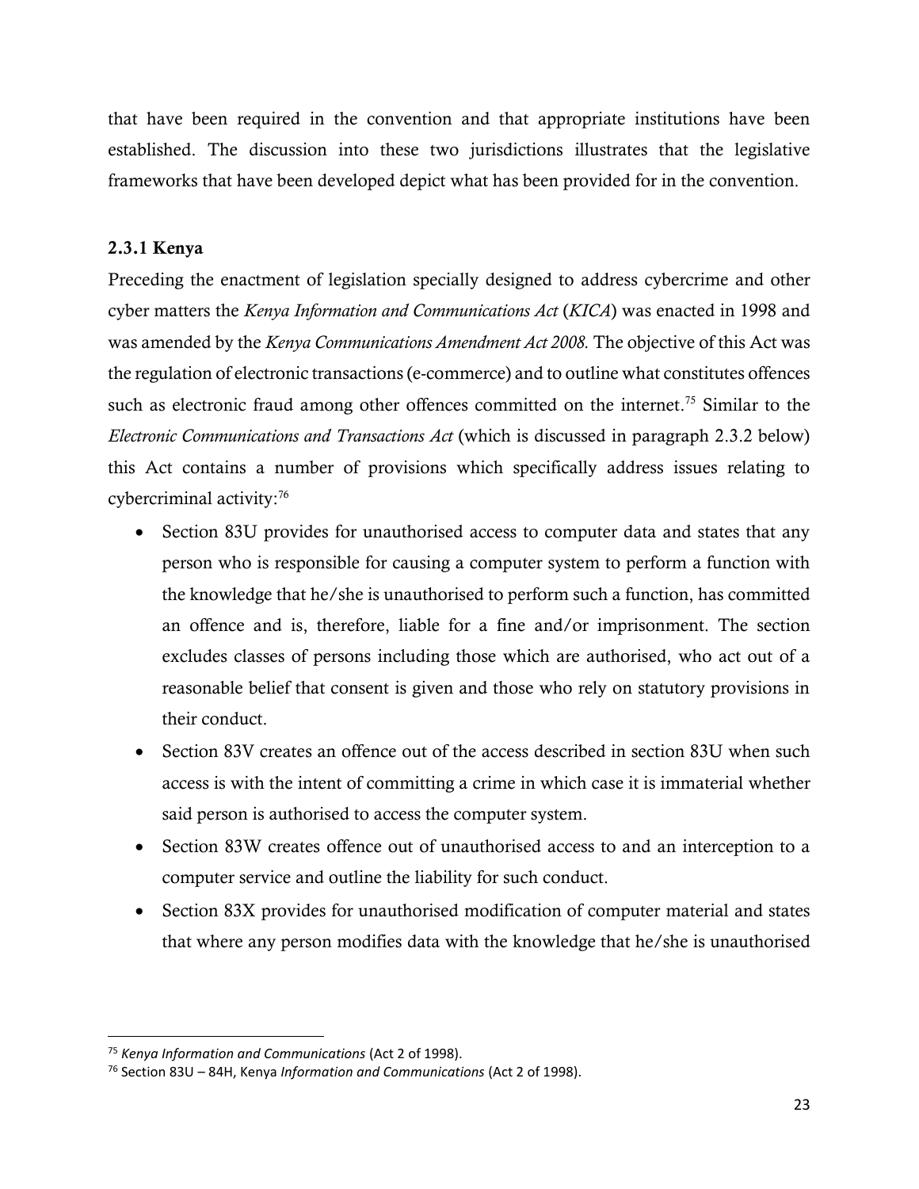that have been required in the convention and that appropriate institutions have been established. The discussion into these two jurisdictions illustrates that the legislative frameworks that have been developed depict what has been provided for in the convention.

### 2.3.1 Kenya

Preceding the enactment of legislation specially designed to address cybercrime and other cyber matters the *Kenya Information and Communications Act* (*KICA*) was enacted in 1998 and was amended by the *Kenya Communications Amendment Act 2008.* The objective of this Act was the regulation of electronic transactions (e-commerce) and to outline what constitutes offences such as electronic fraud among other offences committed on the internet.[75] Similar to the *Electronic Communications and Transactions Act* (which is discussed in paragraph 2.3.2 below) this Act contains a number of provisions which specifically address issues relating to cybercriminal activity:[76]

- Section 83U provides for unauthorised access to computer data and states that any person who is responsible for causing a computer system to perform a function with the knowledge that he/she is unauthorised to perform such a function, has committed an offence and is, therefore, liable for a fine and/or imprisonment. The section excludes classes of persons including those which are authorised, who act out of a reasonable belief that consent is given and those who rely on statutory provisions in their conduct.
- Section 83V creates an offence out of the access described in section 83U when such access is with the intent of committing a crime in which case it is immaterial whether said person is authorised to access the computer system.
- Section 83W creates offence out of unauthorised access to and an interception to a computer service and outline the liability for such conduct.
- Section 83X provides for unauthorised modification of computer material and states that where any person modifies data with the knowledge that he/she is unauthorised

[75] *Kenya Information and Communications* (Act 2 of 1998).

[76] Section 83U – 84H, Kenya *Information and Communications* (Act 2 of 1998).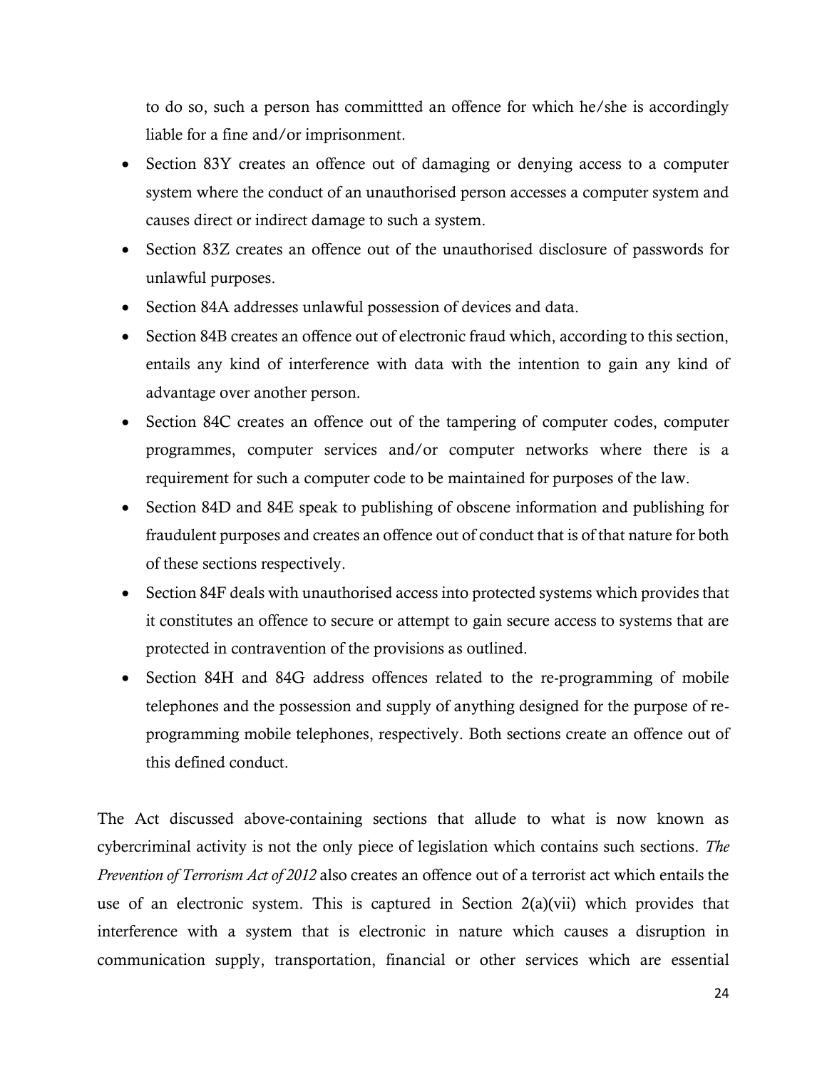to do so, such a person has committted an offence for which he/she is accordingly liable for a fine and/or imprisonment.

- Section 83Y creates an offence out of damaging or denying access to a computer system where the conduct of an unauthorised person accesses a computer system and causes direct or indirect damage to such a system.
- Section 83Z creates an offence out of the unauthorised disclosure of passwords for unlawful purposes.
- Section 84A addresses unlawful possession of devices and data.
- Section 84B creates an offence out of electronic fraud which, according to this section, entails any kind of interference with data with the intention to gain any kind of advantage over another person.
- Section 84C creates an offence out of the tampering of computer codes, computer programmes, computer services and/or computer networks where there is a requirement for such a computer code to be maintained for purposes of the law.
- Section 84D and 84E speak to publishing of obscene information and publishing for fraudulent purposes and creates an offence out of conduct that is of that nature for both of these sections respectively.
- Section 84F deals with unauthorised access into protected systems which provides that it constitutes an offence to secure or attempt to gain secure access to systems that are protected in contravention of the provisions as outlined.
- Section 84H and 84G address offences related to the re-programming of mobile telephones and the possession and supply of anything designed for the purpose of re-programming mobile telephones, respectively. Both sections create an offence out of this defined conduct.

The Act discussed above-containing sections that allude to what is now known as cybercriminal activity is not the only piece of legislation which contains such sections. *The Prevention of Terrorism Act of 2012* also creates an offence out of a terrorist act which entails the use of an electronic system. This is captured in Section 2(a)(vii) which provides that interference with a system that is electronic in nature which causes a disruption in communication supply, transportation, financial or other services which are essential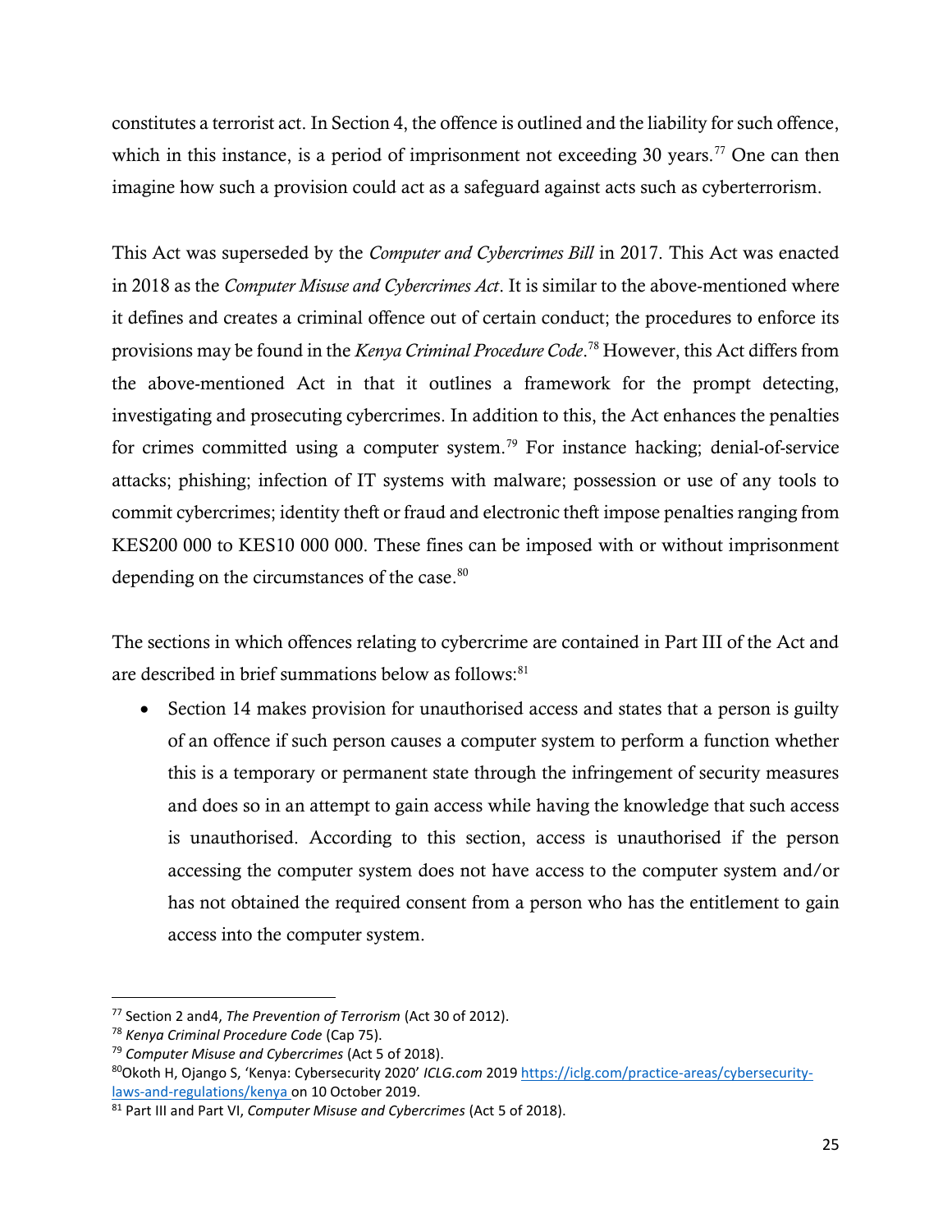constitutes a terrorist act. In Section 4, the offence is outlined and the liability for such offence, which in this instance, is a period of imprisonment not exceeding 30 years.[77] One can then imagine how such a provision could act as a safeguard against acts such as cyberterrorism.

This Act was superseded by the *Computer and Cybercrimes Bill* in 2017. This Act was enacted in 2018 as the *Computer Misuse and Cybercrimes Act*. It is similar to the above-mentioned where it defines and creates a criminal offence out of certain conduct; the procedures to enforce its provisions may be found in the *Kenya Criminal Procedure Code*.[78] However, this Act differs from the above-mentioned Act in that it outlines a framework for the prompt detecting, investigating and prosecuting cybercrimes. In addition to this, the Act enhances the penalties for crimes committed using a computer system.[79] For instance hacking; denial-of-service attacks; phishing; infection of IT systems with malware; possession or use of any tools to commit cybercrimes; identity theft or fraud and electronic theft impose penalties ranging from KES200 000 to KES10 000 000. These fines can be imposed with or without imprisonment depending on the circumstances of the case.[80]

The sections in which offences relating to cybercrime are contained in Part III of the Act and are described in brief summations below as follows:[81]

- Section 14 makes provision for unauthorised access and states that a person is guilty of an offence if such person causes a computer system to perform a function whether this is a temporary or permanent state through the infringement of security measures and does so in an attempt to gain access while having the knowledge that such access is unauthorised. According to this section, access is unauthorised if the person accessing the computer system does not have access to the computer system and/or has not obtained the required consent from a person who has the entitlement to gain access into the computer system.

---

[77] Section 2 and4, *The Prevention of Terrorism* (Act 30 of 2012).

[78] *Kenya Criminal Procedure Code* (Cap 75).

[79] *Computer Misuse and Cybercrimes* (Act 5 of 2018).

[80] Okoth H, Ojango S, 'Kenya: Cybersecurity 2020' *ICLG.com* 2019 https://iclg.com/practice-areas/cybersecurity-laws-and-regulations/kenya on 10 October 2019.

[81] Part III and Part VI, *Computer Misuse and Cybercrimes* (Act 5 of 2018).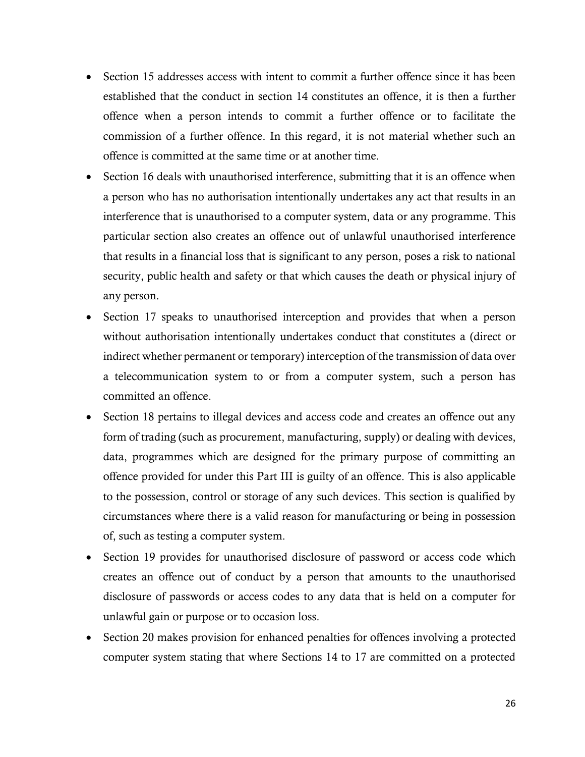- Section 15 addresses access with intent to commit a further offence since it has been established that the conduct in section 14 constitutes an offence, it is then a further offence when a person intends to commit a further offence or to facilitate the commission of a further offence. In this regard, it is not material whether such an offence is committed at the same time or at another time.
- Section 16 deals with unauthorised interference, submitting that it is an offence when a person who has no authorisation intentionally undertakes any act that results in an interference that is unauthorised to a computer system, data or any programme. This particular section also creates an offence out of unlawful unauthorised interference that results in a financial loss that is significant to any person, poses a risk to national security, public health and safety or that which causes the death or physical injury of any person.
- Section 17 speaks to unauthorised interception and provides that when a person without authorisation intentionally undertakes conduct that constitutes a (direct or indirect whether permanent or temporary) interception of the transmission of data over a telecommunication system to or from a computer system, such a person has committed an offence.
- Section 18 pertains to illegal devices and access code and creates an offence out any form of trading (such as procurement, manufacturing, supply) or dealing with devices, data, programmes which are designed for the primary purpose of committing an offence provided for under this Part III is guilty of an offence. This is also applicable to the possession, control or storage of any such devices. This section is qualified by circumstances where there is a valid reason for manufacturing or being in possession of, such as testing a computer system.
- Section 19 provides for unauthorised disclosure of password or access code which creates an offence out of conduct by a person that amounts to the unauthorised disclosure of passwords or access codes to any data that is held on a computer for unlawful gain or purpose or to occasion loss.
- Section 20 makes provision for enhanced penalties for offences involving a protected computer system stating that where Sections 14 to 17 are committed on a protected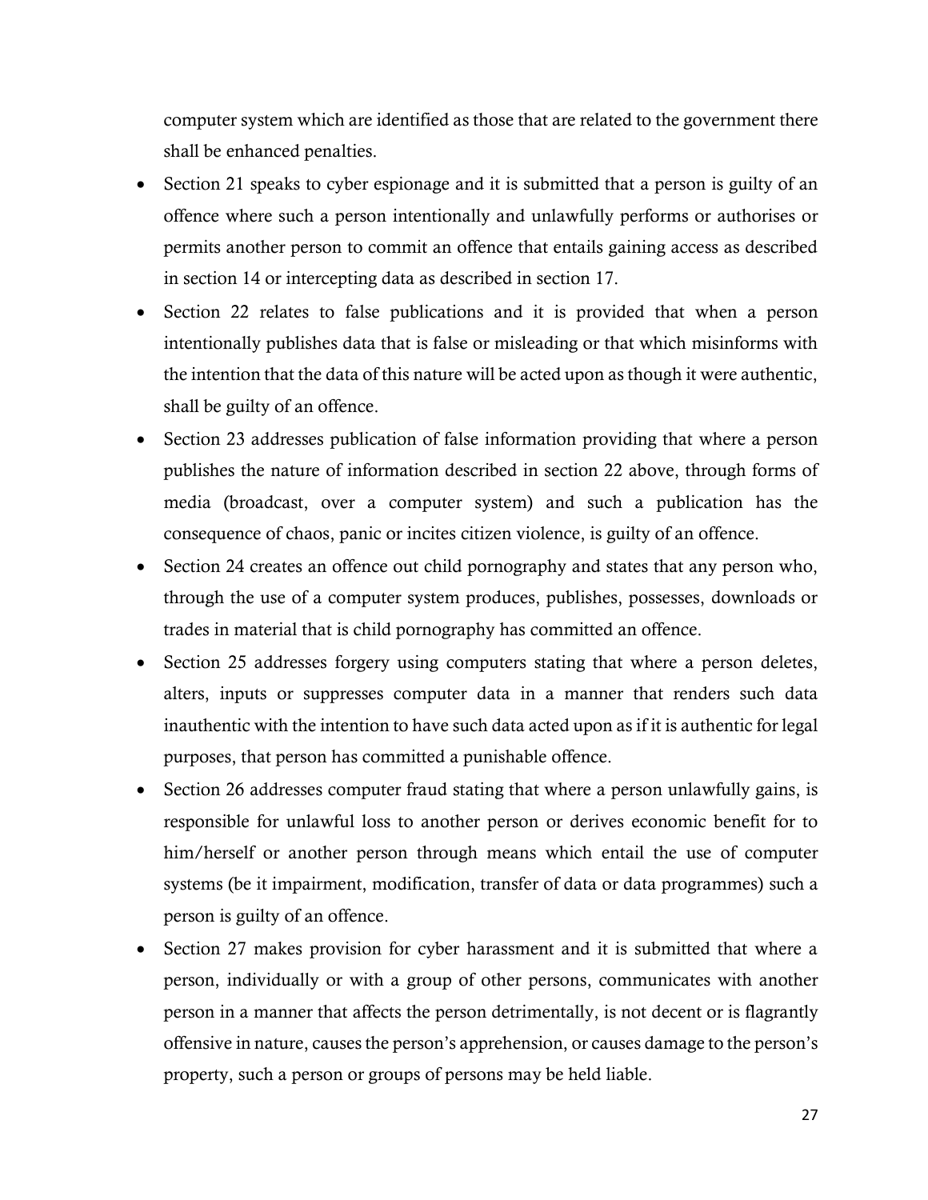computer system which are identified as those that are related to the government there shall be enhanced penalties.

- Section 21 speaks to cyber espionage and it is submitted that a person is guilty of an offence where such a person intentionally and unlawfully performs or authorises or permits another person to commit an offence that entails gaining access as described in section 14 or intercepting data as described in section 17.
- Section 22 relates to false publications and it is provided that when a person intentionally publishes data that is false or misleading or that which misinforms with the intention that the data of this nature will be acted upon as though it were authentic, shall be guilty of an offence.
- Section 23 addresses publication of false information providing that where a person publishes the nature of information described in section 22 above, through forms of media (broadcast, over a computer system) and such a publication has the consequence of chaos, panic or incites citizen violence, is guilty of an offence.
- Section 24 creates an offence out child pornography and states that any person who, through the use of a computer system produces, publishes, possesses, downloads or trades in material that is child pornography has committed an offence.
- Section 25 addresses forgery using computers stating that where a person deletes, alters, inputs or suppresses computer data in a manner that renders such data inauthentic with the intention to have such data acted upon as if it is authentic for legal purposes, that person has committed a punishable offence.
- Section 26 addresses computer fraud stating that where a person unlawfully gains, is responsible for unlawful loss to another person or derives economic benefit for to him/herself or another person through means which entail the use of computer systems (be it impairment, modification, transfer of data or data programmes) such a person is guilty of an offence.
- Section 27 makes provision for cyber harassment and it is submitted that where a person, individually or with a group of other persons, communicates with another person in a manner that affects the person detrimentally, is not decent or is flagrantly offensive in nature, causes the person's apprehension, or causes damage to the person's property, such a person or groups of persons may be held liable.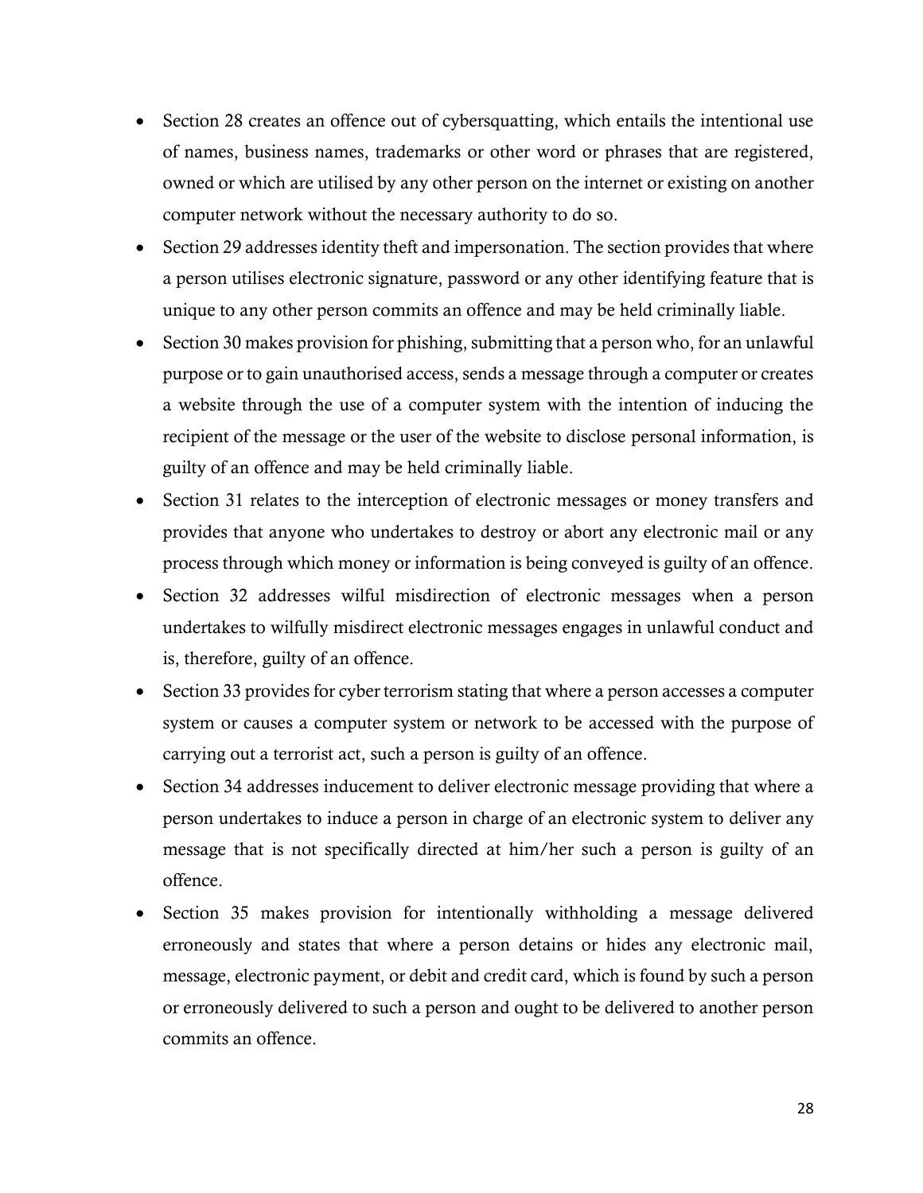- Section 28 creates an offence out of cybersquatting, which entails the intentional use of names, business names, trademarks or other word or phrases that are registered, owned or which are utilised by any other person on the internet or existing on another computer network without the necessary authority to do so.
- Section 29 addresses identity theft and impersonation. The section provides that where a person utilises electronic signature, password or any other identifying feature that is unique to any other person commits an offence and may be held criminally liable.
- Section 30 makes provision for phishing, submitting that a person who, for an unlawful purpose or to gain unauthorised access, sends a message through a computer or creates a website through the use of a computer system with the intention of inducing the recipient of the message or the user of the website to disclose personal information, is guilty of an offence and may be held criminally liable.
- Section 31 relates to the interception of electronic messages or money transfers and provides that anyone who undertakes to destroy or abort any electronic mail or any process through which money or information is being conveyed is guilty of an offence.
- Section 32 addresses wilful misdirection of electronic messages when a person undertakes to wilfully misdirect electronic messages engages in unlawful conduct and is, therefore, guilty of an offence.
- Section 33 provides for cyber terrorism stating that where a person accesses a computer system or causes a computer system or network to be accessed with the purpose of carrying out a terrorist act, such a person is guilty of an offence.
- Section 34 addresses inducement to deliver electronic message providing that where a person undertakes to induce a person in charge of an electronic system to deliver any message that is not specifically directed at him/her such a person is guilty of an offence.
- Section 35 makes provision for intentionally withholding a message delivered erroneously and states that where a person detains or hides any electronic mail, message, electronic payment, or debit and credit card, which is found by such a person or erroneously delivered to such a person and ought to be delivered to another person commits an offence.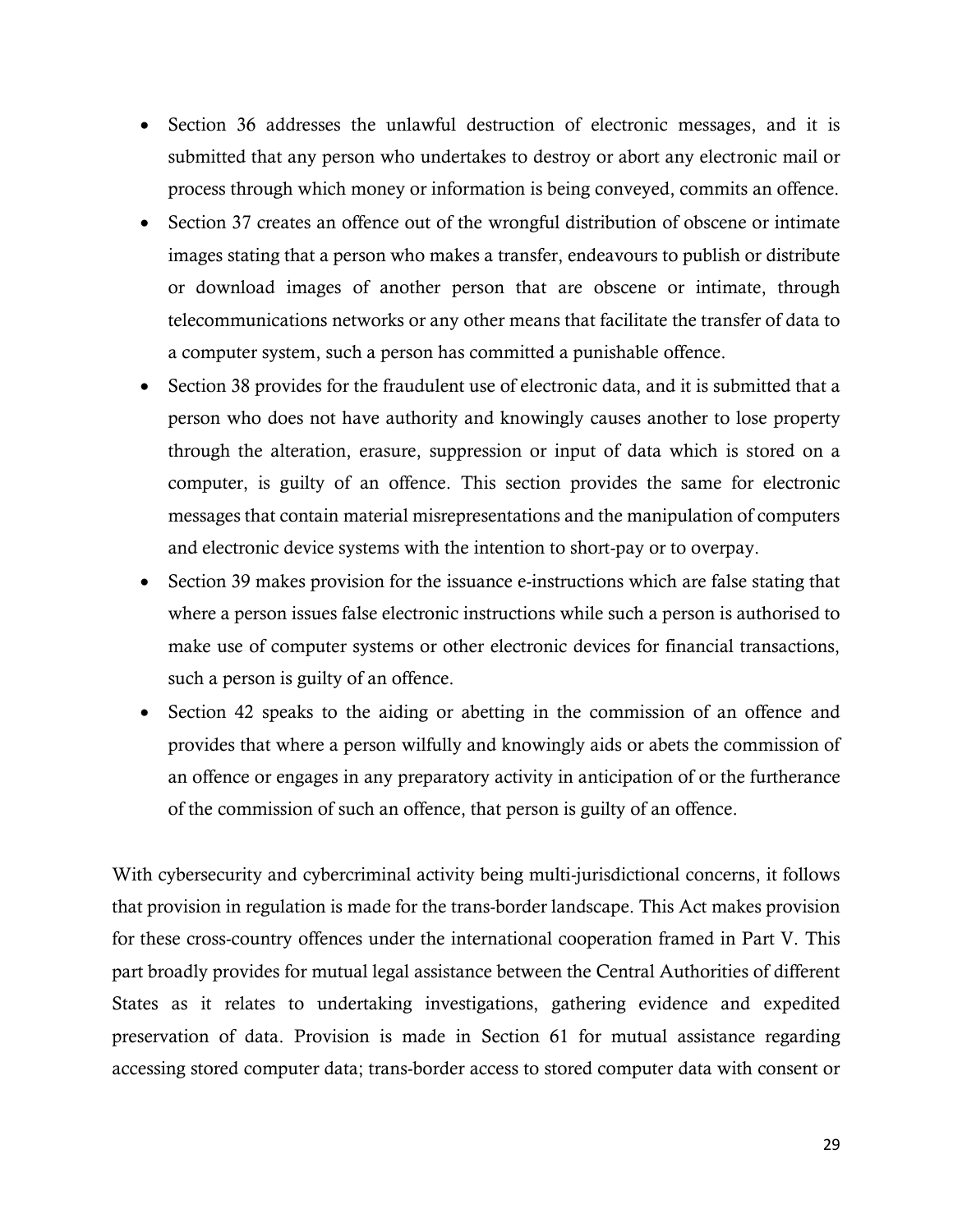- Section 36 addresses the unlawful destruction of electronic messages, and it is submitted that any person who undertakes to destroy or abort any electronic mail or process through which money or information is being conveyed, commits an offence.
- Section 37 creates an offence out of the wrongful distribution of obscene or intimate images stating that a person who makes a transfer, endeavours to publish or distribute or download images of another person that are obscene or intimate, through telecommunications networks or any other means that facilitate the transfer of data to a computer system, such a person has committed a punishable offence.
- Section 38 provides for the fraudulent use of electronic data, and it is submitted that a person who does not have authority and knowingly causes another to lose property through the alteration, erasure, suppression or input of data which is stored on a computer, is guilty of an offence. This section provides the same for electronic messages that contain material misrepresentations and the manipulation of computers and electronic device systems with the intention to short-pay or to overpay.
- Section 39 makes provision for the issuance e-instructions which are false stating that where a person issues false electronic instructions while such a person is authorised to make use of computer systems or other electronic devices for financial transactions, such a person is guilty of an offence.
- Section 42 speaks to the aiding or abetting in the commission of an offence and provides that where a person wilfully and knowingly aids or abets the commission of an offence or engages in any preparatory activity in anticipation of or the furtherance of the commission of such an offence, that person is guilty of an offence.

With cybersecurity and cybercriminal activity being multi-jurisdictional concerns, it follows that provision in regulation is made for the trans-border landscape. This Act makes provision for these cross-country offences under the international cooperation framed in Part V. This part broadly provides for mutual legal assistance between the Central Authorities of different States as it relates to undertaking investigations, gathering evidence and expedited preservation of data. Provision is made in Section 61 for mutual assistance regarding accessing stored computer data; trans-border access to stored computer data with consent or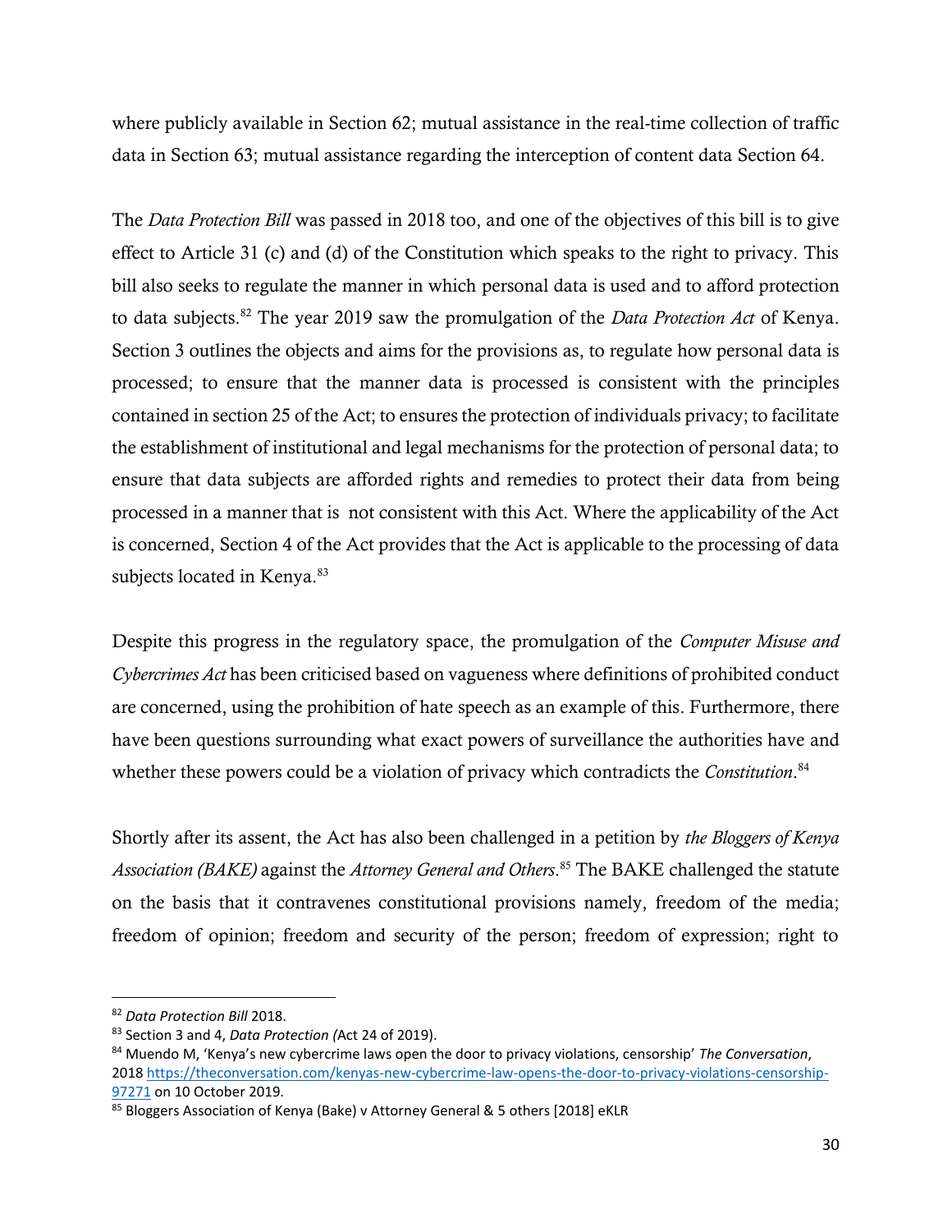where publicly available in Section 62; mutual assistance in the real-time collection of traffic data in Section 63; mutual assistance regarding the interception of content data Section 64.

The *Data Protection Bill* was passed in 2018 too, and one of the objectives of this bill is to give effect to Article 31 (c) and (d) of the Constitution which speaks to the right to privacy. This bill also seeks to regulate the manner in which personal data is used and to afford protection to data subjects.[82] The year 2019 saw the promulgation of the *Data Protection Act* of Kenya. Section 3 outlines the objects and aims for the provisions as, to regulate how personal data is processed; to ensure that the manner data is processed is consistent with the principles contained in section 25 of the Act; to ensures the protection of individuals privacy; to facilitate the establishment of institutional and legal mechanisms for the protection of personal data; to ensure that data subjects are afforded rights and remedies to protect their data from being processed in a manner that is not consistent with this Act. Where the applicability of the Act is concerned, Section 4 of the Act provides that the Act is applicable to the processing of data subjects located in Kenya.[83]

Despite this progress in the regulatory space, the promulgation of the *Computer Misuse and Cybercrimes Act* has been criticised based on vagueness where definitions of prohibited conduct are concerned, using the prohibition of hate speech as an example of this. Furthermore, there have been questions surrounding what exact powers of surveillance the authorities have and whether these powers could be a violation of privacy which contradicts the *Constitution*.[84]

Shortly after its assent, the Act has also been challenged in a petition by *the Bloggers of Kenya Association (BAKE)* against the *Attorney General and Others*.[85] The BAKE challenged the statute on the basis that it contravenes constitutional provisions namely, freedom of the media; freedom of opinion; freedom and security of the person; freedom of expression; right to

---

[82] *Data Protection Bill* 2018.

[83] Section 3 and 4, *Data Protection (*Act 24 of 2019).

[84] Muendo M, 'Kenya's new cybercrime laws open the door to privacy violations, censorship' *The Conversation*, 2018 https://theconversation.com/kenyas-new-cybercrime-law-opens-the-door-to-privacy-violations-censorship-97271 on 10 October 2019.

[85] Bloggers Association of Kenya (Bake) v Attorney General & 5 others [2018] eKLR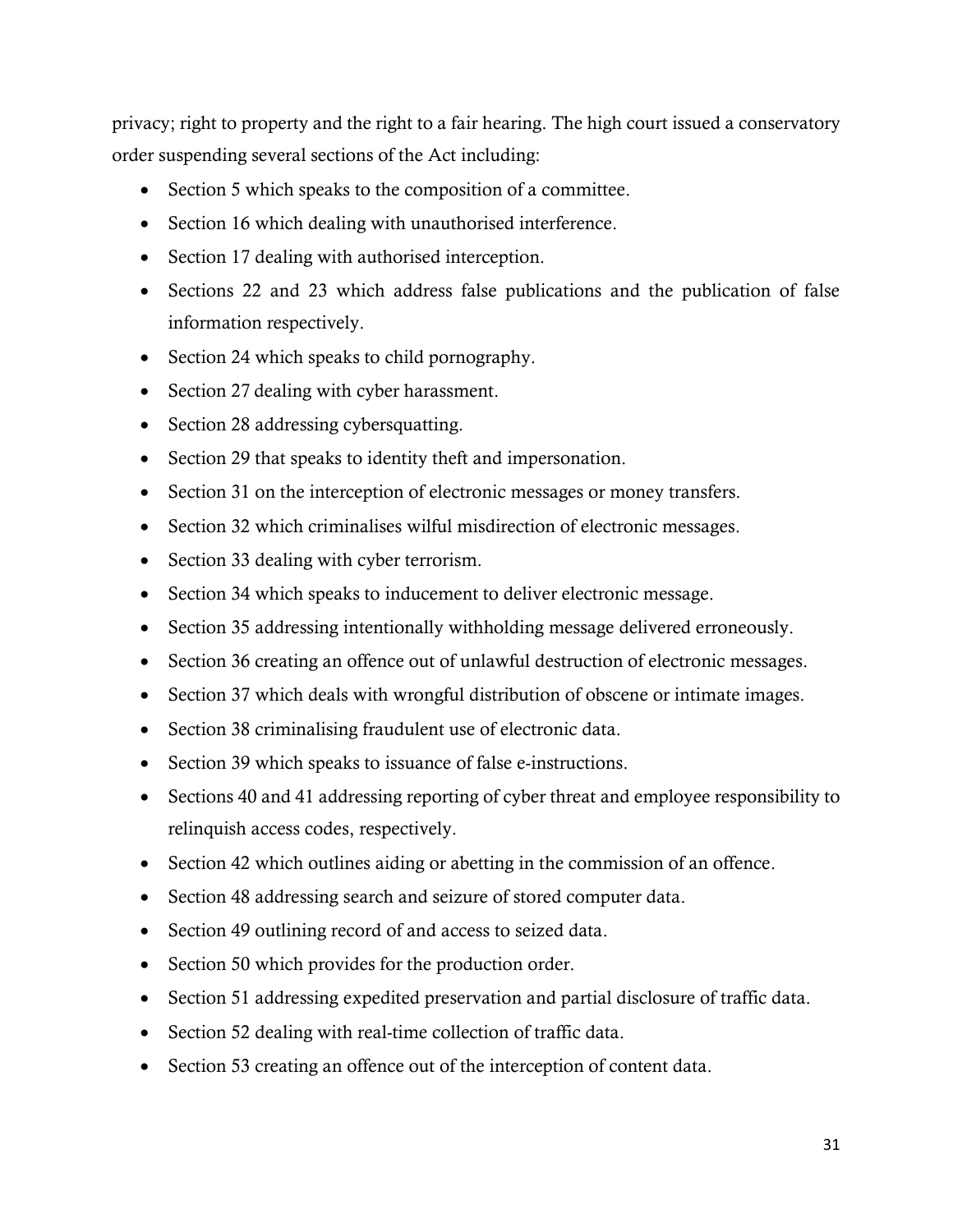privacy; right to property and the right to a fair hearing. The high court issued a conservatory order suspending several sections of the Act including:

- Section 5 which speaks to the composition of a committee.
- Section 16 which dealing with unauthorised interference.
- Section 17 dealing with authorised interception.
- Sections 22 and 23 which address false publications and the publication of false information respectively.
- Section 24 which speaks to child pornography.
- Section 27 dealing with cyber harassment.
- Section 28 addressing cybersquatting.
- Section 29 that speaks to identity theft and impersonation.
- Section 31 on the interception of electronic messages or money transfers.
- Section 32 which criminalises wilful misdirection of electronic messages.
- Section 33 dealing with cyber terrorism.
- Section 34 which speaks to inducement to deliver electronic message.
- Section 35 addressing intentionally withholding message delivered erroneously.
- Section 36 creating an offence out of unlawful destruction of electronic messages.
- Section 37 which deals with wrongful distribution of obscene or intimate images.
- Section 38 criminalising fraudulent use of electronic data.
- Section 39 which speaks to issuance of false e-instructions.
- Sections 40 and 41 addressing reporting of cyber threat and employee responsibility to relinquish access codes, respectively.
- Section 42 which outlines aiding or abetting in the commission of an offence.
- Section 48 addressing search and seizure of stored computer data.
- Section 49 outlining record of and access to seized data.
- Section 50 which provides for the production order.
- Section 51 addressing expedited preservation and partial disclosure of traffic data.
- Section 52 dealing with real-time collection of traffic data.
- Section 53 creating an offence out of the interception of content data.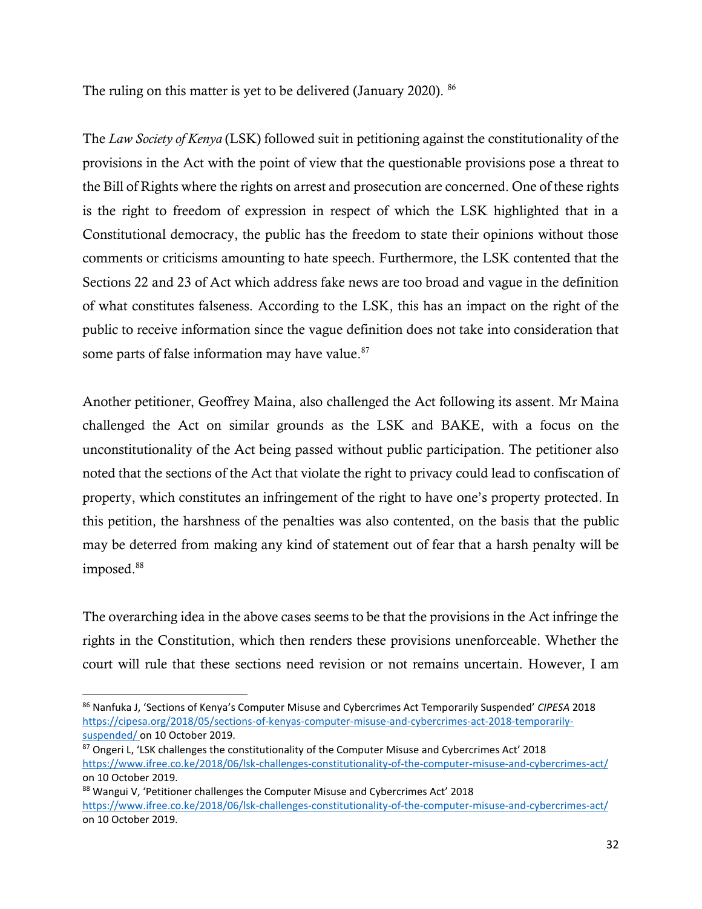The ruling on this matter is yet to be delivered (January 2020). [86]

The *Law Society of Kenya* (LSK) followed suit in petitioning against the constitutionality of the provisions in the Act with the point of view that the questionable provisions pose a threat to the Bill of Rights where the rights on arrest and prosecution are concerned. One of these rights is the right to freedom of expression in respect of which the LSK highlighted that in a Constitutional democracy, the public has the freedom to state their opinions without those comments or criticisms amounting to hate speech. Furthermore, the LSK contented that the Sections 22 and 23 of Act which address fake news are too broad and vague in the definition of what constitutes falseness. According to the LSK, this has an impact on the right of the public to receive information since the vague definition does not take into consideration that some parts of false information may have value.[87]

Another petitioner, Geoffrey Maina, also challenged the Act following its assent. Mr Maina challenged the Act on similar grounds as the LSK and BAKE, with a focus on the unconstitutionality of the Act being passed without public participation. The petitioner also noted that the sections of the Act that violate the right to privacy could lead to confiscation of property, which constitutes an infringement of the right to have one's property protected. In this petition, the harshness of the penalties was also contented, on the basis that the public may be deterred from making any kind of statement out of fear that a harsh penalty will be imposed.[88]

The overarching idea in the above cases seems to be that the provisions in the Act infringe the rights in the Constitution, which then renders these provisions unenforceable. Whether the court will rule that these sections need revision or not remains uncertain. However, I am

---

[86] Nanfuka J, 'Sections of Kenya's Computer Misuse and Cybercrimes Act Temporarily Suspended' *CIPESA* 2018 https://cipesa.org/2018/05/sections-of-kenyas-computer-misuse-and-cybercrimes-act-2018-temporarily-suspended/ on 10 October 2019.

[87] Ongeri L, 'LSK challenges the constitutionality of the Computer Misuse and Cybercrimes Act' 2018 https://www.ifree.co.ke/2018/06/lsk-challenges-constitutionality-of-the-computer-misuse-and-cybercrimes-act/ on 10 October 2019.

[88] Wangui V, 'Petitioner challenges the Computer Misuse and Cybercrimes Act' 2018 https://www.ifree.co.ke/2018/06/lsk-challenges-constitutionality-of-the-computer-misuse-and-cybercrimes-act/ on 10 October 2019.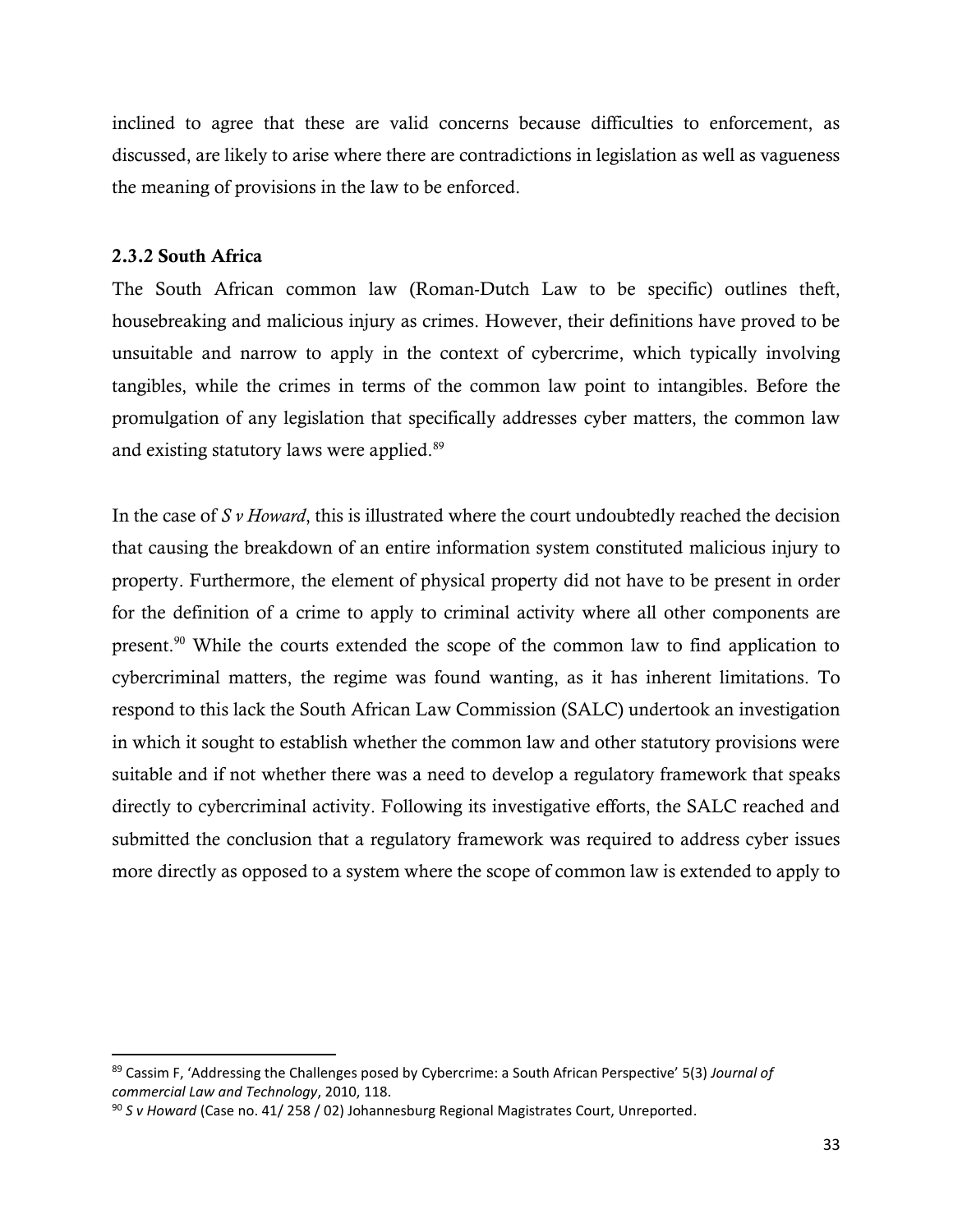inclined to agree that these are valid concerns because difficulties to enforcement, as discussed, are likely to arise where there are contradictions in legislation as well as vagueness the meaning of provisions in the law to be enforced.

### 2.3.2 South Africa

The South African common law (Roman-Dutch Law to be specific) outlines theft, housebreaking and malicious injury as crimes. However, their definitions have proved to be unsuitable and narrow to apply in the context of cybercrime, which typically involving tangibles, while the crimes in terms of the common law point to intangibles. Before the promulgation of any legislation that specifically addresses cyber matters, the common law and existing statutory laws were applied.[89]

In the case of *S v Howard*, this is illustrated where the court undoubtedly reached the decision that causing the breakdown of an entire information system constituted malicious injury to property. Furthermore, the element of physical property did not have to be present in order for the definition of a crime to apply to criminal activity where all other components are present.[90] While the courts extended the scope of the common law to find application to cybercriminal matters, the regime was found wanting, as it has inherent limitations. To respond to this lack the South African Law Commission (SALC) undertook an investigation in which it sought to establish whether the common law and other statutory provisions were suitable and if not whether there was a need to develop a regulatory framework that speaks directly to cybercriminal activity. Following its investigative efforts, the SALC reached and submitted the conclusion that a regulatory framework was required to address cyber issues more directly as opposed to a system where the scope of common law is extended to apply to

---

[89] Cassim F, 'Addressing the Challenges posed by Cybercrime: a South African Perspective' 5(3) *Journal of commercial Law and Technology*, 2010, 118.

[90] *S v Howard* (Case no. 41/ 258 / 02) Johannesburg Regional Magistrates Court, Unreported.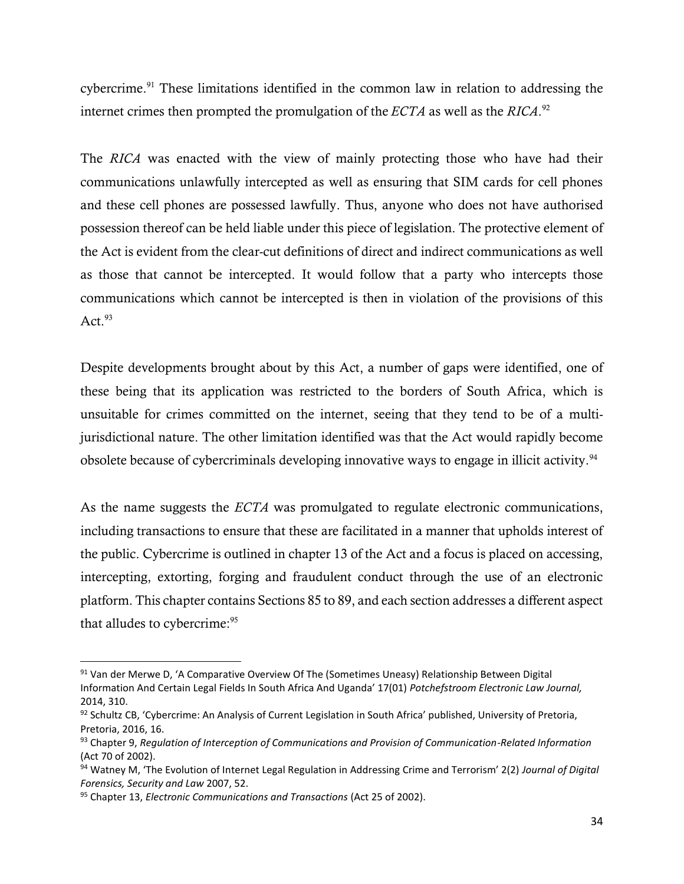cybercrime.[91] These limitations identified in the common law in relation to addressing the internet crimes then prompted the promulgation of the *ECTA* as well as the *RICA*.[92]

The *RICA* was enacted with the view of mainly protecting those who have had their communications unlawfully intercepted as well as ensuring that SIM cards for cell phones and these cell phones are possessed lawfully. Thus, anyone who does not have authorised possession thereof can be held liable under this piece of legislation. The protective element of the Act is evident from the clear-cut definitions of direct and indirect communications as well as those that cannot be intercepted. It would follow that a party who intercepts those communications which cannot be intercepted is then in violation of the provisions of this Act.[93]

Despite developments brought about by this Act, a number of gaps were identified, one of these being that its application was restricted to the borders of South Africa, which is unsuitable for crimes committed on the internet, seeing that they tend to be of a multi-jurisdictional nature. The other limitation identified was that the Act would rapidly become obsolete because of cybercriminals developing innovative ways to engage in illicit activity.[94]

As the name suggests the *ECTA* was promulgated to regulate electronic communications, including transactions to ensure that these are facilitated in a manner that upholds interest of the public. Cybercrime is outlined in chapter 13 of the Act and a focus is placed on accessing, intercepting, extorting, forging and fraudulent conduct through the use of an electronic platform. This chapter contains Sections 85 to 89, and each section addresses a different aspect that alludes to cybercrime:[95]

---

[91] Van der Merwe D, 'A Comparative Overview Of The (Sometimes Uneasy) Relationship Between Digital Information And Certain Legal Fields In South Africa And Uganda' 17(01) *Potchefstroom Electronic Law Journal,* 2014, 310.

[92] Schultz CB, 'Cybercrime: An Analysis of Current Legislation in South Africa' published, University of Pretoria, Pretoria, 2016, 16.

[93] Chapter 9, *Regulation of Interception of Communications and Provision of Communication-Related Information* (Act 70 of 2002).

[94] Watney M, 'The Evolution of Internet Legal Regulation in Addressing Crime and Terrorism' 2(2) *Journal of Digital Forensics, Security and Law* 2007, 52.

[95] Chapter 13, *Electronic Communications and Transactions* (Act 25 of 2002).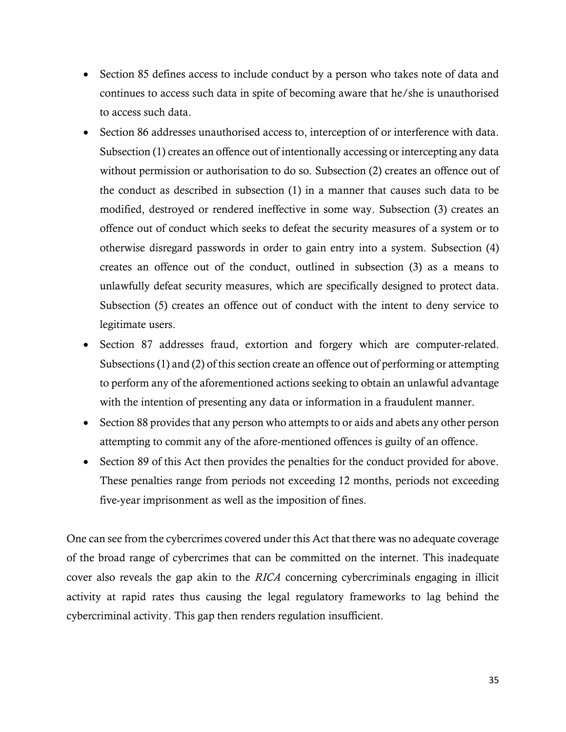- Section 85 defines access to include conduct by a person who takes note of data and continues to access such data in spite of becoming aware that he/she is unauthorised to access such data.
- Section 86 addresses unauthorised access to, interception of or interference with data. Subsection (1) creates an offence out of intentionally accessing or intercepting any data without permission or authorisation to do so. Subsection (2) creates an offence out of the conduct as described in subsection (1) in a manner that causes such data to be modified, destroyed or rendered ineffective in some way. Subsection (3) creates an offence out of conduct which seeks to defeat the security measures of a system or to otherwise disregard passwords in order to gain entry into a system. Subsection (4) creates an offence out of the conduct, outlined in subsection (3) as a means to unlawfully defeat security measures, which are specifically designed to protect data. Subsection (5) creates an offence out of conduct with the intent to deny service to legitimate users.
- Section 87 addresses fraud, extortion and forgery which are computer-related. Subsections (1) and (2) of this section create an offence out of performing or attempting to perform any of the aforementioned actions seeking to obtain an unlawful advantage with the intention of presenting any data or information in a fraudulent manner.
- Section 88 provides that any person who attempts to or aids and abets any other person attempting to commit any of the afore-mentioned offences is guilty of an offence.
- Section 89 of this Act then provides the penalties for the conduct provided for above. These penalties range from periods not exceeding 12 months, periods not exceeding five-year imprisonment as well as the imposition of fines.

One can see from the cybercrimes covered under this Act that there was no adequate coverage of the broad range of cybercrimes that can be committed on the internet. This inadequate cover also reveals the gap akin to the *RICA* concerning cybercriminals engaging in illicit activity at rapid rates thus causing the legal regulatory frameworks to lag behind the cybercriminal activity. This gap then renders regulation insufficient.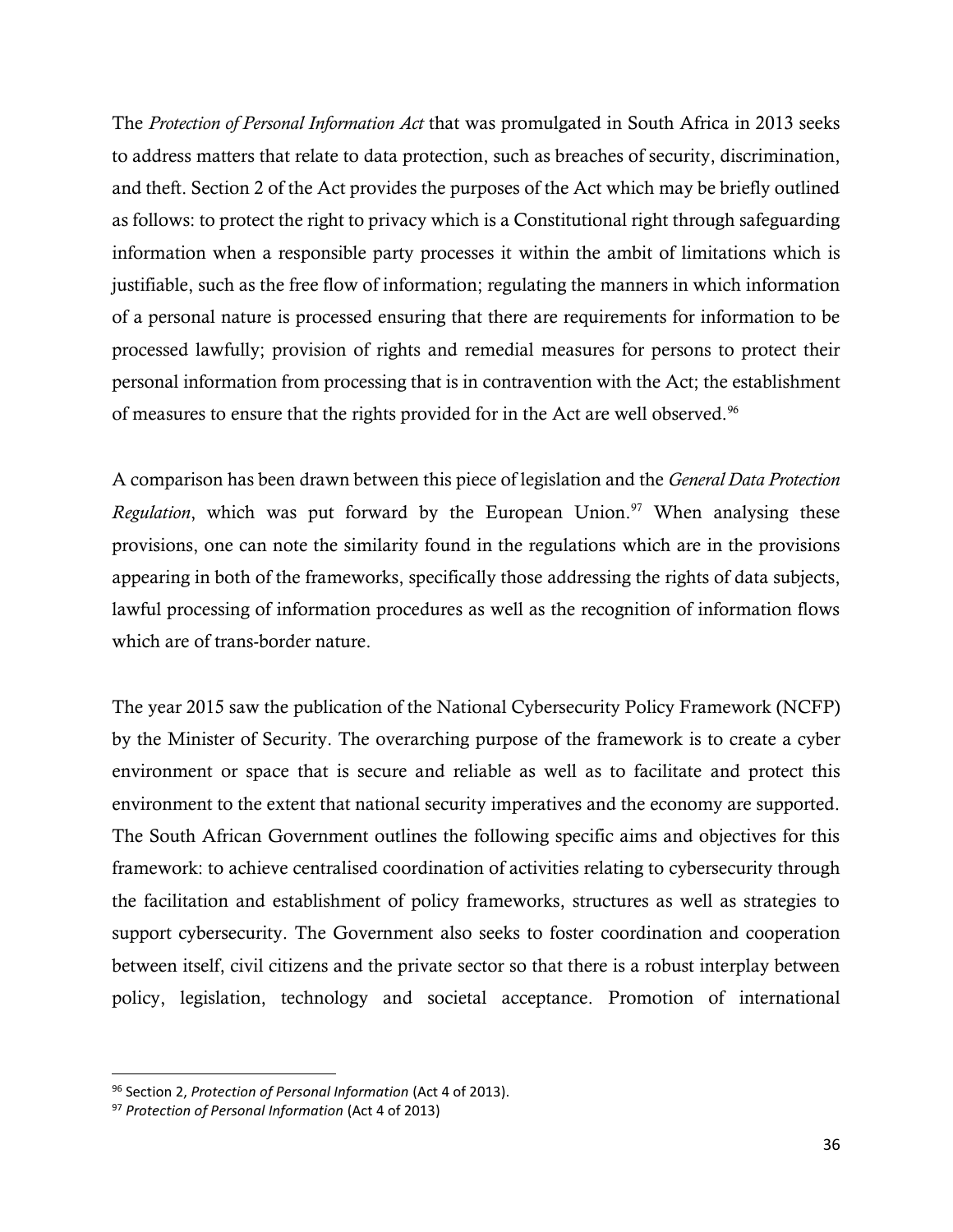The *Protection of Personal Information Act* that was promulgated in South Africa in 2013 seeks to address matters that relate to data protection, such as breaches of security, discrimination, and theft. Section 2 of the Act provides the purposes of the Act which may be briefly outlined as follows: to protect the right to privacy which is a Constitutional right through safeguarding information when a responsible party processes it within the ambit of limitations which is justifiable, such as the free flow of information; regulating the manners in which information of a personal nature is processed ensuring that there are requirements for information to be processed lawfully; provision of rights and remedial measures for persons to protect their personal information from processing that is in contravention with the Act; the establishment of measures to ensure that the rights provided for in the Act are well observed.[96]

A comparison has been drawn between this piece of legislation and the *General Data Protection Regulation*, which was put forward by the European Union.[97] When analysing these provisions, one can note the similarity found in the regulations which are in the provisions appearing in both of the frameworks, specifically those addressing the rights of data subjects, lawful processing of information procedures as well as the recognition of information flows which are of trans-border nature.

The year 2015 saw the publication of the National Cybersecurity Policy Framework (NCFP) by the Minister of Security. The overarching purpose of the framework is to create a cyber environment or space that is secure and reliable as well as to facilitate and protect this environment to the extent that national security imperatives and the economy are supported. The South African Government outlines the following specific aims and objectives for this framework: to achieve centralised coordination of activities relating to cybersecurity through the facilitation and establishment of policy frameworks, structures as well as strategies to support cybersecurity. The Government also seeks to foster coordination and cooperation between itself, civil citizens and the private sector so that there is a robust interplay between policy, legislation, technology and societal acceptance. Promotion of international

---

[96] Section 2, *Protection of Personal Information* (Act 4 of 2013).

[97] *Protection of Personal Information* (Act 4 of 2013)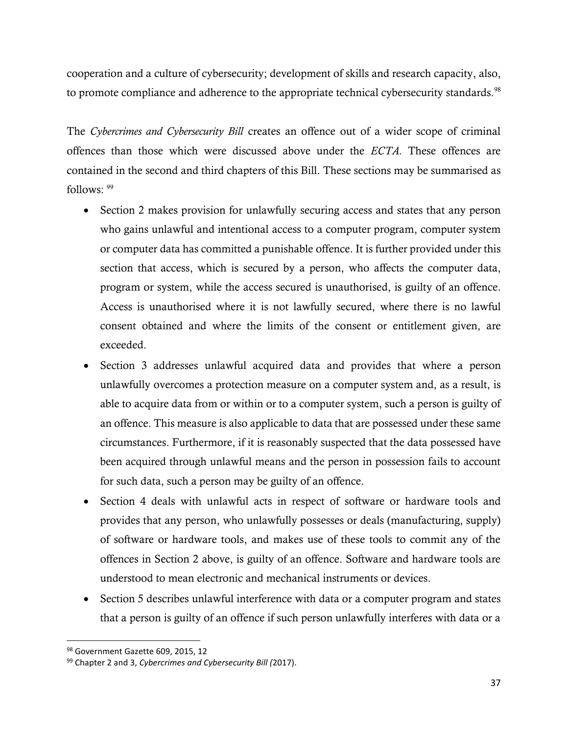cooperation and a culture of cybersecurity; development of skills and research capacity, also, to promote compliance and adherence to the appropriate technical cybersecurity standards.[98]

The *Cybercrimes and Cybersecurity Bill* creates an offence out of a wider scope of criminal offences than those which were discussed above under the *ECTA.* These offences are contained in the second and third chapters of this Bill. These sections may be summarised as follows: [99]

- Section 2 makes provision for unlawfully securing access and states that any person who gains unlawful and intentional access to a computer program, computer system or computer data has committed a punishable offence. It is further provided under this section that access, which is secured by a person, who affects the computer data, program or system, while the access secured is unauthorised, is guilty of an offence. Access is unauthorised where it is not lawfully secured, where there is no lawful consent obtained and where the limits of the consent or entitlement given, are exceeded.
- Section 3 addresses unlawful acquired data and provides that where a person unlawfully overcomes a protection measure on a computer system and, as a result, is able to acquire data from or within or to a computer system, such a person is guilty of an offence. This measure is also applicable to data that are possessed under these same circumstances. Furthermore, if it is reasonably suspected that the data possessed have been acquired through unlawful means and the person in possession fails to account for such data, such a person may be guilty of an offence.
- Section 4 deals with unlawful acts in respect of software or hardware tools and provides that any person, who unlawfully possesses or deals (manufacturing, supply) of software or hardware tools, and makes use of these tools to commit any of the offences in Section 2 above, is guilty of an offence. Software and hardware tools are understood to mean electronic and mechanical instruments or devices.
- Section 5 describes unlawful interference with data or a computer program and states that a person is guilty of an offence if such person unlawfully interferes with data or a

[98] Government Gazette 609, 2015, 12

[99] Chapter 2 and 3, *Cybercrimes and Cybersecurity Bill (*2017).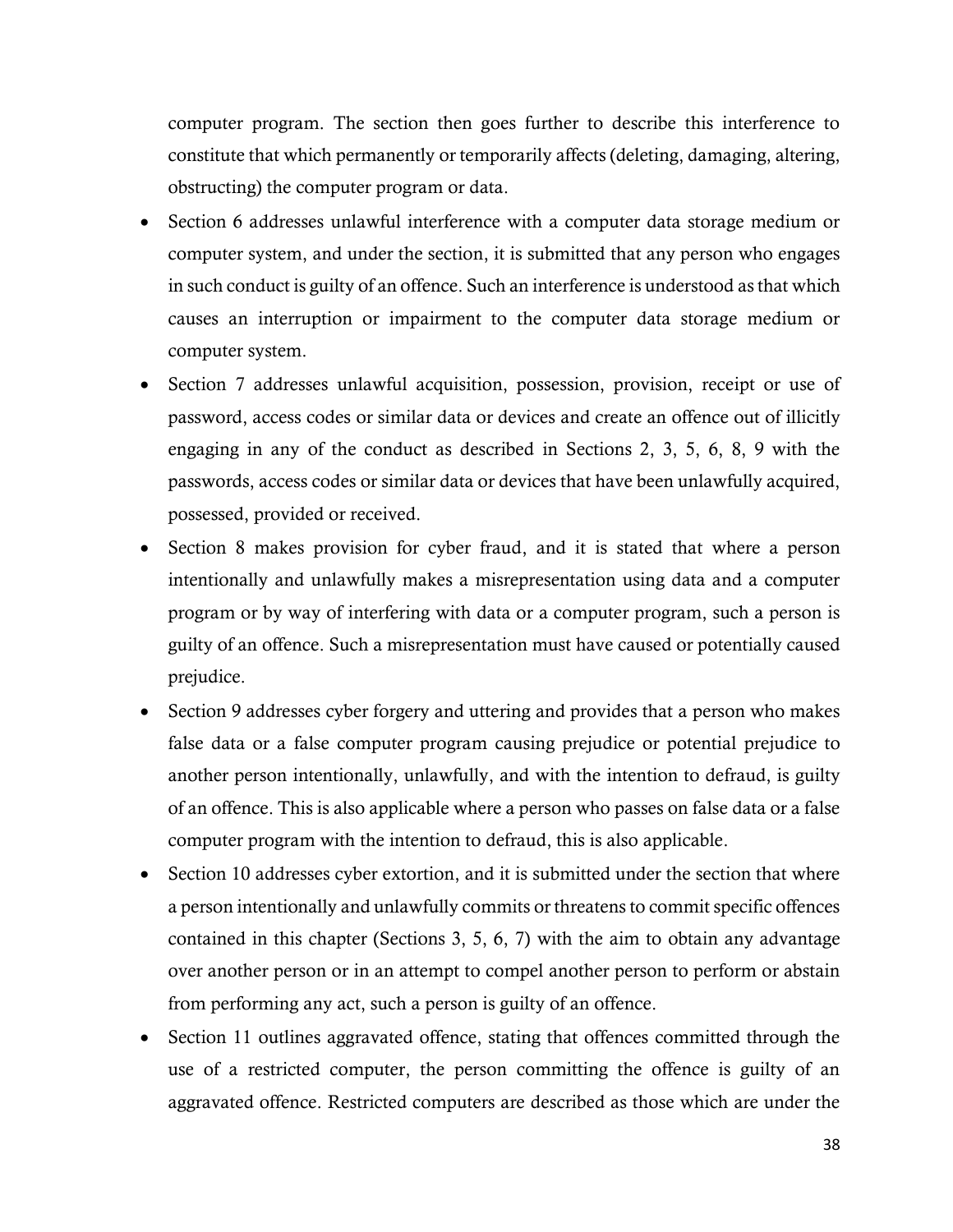computer program. The section then goes further to describe this interference to constitute that which permanently or temporarily affects (deleting, damaging, altering, obstructing) the computer program or data.

- Section 6 addresses unlawful interference with a computer data storage medium or computer system, and under the section, it is submitted that any person who engages in such conduct is guilty of an offence. Such an interference is understood as that which causes an interruption or impairment to the computer data storage medium or computer system.
- Section 7 addresses unlawful acquisition, possession, provision, receipt or use of password, access codes or similar data or devices and create an offence out of illicitly engaging in any of the conduct as described in Sections 2, 3, 5, 6, 8, 9 with the passwords, access codes or similar data or devices that have been unlawfully acquired, possessed, provided or received.
- Section 8 makes provision for cyber fraud, and it is stated that where a person intentionally and unlawfully makes a misrepresentation using data and a computer program or by way of interfering with data or a computer program, such a person is guilty of an offence. Such a misrepresentation must have caused or potentially caused prejudice.
- Section 9 addresses cyber forgery and uttering and provides that a person who makes false data or a false computer program causing prejudice or potential prejudice to another person intentionally, unlawfully, and with the intention to defraud, is guilty of an offence. This is also applicable where a person who passes on false data or a false computer program with the intention to defraud, this is also applicable.
- Section 10 addresses cyber extortion, and it is submitted under the section that where a person intentionally and unlawfully commits or threatens to commit specific offences contained in this chapter (Sections 3, 5, 6, 7) with the aim to obtain any advantage over another person or in an attempt to compel another person to perform or abstain from performing any act, such a person is guilty of an offence.
- Section 11 outlines aggravated offence, stating that offences committed through the use of a restricted computer, the person committing the offence is guilty of an aggravated offence. Restricted computers are described as those which are under the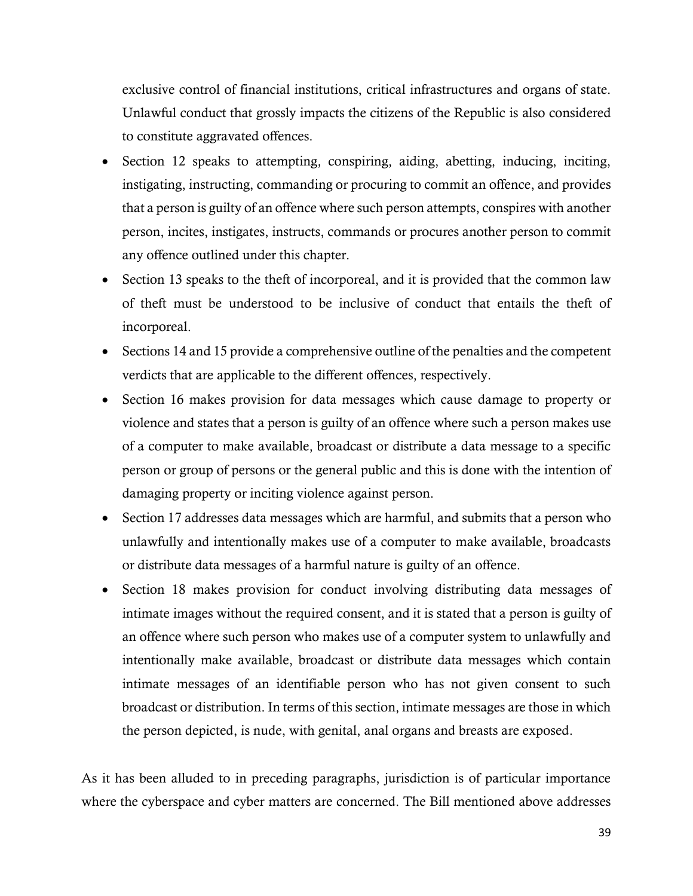exclusive control of financial institutions, critical infrastructures and organs of state. Unlawful conduct that grossly impacts the citizens of the Republic is also considered to constitute aggravated offences.

- Section 12 speaks to attempting, conspiring, aiding, abetting, inducing, inciting, instigating, instructing, commanding or procuring to commit an offence, and provides that a person is guilty of an offence where such person attempts, conspires with another person, incites, instigates, instructs, commands or procures another person to commit any offence outlined under this chapter.
- Section 13 speaks to the theft of incorporeal, and it is provided that the common law of theft must be understood to be inclusive of conduct that entails the theft of incorporeal.
- Sections 14 and 15 provide a comprehensive outline of the penalties and the competent verdicts that are applicable to the different offences, respectively.
- Section 16 makes provision for data messages which cause damage to property or violence and states that a person is guilty of an offence where such a person makes use of a computer to make available, broadcast or distribute a data message to a specific person or group of persons or the general public and this is done with the intention of damaging property or inciting violence against person.
- Section 17 addresses data messages which are harmful, and submits that a person who unlawfully and intentionally makes use of a computer to make available, broadcasts or distribute data messages of a harmful nature is guilty of an offence.
- Section 18 makes provision for conduct involving distributing data messages of intimate images without the required consent, and it is stated that a person is guilty of an offence where such person who makes use of a computer system to unlawfully and intentionally make available, broadcast or distribute data messages which contain intimate messages of an identifiable person who has not given consent to such broadcast or distribution. In terms of this section, intimate messages are those in which the person depicted, is nude, with genital, anal organs and breasts are exposed.

As it has been alluded to in preceding paragraphs, jurisdiction is of particular importance where the cyberspace and cyber matters are concerned. The Bill mentioned above addresses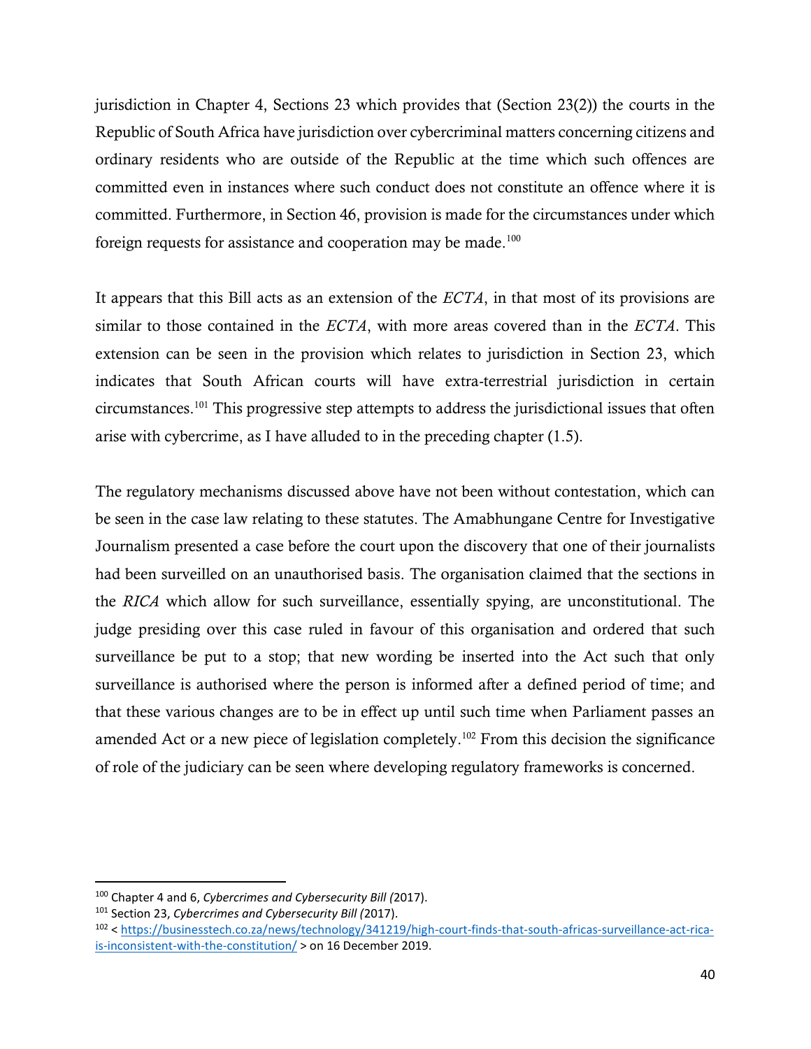jurisdiction in Chapter 4, Sections 23 which provides that (Section 23(2)) the courts in the Republic of South Africa have jurisdiction over cybercriminal matters concerning citizens and ordinary residents who are outside of the Republic at the time which such offences are committed even in instances where such conduct does not constitute an offence where it is committed. Furthermore, in Section 46, provision is made for the circumstances under which foreign requests for assistance and cooperation may be made.[100]

It appears that this Bill acts as an extension of the *ECTA*, in that most of its provisions are similar to those contained in the *ECTA*, with more areas covered than in the *ECTA*. This extension can be seen in the provision which relates to jurisdiction in Section 23, which indicates that South African courts will have extra-terrestrial jurisdiction in certain circumstances.[101] This progressive step attempts to address the jurisdictional issues that often arise with cybercrime, as I have alluded to in the preceding chapter (1.5).

The regulatory mechanisms discussed above have not been without contestation, which can be seen in the case law relating to these statutes. The Amabhungane Centre for Investigative Journalism presented a case before the court upon the discovery that one of their journalists had been surveilled on an unauthorised basis. The organisation claimed that the sections in the *RICA* which allow for such surveillance, essentially spying, are unconstitutional. The judge presiding over this case ruled in favour of this organisation and ordered that such surveillance be put to a stop; that new wording be inserted into the Act such that only surveillance is authorised where the person is informed after a defined period of time; and that these various changes are to be in effect up until such time when Parliament passes an amended Act or a new piece of legislation completely.[102] From this decision the significance of role of the judiciary can be seen where developing regulatory frameworks is concerned.

[100] Chapter 4 and 6, *Cybercrimes and Cybersecurity Bill (*2017).
[101] Section 23, *Cybercrimes and Cybersecurity Bill (*2017).
[102] < https://businesstech.co.za/news/technology/341219/high-court-finds-that-south-africas-surveillance-act-rica-is-inconsistent-with-the-constitution/ > on 16 December 2019.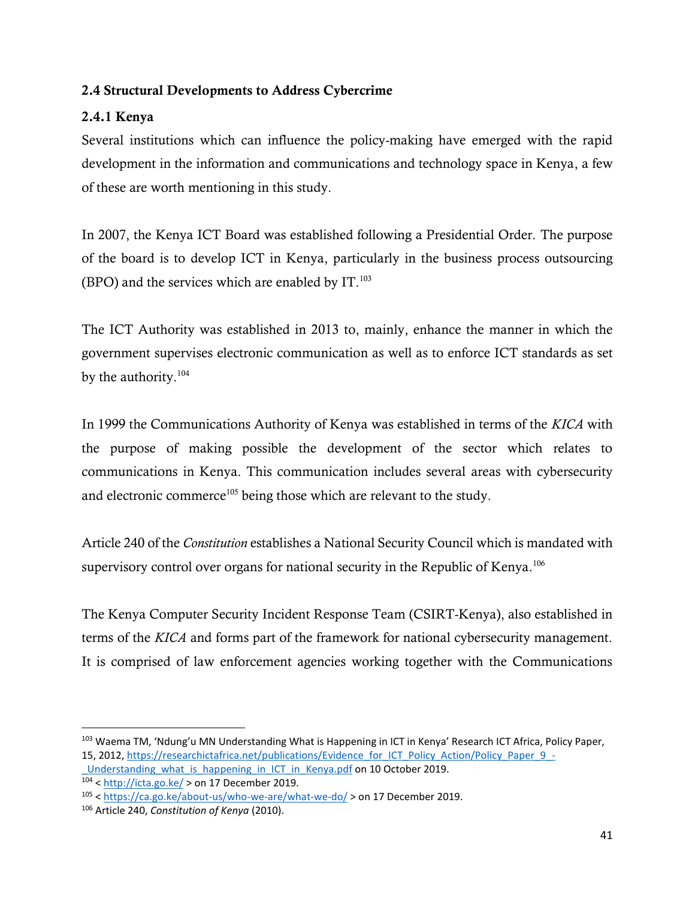### 2.4 Structural Developments to Address Cybercrime

#### 2.4.1 Kenya

Several institutions which can influence the policy-making have emerged with the rapid development in the information and communications and technology space in Kenya, a few of these are worth mentioning in this study.

In 2007, the Kenya ICT Board was established following a Presidential Order. The purpose of the board is to develop ICT in Kenya, particularly in the business process outsourcing (BPO) and the services which are enabled by IT.[103]

The ICT Authority was established in 2013 to, mainly, enhance the manner in which the government supervises electronic communication as well as to enforce ICT standards as set by the authority.[104]

In 1999 the Communications Authority of Kenya was established in terms of the *KICA* with the purpose of making possible the development of the sector which relates to communications in Kenya. This communication includes several areas with cybersecurity and electronic commerce[105] being those which are relevant to the study.

Article 240 of the *Constitution* establishes a National Security Council which is mandated with supervisory control over organs for national security in the Republic of Kenya.[106]

The Kenya Computer Security Incident Response Team (CSIRT-Kenya), also established in terms of the *KICA* and forms part of the framework for national cybersecurity management. It is comprised of law enforcement agencies working together with the Communications

---

[103] Waema TM, 'Ndung'u MN Understanding What is Happening in ICT in Kenya' Research ICT Africa, Policy Paper, 15, 2012, https://researchictafrica.net/publications/Evidence_for_ICT_Policy_Action/Policy_Paper_9_-_Understanding_what_is_happening_in_ICT_in_Kenya.pdf on 10 October 2019.

[104] < http://icta.go.ke/ > on 17 December 2019.

[105] < https://ca.go.ke/about-us/who-we-are/what-we-do/ > on 17 December 2019.

[106] Article 240, *Constitution of Kenya* (2010).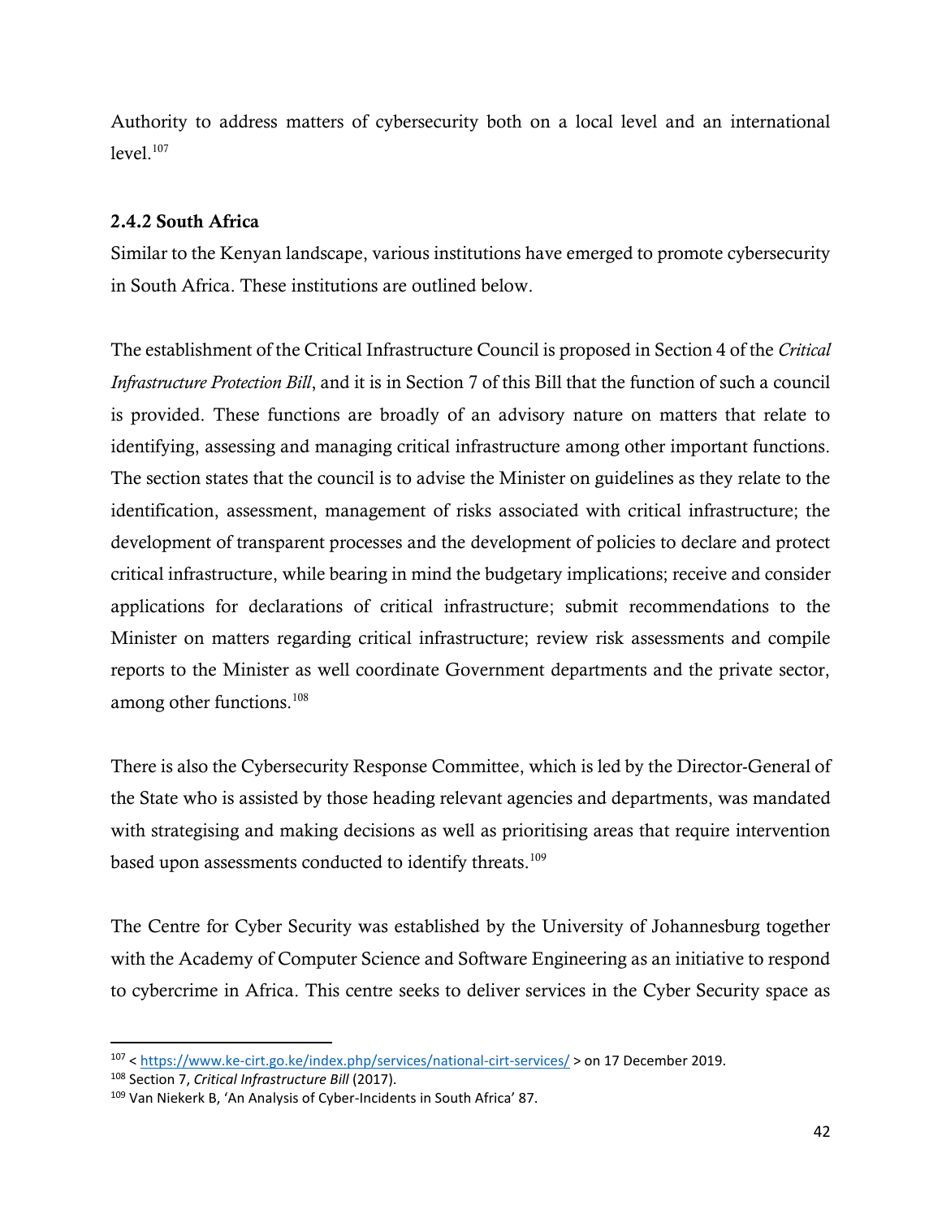Authority to address matters of cybersecurity both on a local level and an international level.[107]

### 2.4.2 South Africa

Similar to the Kenyan landscape, various institutions have emerged to promote cybersecurity in South Africa. These institutions are outlined below.

The establishment of the Critical Infrastructure Council is proposed in Section 4 of the *Critical Infrastructure Protection Bill*, and it is in Section 7 of this Bill that the function of such a council is provided. These functions are broadly of an advisory nature on matters that relate to identifying, assessing and managing critical infrastructure among other important functions. The section states that the council is to advise the Minister on guidelines as they relate to the identification, assessment, management of risks associated with critical infrastructure; the development of transparent processes and the development of policies to declare and protect critical infrastructure, while bearing in mind the budgetary implications; receive and consider applications for declarations of critical infrastructure; submit recommendations to the Minister on matters regarding critical infrastructure; review risk assessments and compile reports to the Minister as well coordinate Government departments and the private sector, among other functions.[108]

There is also the Cybersecurity Response Committee, which is led by the Director-General of the State who is assisted by those heading relevant agencies and departments, was mandated with strategising and making decisions as well as prioritising areas that require intervention based upon assessments conducted to identify threats.[109]

The Centre for Cyber Security was established by the University of Johannesburg together with the Academy of Computer Science and Software Engineering as an initiative to respond to cybercrime in Africa. This centre seeks to deliver services in the Cyber Security space as

---

[107] < https://www.ke-cirt.go.ke/index.php/services/national-cirt-services/ > on 17 December 2019.

[108] Section 7, *Critical Infrastructure Bill* (2017).

[109] Van Niekerk B, 'An Analysis of Cyber-Incidents in South Africa' 87.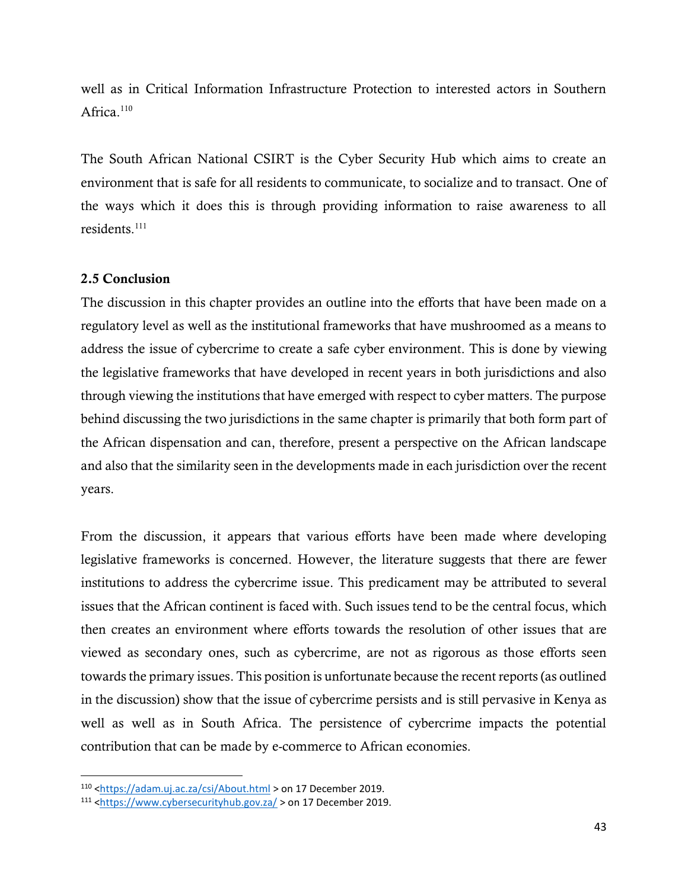well as in Critical Information Infrastructure Protection to interested actors in Southern Africa.[110]

The South African National CSIRT is the Cyber Security Hub which aims to create an environment that is safe for all residents to communicate, to socialize and to transact. One of the ways which it does this is through providing information to raise awareness to all residents.[111]

### 2.5 Conclusion

The discussion in this chapter provides an outline into the efforts that have been made on a regulatory level as well as the institutional frameworks that have mushroomed as a means to address the issue of cybercrime to create a safe cyber environment. This is done by viewing the legislative frameworks that have developed in recent years in both jurisdictions and also through viewing the institutions that have emerged with respect to cyber matters. The purpose behind discussing the two jurisdictions in the same chapter is primarily that both form part of the African dispensation and can, therefore, present a perspective on the African landscape and also that the similarity seen in the developments made in each jurisdiction over the recent years.

From the discussion, it appears that various efforts have been made where developing legislative frameworks is concerned. However, the literature suggests that there are fewer institutions to address the cybercrime issue. This predicament may be attributed to several issues that the African continent is faced with. Such issues tend to be the central focus, which then creates an environment where efforts towards the resolution of other issues that are viewed as secondary ones, such as cybercrime, are not as rigorous as those efforts seen towards the primary issues. This position is unfortunate because the recent reports (as outlined in the discussion) show that the issue of cybercrime persists and is still pervasive in Kenya as well as well as in South Africa. The persistence of cybercrime impacts the potential contribution that can be made by e-commerce to African economies.

---

[110] <https://adam.uj.ac.za/csi/About.html > on 17 December 2019.

[111] <https://www.cybersecurityhub.gov.za/ > on 17 December 2019.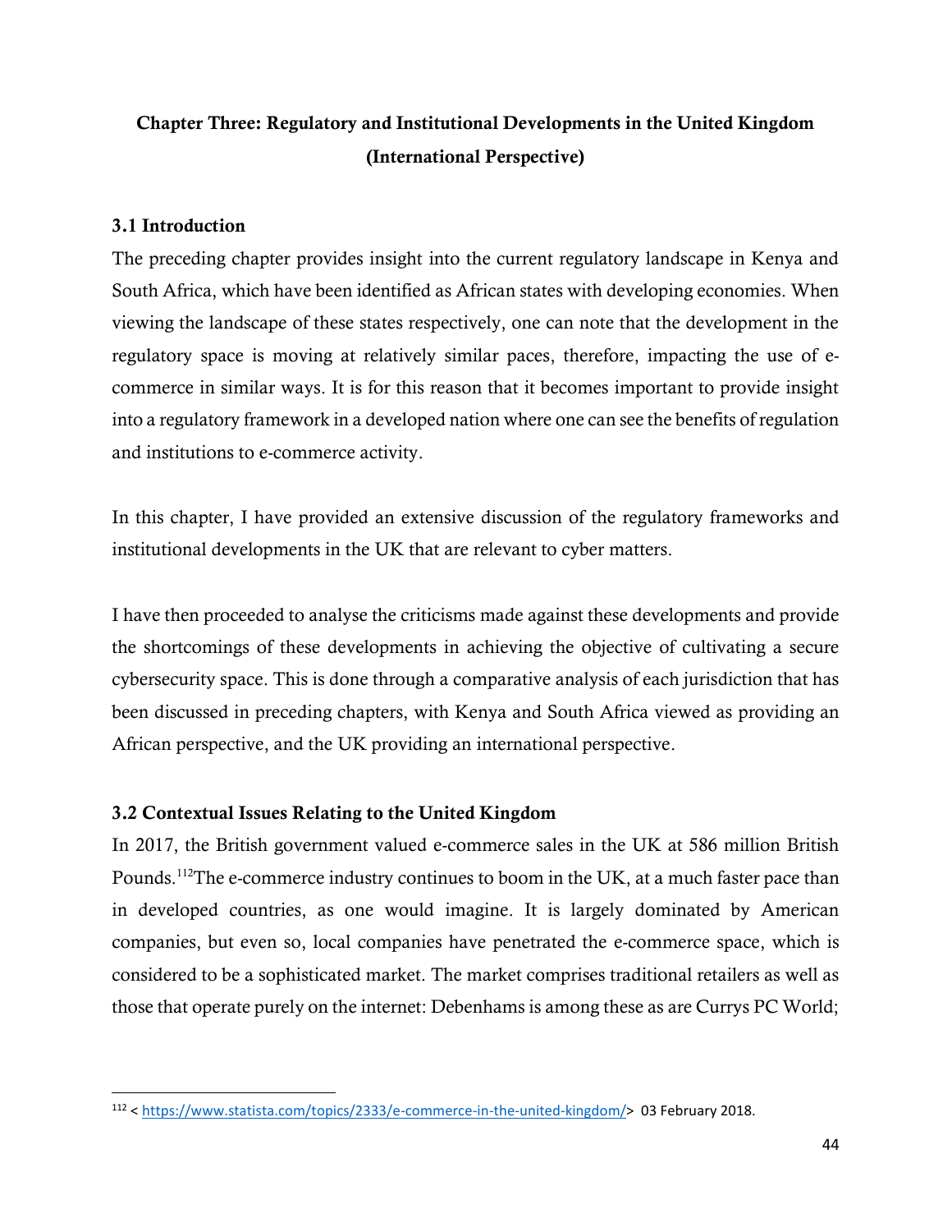## Chapter Three: Regulatory and Institutional Developments in the United Kingdom (International Perspective)

### 3.1 Introduction

The preceding chapter provides insight into the current regulatory landscape in Kenya and South Africa, which have been identified as African states with developing economies. When viewing the landscape of these states respectively, one can note that the development in the regulatory space is moving at relatively similar paces, therefore, impacting the use of e-commerce in similar ways. It is for this reason that it becomes important to provide insight into a regulatory framework in a developed nation where one can see the benefits of regulation and institutions to e-commerce activity.

In this chapter, I have provided an extensive discussion of the regulatory frameworks and institutional developments in the UK that are relevant to cyber matters.

I have then proceeded to analyse the criticisms made against these developments and provide the shortcomings of these developments in achieving the objective of cultivating a secure cybersecurity space. This is done through a comparative analysis of each jurisdiction that has been discussed in preceding chapters, with Kenya and South Africa viewed as providing an African perspective, and the UK providing an international perspective.

### 3.2 Contextual Issues Relating to the United Kingdom

In 2017, the British government valued e-commerce sales in the UK at 586 million British Pounds.[112]The e-commerce industry continues to boom in the UK, at a much faster pace than in developed countries, as one would imagine. It is largely dominated by American companies, but even so, local companies have penetrated the e-commerce space, which is considered to be a sophisticated market. The market comprises traditional retailers as well as those that operate purely on the internet: Debenhams is among these as are Currys PC World;

---

[112] < https://www.statista.com/topics/2333/e-commerce-in-the-united-kingdom/> 03 February 2018.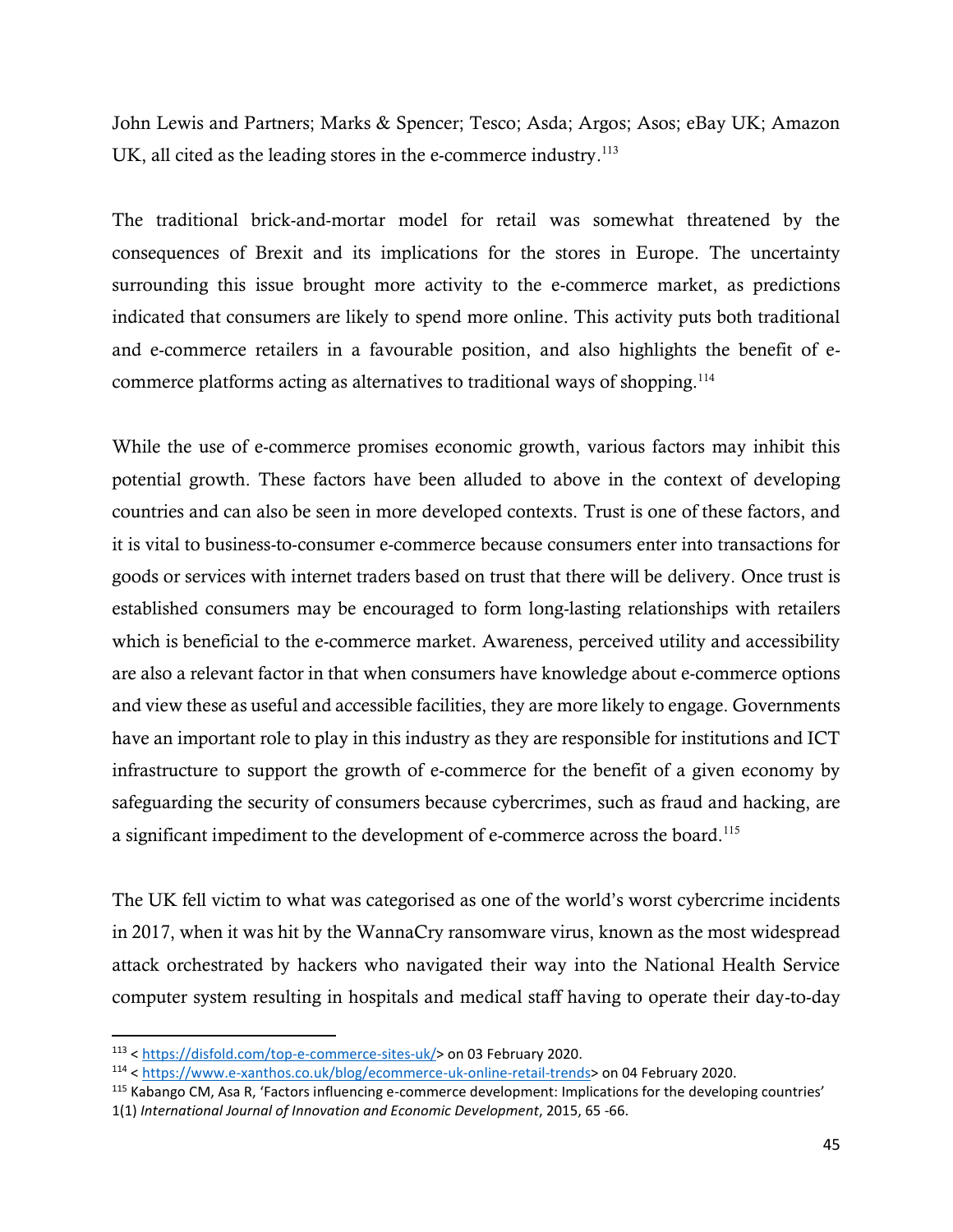John Lewis and Partners; Marks & Spencer; Tesco; Asda; Argos; Asos; eBay UK; Amazon UK, all cited as the leading stores in the e-commerce industry.[113]

The traditional brick-and-mortar model for retail was somewhat threatened by the consequences of Brexit and its implications for the stores in Europe. The uncertainty surrounding this issue brought more activity to the e-commerce market, as predictions indicated that consumers are likely to spend more online. This activity puts both traditional and e-commerce retailers in a favourable position, and also highlights the benefit of e-commerce platforms acting as alternatives to traditional ways of shopping.[114]

While the use of e-commerce promises economic growth, various factors may inhibit this potential growth. These factors have been alluded to above in the context of developing countries and can also be seen in more developed contexts. Trust is one of these factors, and it is vital to business-to-consumer e-commerce because consumers enter into transactions for goods or services with internet traders based on trust that there will be delivery. Once trust is established consumers may be encouraged to form long-lasting relationships with retailers which is beneficial to the e-commerce market. Awareness, perceived utility and accessibility are also a relevant factor in that when consumers have knowledge about e-commerce options and view these as useful and accessible facilities, they are more likely to engage. Governments have an important role to play in this industry as they are responsible for institutions and ICT infrastructure to support the growth of e-commerce for the benefit of a given economy by safeguarding the security of consumers because cybercrimes, such as fraud and hacking, are a significant impediment to the development of e-commerce across the board.[115]

The UK fell victim to what was categorised as one of the world's worst cybercrime incidents in 2017, when it was hit by the WannaCry ransomware virus, known as the most widespread attack orchestrated by hackers who navigated their way into the National Health Service computer system resulting in hospitals and medical staff having to operate their day-to-day

---

[113] < https://disfold.com/top-e-commerce-sites-uk/> on 03 February 2020.

[114] < https://www.e-xanthos.co.uk/blog/ecommerce-uk-online-retail-trends> on 04 February 2020.

[115] Kabango CM, Asa R, 'Factors influencing e-commerce development: Implications for the developing countries' 1(1) *International Journal of Innovation and Economic Development*, 2015, 65 -66.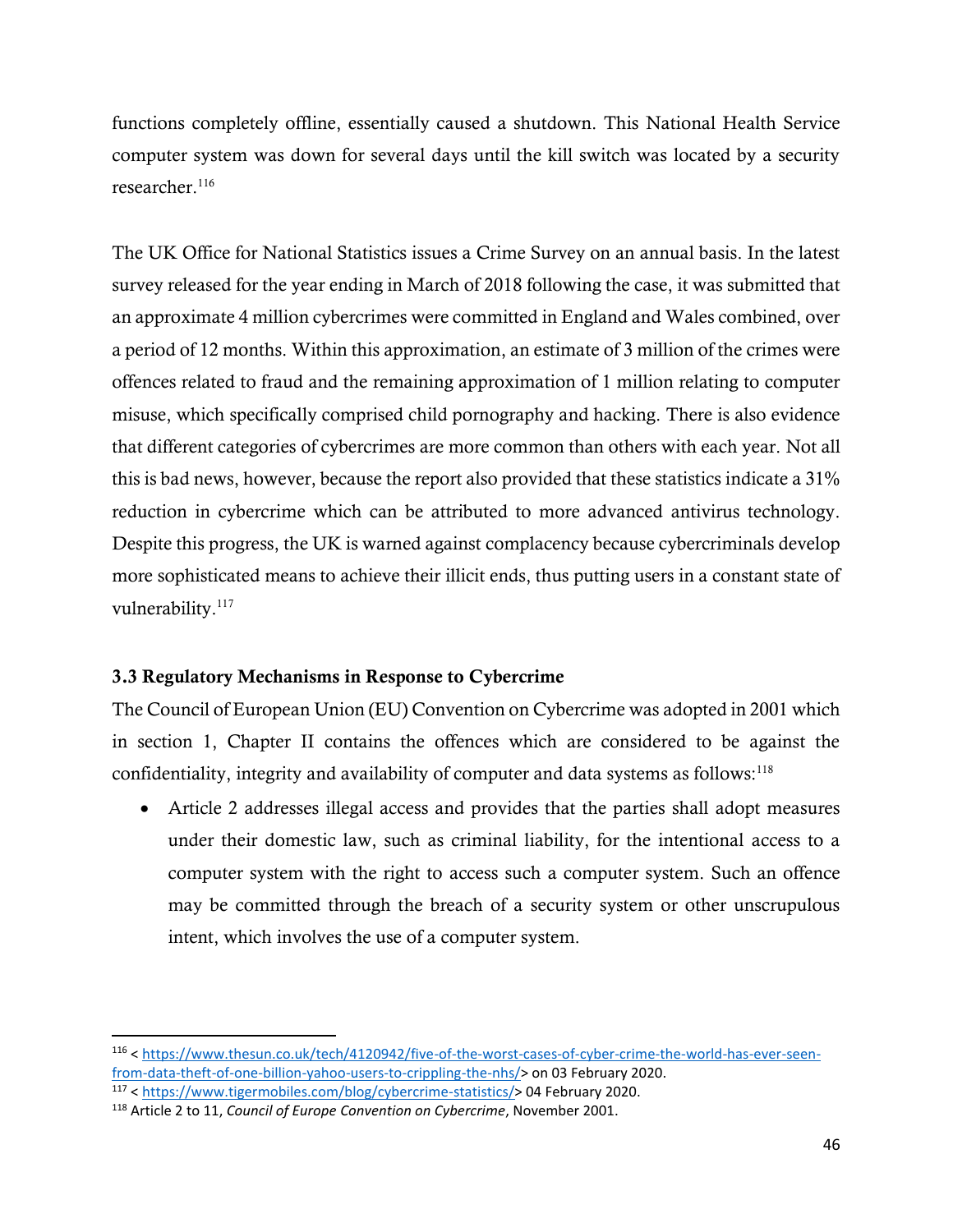functions completely offline, essentially caused a shutdown. This National Health Service computer system was down for several days until the kill switch was located by a security researcher.[116]

The UK Office for National Statistics issues a Crime Survey on an annual basis. In the latest survey released for the year ending in March of 2018 following the case, it was submitted that an approximate 4 million cybercrimes were committed in England and Wales combined, over a period of 12 months. Within this approximation, an estimate of 3 million of the crimes were offences related to fraud and the remaining approximation of 1 million relating to computer misuse, which specifically comprised child pornography and hacking. There is also evidence that different categories of cybercrimes are more common than others with each year. Not all this is bad news, however, because the report also provided that these statistics indicate a 31% reduction in cybercrime which can be attributed to more advanced antivirus technology. Despite this progress, the UK is warned against complacency because cybercriminals develop more sophisticated means to achieve their illicit ends, thus putting users in a constant state of vulnerability.[117]

### 3.3 Regulatory Mechanisms in Response to Cybercrime

The Council of European Union (EU) Convention on Cybercrime was adopted in 2001 which in section 1, Chapter II contains the offences which are considered to be against the confidentiality, integrity and availability of computer and data systems as follows:[118]

- Article 2 addresses illegal access and provides that the parties shall adopt measures under their domestic law, such as criminal liability, for the intentional access to a computer system with the right to access such a computer system. Such an offence may be committed through the breach of a security system or other unscrupulous intent, which involves the use of a computer system.

---

[116] < https://www.thesun.co.uk/tech/4120942/five-of-the-worst-cases-of-cyber-crime-the-world-has-ever-seen-from-data-theft-of-one-billion-yahoo-users-to-crippling-the-nhs/> on 03 February 2020.

[117] < https://www.tigermobiles.com/blog/cybercrime-statistics/> 04 February 2020.

[118] Article 2 to 11, *Council of Europe Convention on Cybercrime*, November 2001.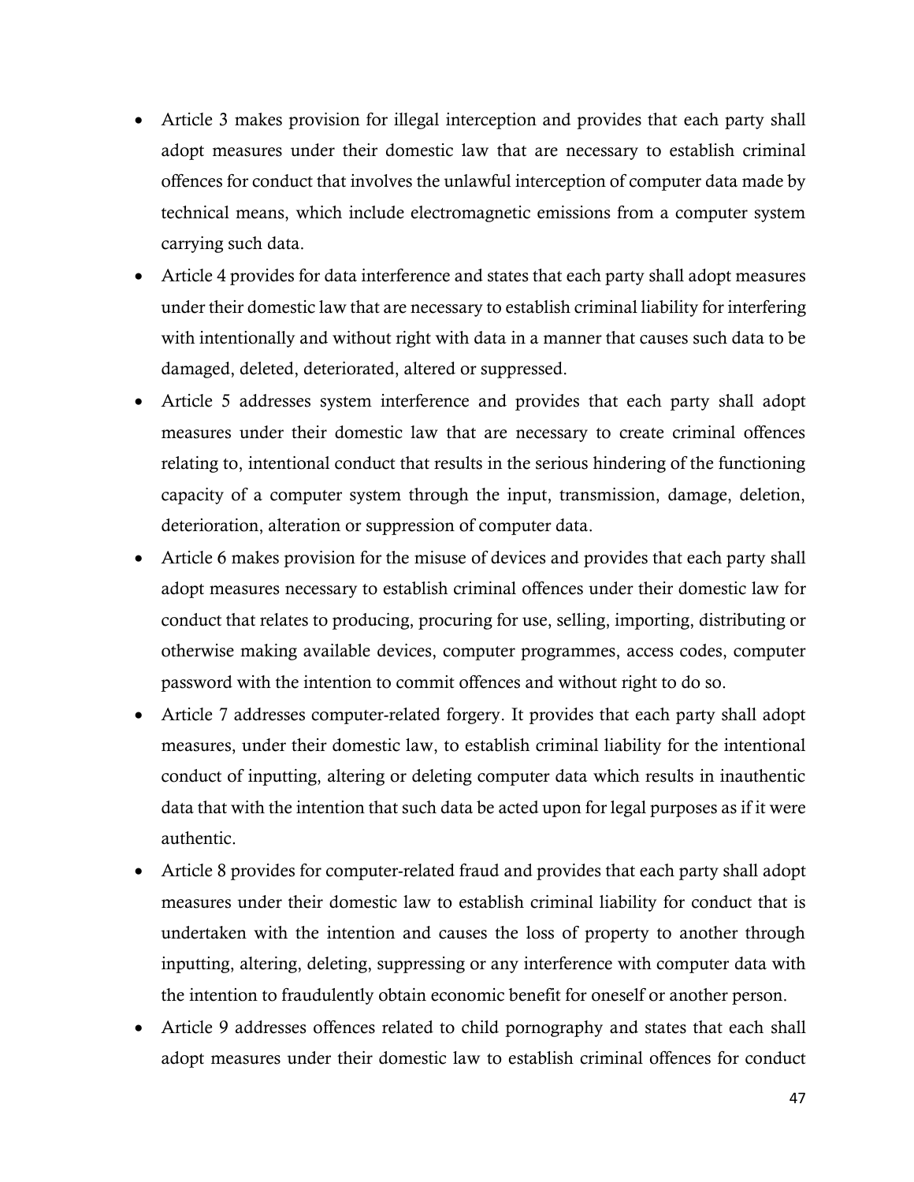- Article 3 makes provision for illegal interception and provides that each party shall adopt measures under their domestic law that are necessary to establish criminal offences for conduct that involves the unlawful interception of computer data made by technical means, which include electromagnetic emissions from a computer system carrying such data.
- Article 4 provides for data interference and states that each party shall adopt measures under their domestic law that are necessary to establish criminal liability for interfering with intentionally and without right with data in a manner that causes such data to be damaged, deleted, deteriorated, altered or suppressed.
- Article 5 addresses system interference and provides that each party shall adopt measures under their domestic law that are necessary to create criminal offences relating to, intentional conduct that results in the serious hindering of the functioning capacity of a computer system through the input, transmission, damage, deletion, deterioration, alteration or suppression of computer data.
- Article 6 makes provision for the misuse of devices and provides that each party shall adopt measures necessary to establish criminal offences under their domestic law for conduct that relates to producing, procuring for use, selling, importing, distributing or otherwise making available devices, computer programmes, access codes, computer password with the intention to commit offences and without right to do so.
- Article 7 addresses computer-related forgery. It provides that each party shall adopt measures, under their domestic law, to establish criminal liability for the intentional conduct of inputting, altering or deleting computer data which results in inauthentic data that with the intention that such data be acted upon for legal purposes as if it were authentic.
- Article 8 provides for computer-related fraud and provides that each party shall adopt measures under their domestic law to establish criminal liability for conduct that is undertaken with the intention and causes the loss of property to another through inputting, altering, deleting, suppressing or any interference with computer data with the intention to fraudulently obtain economic benefit for oneself or another person.
- Article 9 addresses offences related to child pornography and states that each shall adopt measures under their domestic law to establish criminal offences for conduct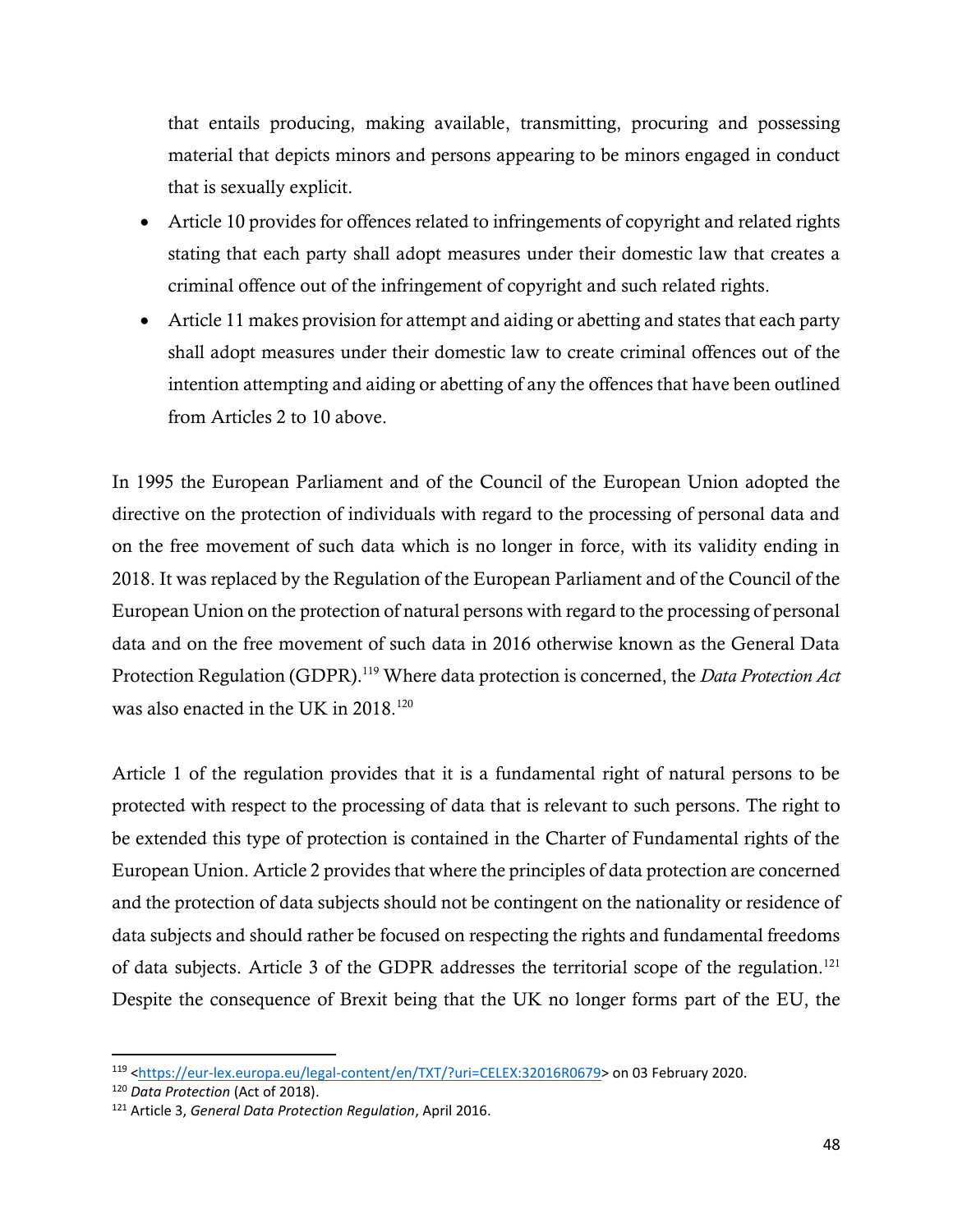that entails producing, making available, transmitting, procuring and possessing material that depicts minors and persons appearing to be minors engaged in conduct that is sexually explicit.

- Article 10 provides for offences related to infringements of copyright and related rights stating that each party shall adopt measures under their domestic law that creates a criminal offence out of the infringement of copyright and such related rights.
- Article 11 makes provision for attempt and aiding or abetting and states that each party shall adopt measures under their domestic law to create criminal offences out of the intention attempting and aiding or abetting of any the offences that have been outlined from Articles 2 to 10 above.

In 1995 the European Parliament and of the Council of the European Union adopted the directive on the protection of individuals with regard to the processing of personal data and on the free movement of such data which is no longer in force, with its validity ending in 2018. It was replaced by the Regulation of the European Parliament and of the Council of the European Union on the protection of natural persons with regard to the processing of personal data and on the free movement of such data in 2016 otherwise known as the General Data Protection Regulation (GDPR).[119] Where data protection is concerned, the *Data Protection Act* was also enacted in the UK in 2018.[120]

Article 1 of the regulation provides that it is a fundamental right of natural persons to be protected with respect to the processing of data that is relevant to such persons. The right to be extended this type of protection is contained in the Charter of Fundamental rights of the European Union. Article 2 provides that where the principles of data protection are concerned and the protection of data subjects should not be contingent on the nationality or residence of data subjects and should rather be focused on respecting the rights and fundamental freedoms of data subjects. Article 3 of the GDPR addresses the territorial scope of the regulation.[121] Despite the consequence of Brexit being that the UK no longer forms part of the EU, the

---

[119] <https://eur-lex.europa.eu/legal-content/en/TXT/?uri=CELEX:32016R0679> on 03 February 2020.

[120] *Data Protection* (Act of 2018).

[121] Article 3, *General Data Protection Regulation*, April 2016.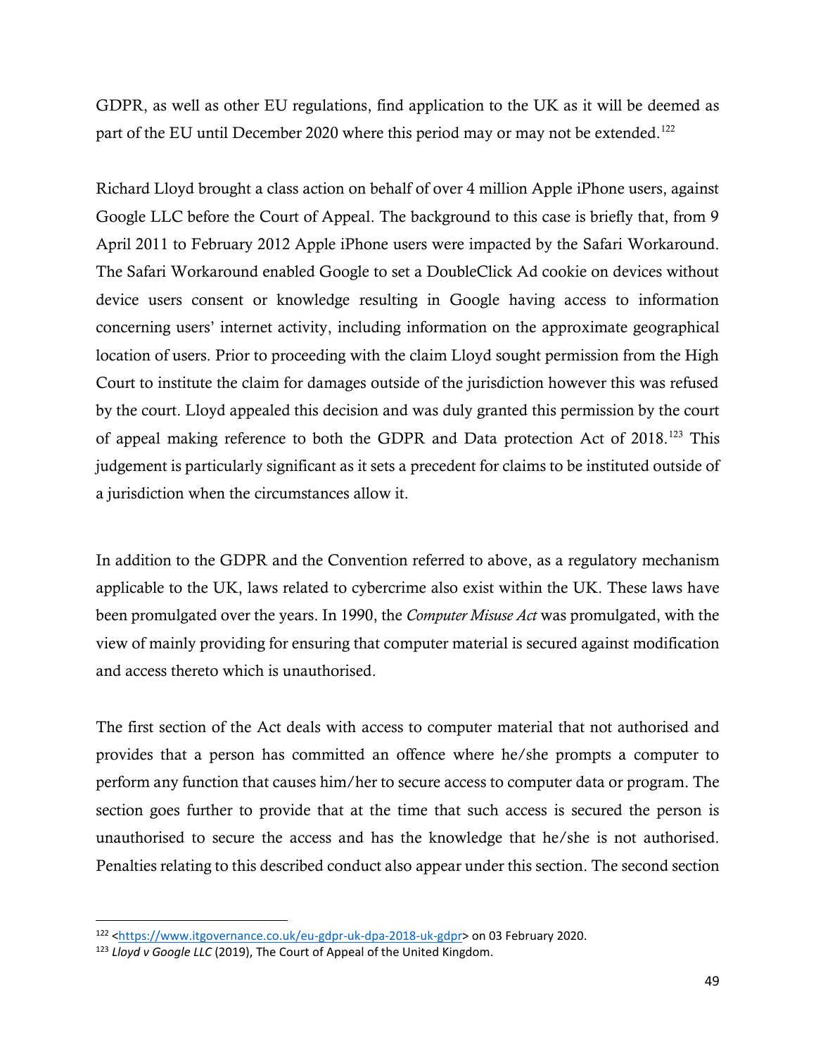GDPR, as well as other EU regulations, find application to the UK as it will be deemed as part of the EU until December 2020 where this period may or may not be extended.[122]

Richard Lloyd brought a class action on behalf of over 4 million Apple iPhone users, against Google LLC before the Court of Appeal. The background to this case is briefly that, from 9 April 2011 to February 2012 Apple iPhone users were impacted by the Safari Workaround. The Safari Workaround enabled Google to set a DoubleClick Ad cookie on devices without device users consent or knowledge resulting in Google having access to information concerning users' internet activity, including information on the approximate geographical location of users. Prior to proceeding with the claim Lloyd sought permission from the High Court to institute the claim for damages outside of the jurisdiction however this was refused by the court. Lloyd appealed this decision and was duly granted this permission by the court of appeal making reference to both the GDPR and Data protection Act of 2018.[123] This judgement is particularly significant as it sets a precedent for claims to be instituted outside of a jurisdiction when the circumstances allow it.

In addition to the GDPR and the Convention referred to above, as a regulatory mechanism applicable to the UK, laws related to cybercrime also exist within the UK. These laws have been promulgated over the years. In 1990, the *Computer Misuse Act* was promulgated, with the view of mainly providing for ensuring that computer material is secured against modification and access thereto which is unauthorised.

The first section of the Act deals with access to computer material that not authorised and provides that a person has committed an offence where he/she prompts a computer to perform any function that causes him/her to secure access to computer data or program. The section goes further to provide that at the time that such access is secured the person is unauthorised to secure the access and has the knowledge that he/she is not authorised. Penalties relating to this described conduct also appear under this section. The second section

---

[122] <https://www.itgovernance.co.uk/eu-gdpr-uk-dpa-2018-uk-gdpr> on 03 February 2020.

[123] *Lloyd v Google LLC* (2019), The Court of Appeal of the United Kingdom.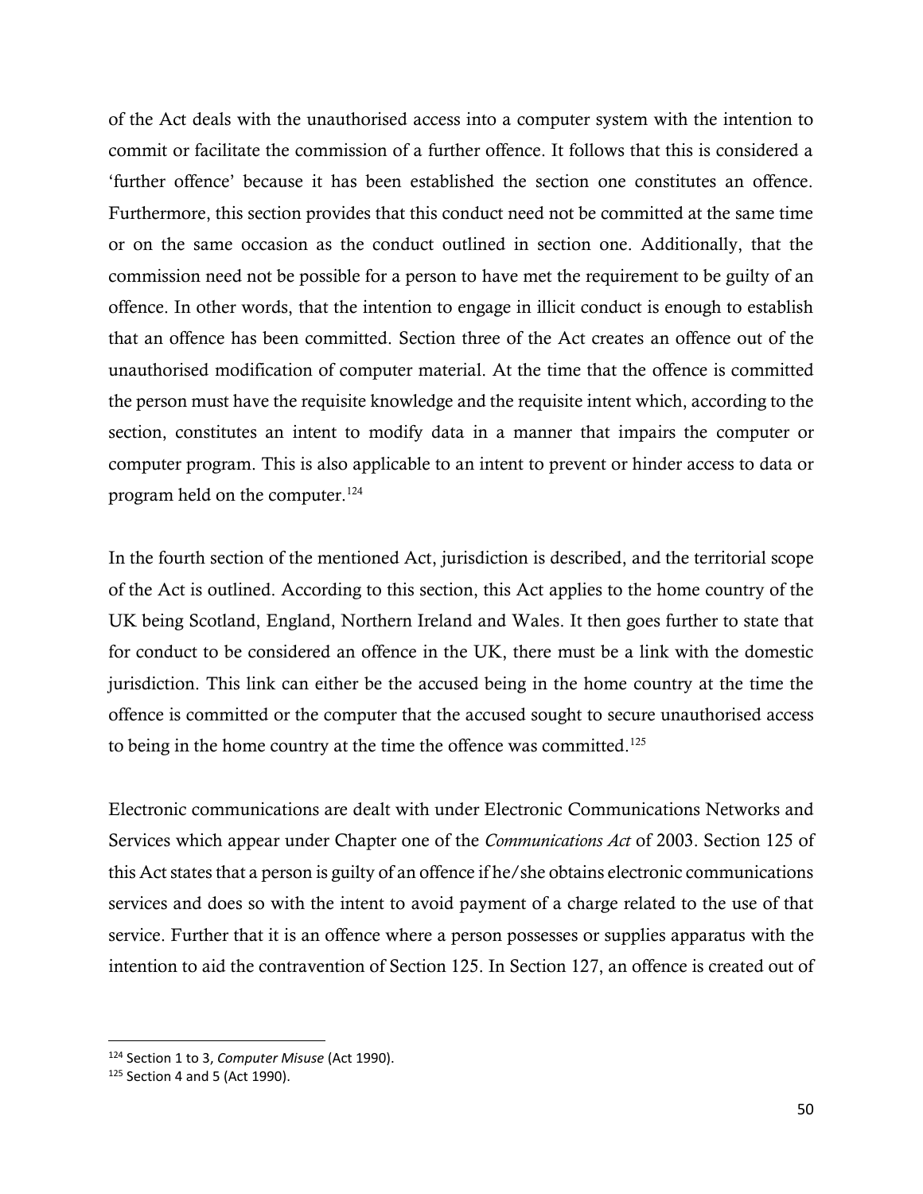of the Act deals with the unauthorised access into a computer system with the intention to commit or facilitate the commission of a further offence. It follows that this is considered a 'further offence' because it has been established the section one constitutes an offence. Furthermore, this section provides that this conduct need not be committed at the same time or on the same occasion as the conduct outlined in section one. Additionally, that the commission need not be possible for a person to have met the requirement to be guilty of an offence. In other words, that the intention to engage in illicit conduct is enough to establish that an offence has been committed. Section three of the Act creates an offence out of the unauthorised modification of computer material. At the time that the offence is committed the person must have the requisite knowledge and the requisite intent which, according to the section, constitutes an intent to modify data in a manner that impairs the computer or computer program. This is also applicable to an intent to prevent or hinder access to data or program held on the computer.[124]

In the fourth section of the mentioned Act, jurisdiction is described, and the territorial scope of the Act is outlined. According to this section, this Act applies to the home country of the UK being Scotland, England, Northern Ireland and Wales. It then goes further to state that for conduct to be considered an offence in the UK, there must be a link with the domestic jurisdiction. This link can either be the accused being in the home country at the time the offence is committed or the computer that the accused sought to secure unauthorised access to being in the home country at the time the offence was committed.[125]

Electronic communications are dealt with under Electronic Communications Networks and Services which appear under Chapter one of the *Communications Act* of 2003. Section 125 of this Act states that a person is guilty of an offence if he/she obtains electronic communications services and does so with the intent to avoid payment of a charge related to the use of that service. Further that it is an offence where a person possesses or supplies apparatus with the intention to aid the contravention of Section 125. In Section 127, an offence is created out of

[124] Section 1 to 3, *Computer Misuse* (Act 1990).

[125] Section 4 and 5 (Act 1990).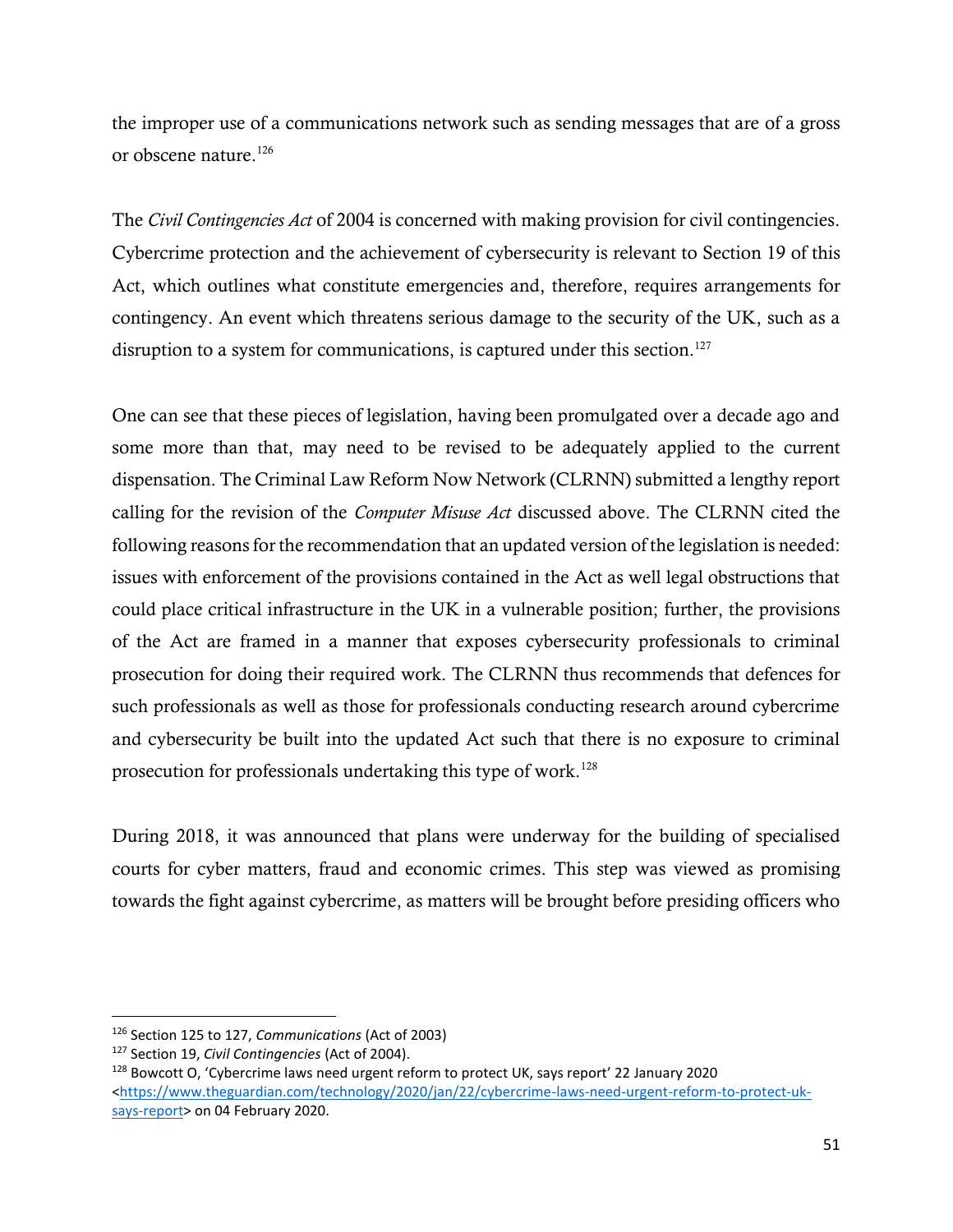the improper use of a communications network such as sending messages that are of a gross or obscene nature.[126]

The *Civil Contingencies Act* of 2004 is concerned with making provision for civil contingencies. Cybercrime protection and the achievement of cybersecurity is relevant to Section 19 of this Act, which outlines what constitute emergencies and, therefore, requires arrangements for contingency. An event which threatens serious damage to the security of the UK, such as a disruption to a system for communications, is captured under this section.[127]

One can see that these pieces of legislation, having been promulgated over a decade ago and some more than that, may need to be revised to be adequately applied to the current dispensation. The Criminal Law Reform Now Network (CLRNN) submitted a lengthy report calling for the revision of the *Computer Misuse Act* discussed above. The CLRNN cited the following reasons for the recommendation that an updated version of the legislation is needed: issues with enforcement of the provisions contained in the Act as well legal obstructions that could place critical infrastructure in the UK in a vulnerable position; further, the provisions of the Act are framed in a manner that exposes cybersecurity professionals to criminal prosecution for doing their required work. The CLRNN thus recommends that defences for such professionals as well as those for professionals conducting research around cybercrime and cybersecurity be built into the updated Act such that there is no exposure to criminal prosecution for professionals undertaking this type of work.[128]

During 2018, it was announced that plans were underway for the building of specialised courts for cyber matters, fraud and economic crimes. This step was viewed as promising towards the fight against cybercrime, as matters will be brought before presiding officers who

---

[126] Section 125 to 127, *Communications* (Act of 2003)

[127] Section 19, *Civil Contingencies* (Act of 2004).

[128] Bowcott O, 'Cybercrime laws need urgent reform to protect UK, says report' 22 January 2020 <https://www.theguardian.com/technology/2020/jan/22/cybercrime-laws-need-urgent-reform-to-protect-uk-says-report> on 04 February 2020.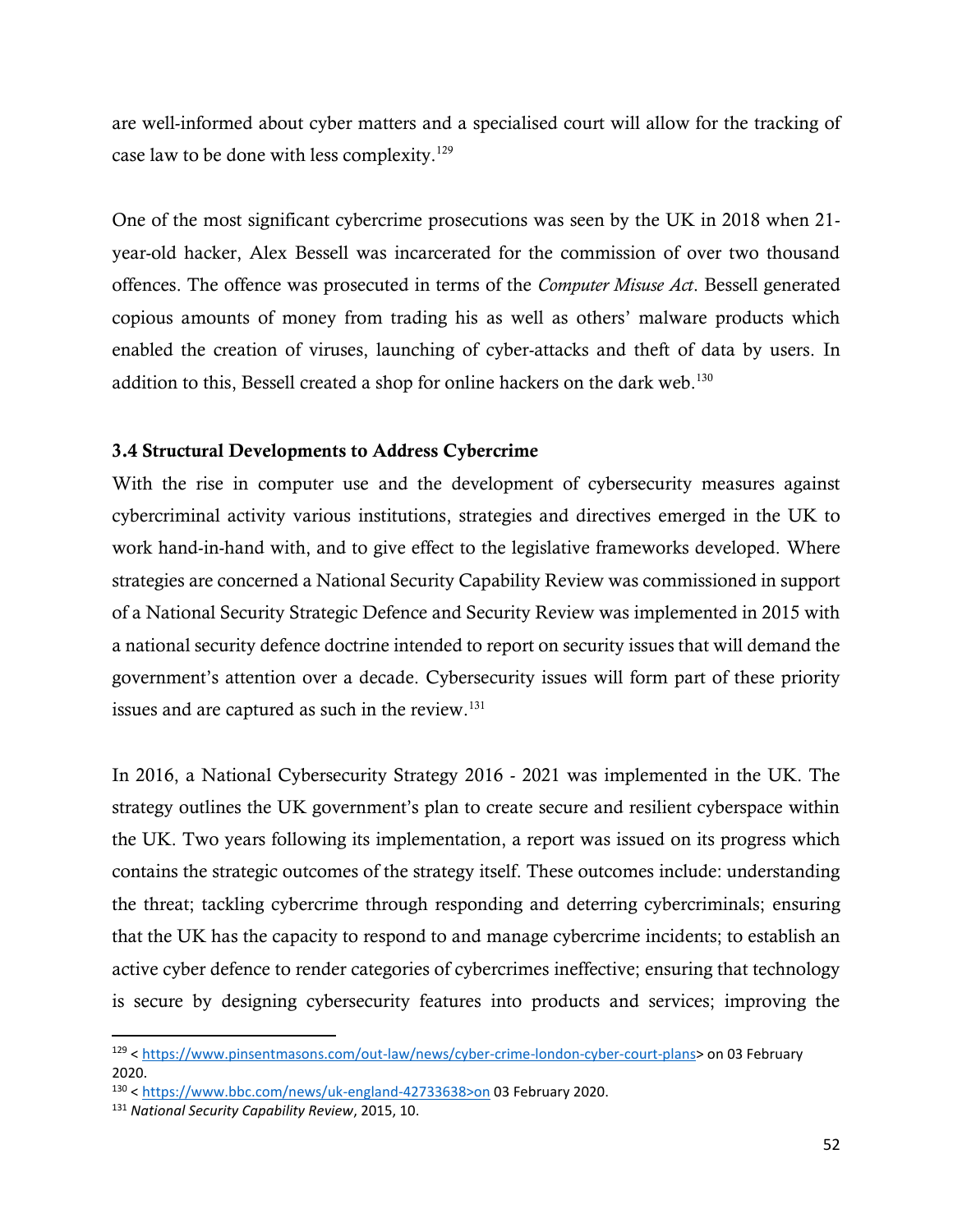are well-informed about cyber matters and a specialised court will allow for the tracking of case law to be done with less complexity.[129]

One of the most significant cybercrime prosecutions was seen by the UK in 2018 when 21-year-old hacker, Alex Bessell was incarcerated for the commission of over two thousand offences. The offence was prosecuted in terms of the *Computer Misuse Act*. Bessell generated copious amounts of money from trading his as well as others' malware products which enabled the creation of viruses, launching of cyber-attacks and theft of data by users. In addition to this, Bessell created a shop for online hackers on the dark web.[130]

### 3.4 Structural Developments to Address Cybercrime

With the rise in computer use and the development of cybersecurity measures against cybercriminal activity various institutions, strategies and directives emerged in the UK to work hand-in-hand with, and to give effect to the legislative frameworks developed. Where strategies are concerned a National Security Capability Review was commissioned in support of a National Security Strategic Defence and Security Review was implemented in 2015 with a national security defence doctrine intended to report on security issues that will demand the government's attention over a decade. Cybersecurity issues will form part of these priority issues and are captured as such in the review.[131]

In 2016, a National Cybersecurity Strategy 2016 - 2021 was implemented in the UK. The strategy outlines the UK government's plan to create secure and resilient cyberspace within the UK. Two years following its implementation, a report was issued on its progress which contains the strategic outcomes of the strategy itself. These outcomes include: understanding the threat; tackling cybercrime through responding and deterring cybercriminals; ensuring that the UK has the capacity to respond to and manage cybercrime incidents; to establish an active cyber defence to render categories of cybercrimes ineffective; ensuring that technology is secure by designing cybersecurity features into products and services; improving the

---

[129] < https://www.pinsentmasons.com/out-law/news/cyber-crime-london-cyber-court-plans> on 03 February 2020.

[130] < https://www.bbc.com/news/uk-england-42733638>on 03 February 2020.

[131] *National Security Capability Review*, 2015, 10.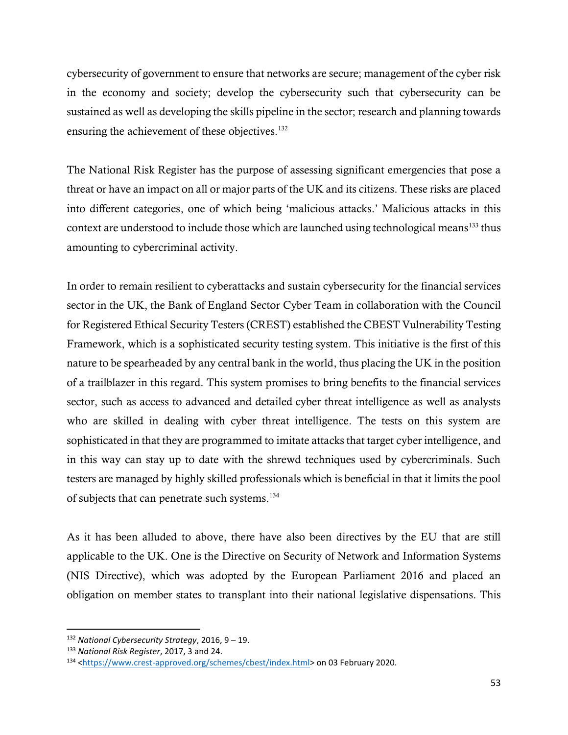cybersecurity of government to ensure that networks are secure; management of the cyber risk in the economy and society; develop the cybersecurity such that cybersecurity can be sustained as well as developing the skills pipeline in the sector; research and planning towards ensuring the achievement of these objectives.[132]

The National Risk Register has the purpose of assessing significant emergencies that pose a threat or have an impact on all or major parts of the UK and its citizens. These risks are placed into different categories, one of which being 'malicious attacks.' Malicious attacks in this context are understood to include those which are launched using technological means[133] thus amounting to cybercriminal activity.

In order to remain resilient to cyberattacks and sustain cybersecurity for the financial services sector in the UK, the Bank of England Sector Cyber Team in collaboration with the Council for Registered Ethical Security Testers (CREST) established the CBEST Vulnerability Testing Framework, which is a sophisticated security testing system. This initiative is the first of this nature to be spearheaded by any central bank in the world, thus placing the UK in the position of a trailblazer in this regard. This system promises to bring benefits to the financial services sector, such as access to advanced and detailed cyber threat intelligence as well as analysts who are skilled in dealing with cyber threat intelligence. The tests on this system are sophisticated in that they are programmed to imitate attacks that target cyber intelligence, and in this way can stay up to date with the shrewd techniques used by cybercriminals. Such testers are managed by highly skilled professionals which is beneficial in that it limits the pool of subjects that can penetrate such systems.[134]

As it has been alluded to above, there have also been directives by the EU that are still applicable to the UK. One is the Directive on Security of Network and Information Systems (NIS Directive), which was adopted by the European Parliament 2016 and placed an obligation on member states to transplant into their national legislative dispensations. This

---

[132] *National Cybersecurity Strategy*, 2016, 9 – 19.

[133] *National Risk Register*, 2017, 3 and 24.

[134] <https://www.crest-approved.org/schemes/cbest/index.html> on 03 February 2020.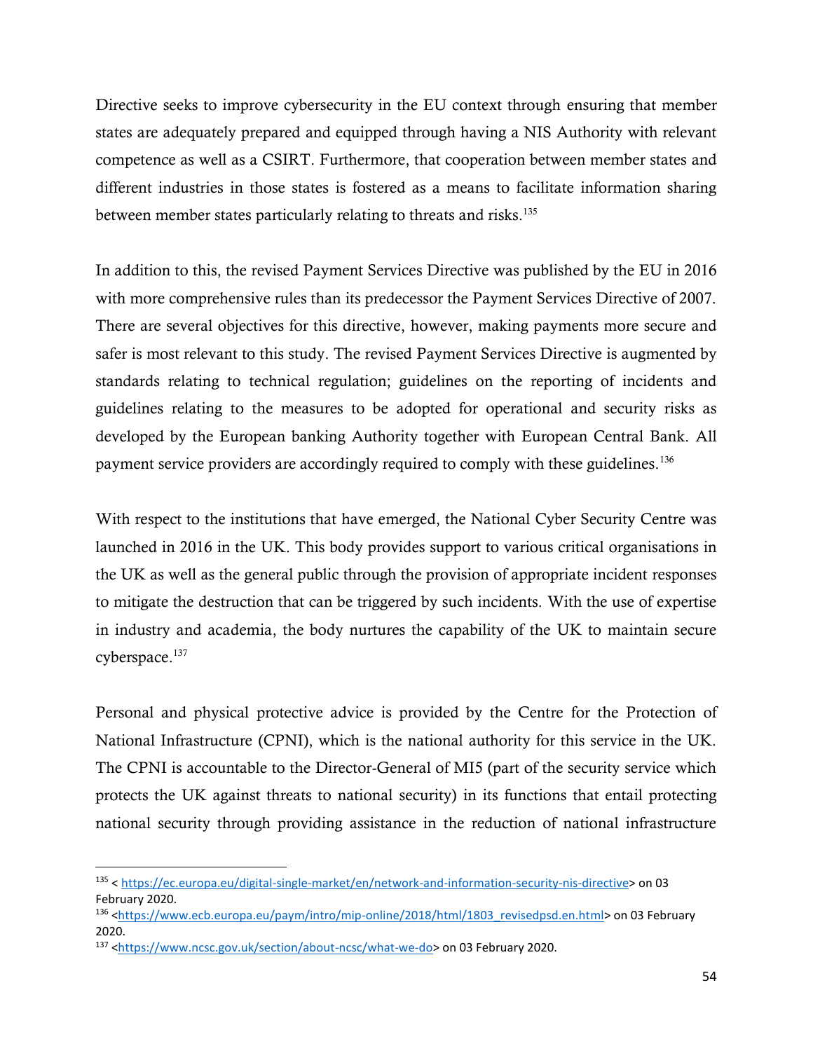Directive seeks to improve cybersecurity in the EU context through ensuring that member states are adequately prepared and equipped through having a NIS Authority with relevant competence as well as a CSIRT. Furthermore, that cooperation between member states and different industries in those states is fostered as a means to facilitate information sharing between member states particularly relating to threats and risks.[135]

In addition to this, the revised Payment Services Directive was published by the EU in 2016 with more comprehensive rules than its predecessor the Payment Services Directive of 2007. There are several objectives for this directive, however, making payments more secure and safer is most relevant to this study. The revised Payment Services Directive is augmented by standards relating to technical regulation; guidelines on the reporting of incidents and guidelines relating to the measures to be adopted for operational and security risks as developed by the European banking Authority together with European Central Bank. All payment service providers are accordingly required to comply with these guidelines.[136]

With respect to the institutions that have emerged, the National Cyber Security Centre was launched in 2016 in the UK. This body provides support to various critical organisations in the UK as well as the general public through the provision of appropriate incident responses to mitigate the destruction that can be triggered by such incidents. With the use of expertise in industry and academia, the body nurtures the capability of the UK to maintain secure cyberspace.[137]

Personal and physical protective advice is provided by the Centre for the Protection of National Infrastructure (CPNI), which is the national authority for this service in the UK. The CPNI is accountable to the Director-General of MI5 (part of the security service which protects the UK against threats to national security) in its functions that entail protecting national security through providing assistance in the reduction of national infrastructure

---

[135] < https://ec.europa.eu/digital-single-market/en/network-and-information-security-nis-directive> on 03 February 2020.

[136] <https://www.ecb.europa.eu/paym/intro/mip-online/2018/html/1803_revisedpsd.en.html> on 03 February 2020.

[137] <https://www.ncsc.gov.uk/section/about-ncsc/what-we-do> on 03 February 2020.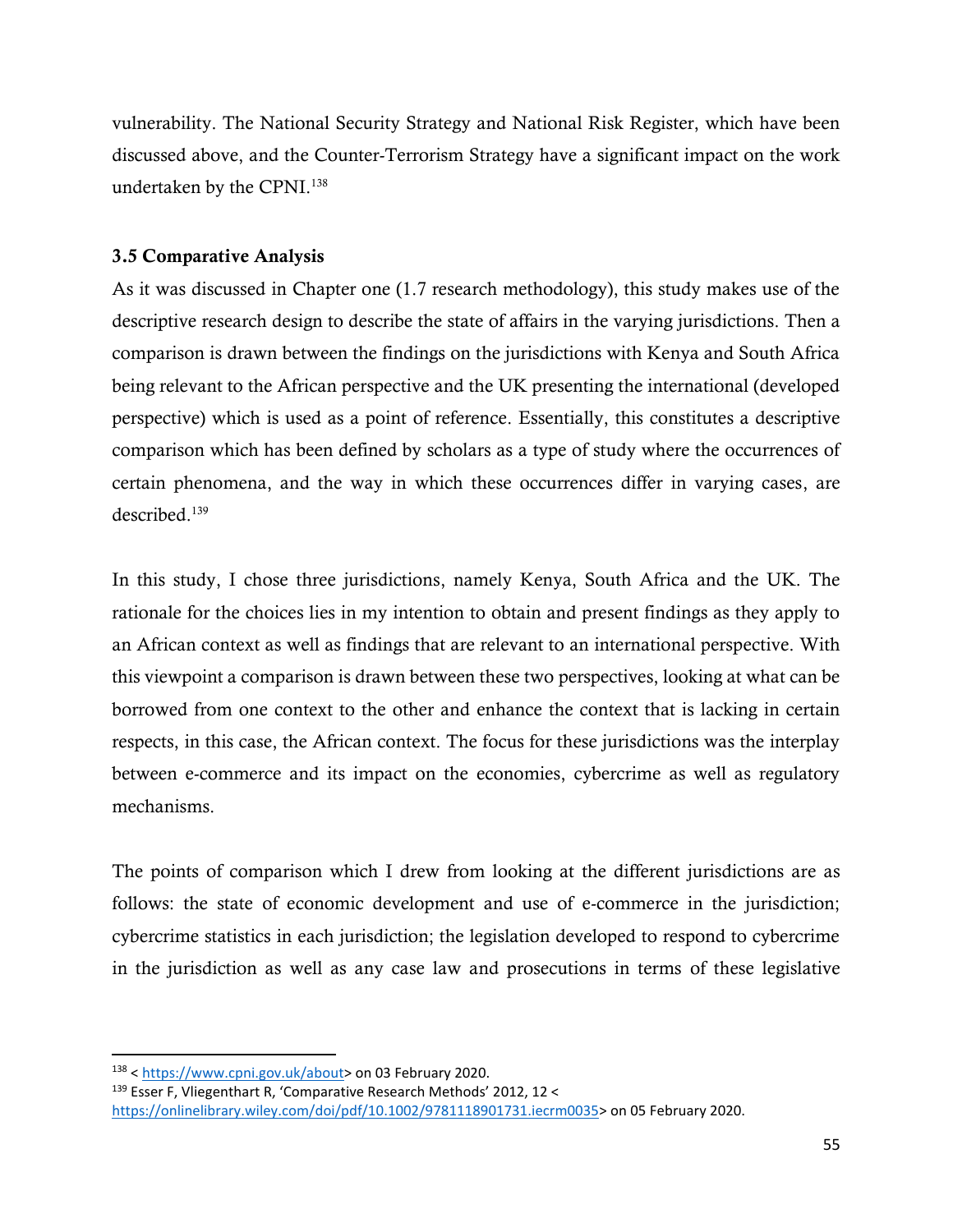vulnerability. The National Security Strategy and National Risk Register, which have been discussed above, and the Counter-Terrorism Strategy have a significant impact on the work undertaken by the CPNI.[138]

### 3.5 Comparative Analysis

As it was discussed in Chapter one (1.7 research methodology), this study makes use of the descriptive research design to describe the state of affairs in the varying jurisdictions. Then a comparison is drawn between the findings on the jurisdictions with Kenya and South Africa being relevant to the African perspective and the UK presenting the international (developed perspective) which is used as a point of reference. Essentially, this constitutes a descriptive comparison which has been defined by scholars as a type of study where the occurrences of certain phenomena, and the way in which these occurrences differ in varying cases, are described.[139]

In this study, I chose three jurisdictions, namely Kenya, South Africa and the UK. The rationale for the choices lies in my intention to obtain and present findings as they apply to an African context as well as findings that are relevant to an international perspective. With this viewpoint a comparison is drawn between these two perspectives, looking at what can be borrowed from one context to the other and enhance the context that is lacking in certain respects, in this case, the African context. The focus for these jurisdictions was the interplay between e-commerce and its impact on the economies, cybercrime as well as regulatory mechanisms.

The points of comparison which I drew from looking at the different jurisdictions are as follows: the state of economic development and use of e-commerce in the jurisdiction; cybercrime statistics in each jurisdiction; the legislation developed to respond to cybercrime in the jurisdiction as well as any case law and prosecutions in terms of these legislative

---

[138] < https://www.cpni.gov.uk/about> on 03 February 2020.

[139] Esser F, Vliegenthart R, 'Comparative Research Methods' 2012, 12 < https://onlinelibrary.wiley.com/doi/pdf/10.1002/9781118901731.iecrm0035> on 05 February 2020.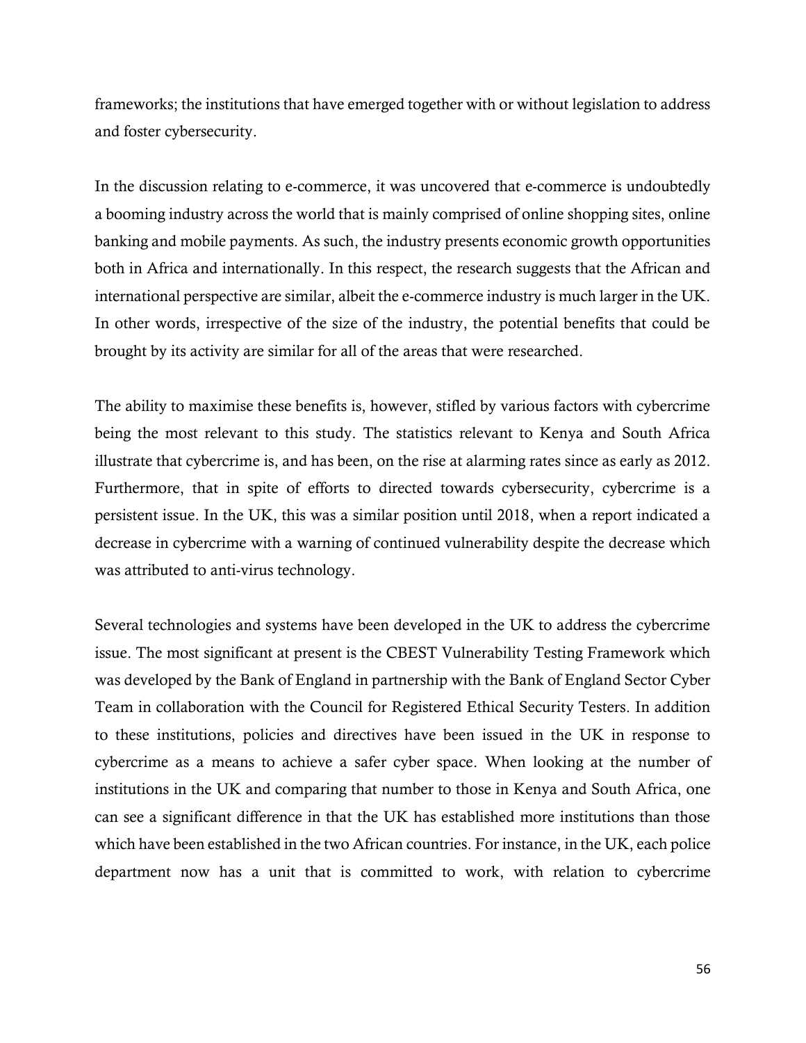frameworks; the institutions that have emerged together with or without legislation to address and foster cybersecurity.

In the discussion relating to e-commerce, it was uncovered that e-commerce is undoubtedly a booming industry across the world that is mainly comprised of online shopping sites, online banking and mobile payments. As such, the industry presents economic growth opportunities both in Africa and internationally. In this respect, the research suggests that the African and international perspective are similar, albeit the e-commerce industry is much larger in the UK. In other words, irrespective of the size of the industry, the potential benefits that could be brought by its activity are similar for all of the areas that were researched.

The ability to maximise these benefits is, however, stifled by various factors with cybercrime being the most relevant to this study. The statistics relevant to Kenya and South Africa illustrate that cybercrime is, and has been, on the rise at alarming rates since as early as 2012. Furthermore, that in spite of efforts to directed towards cybersecurity, cybercrime is a persistent issue. In the UK, this was a similar position until 2018, when a report indicated a decrease in cybercrime with a warning of continued vulnerability despite the decrease which was attributed to anti-virus technology.

Several technologies and systems have been developed in the UK to address the cybercrime issue. The most significant at present is the CBEST Vulnerability Testing Framework which was developed by the Bank of England in partnership with the Bank of England Sector Cyber Team in collaboration with the Council for Registered Ethical Security Testers. In addition to these institutions, policies and directives have been issued in the UK in response to cybercrime as a means to achieve a safer cyber space. When looking at the number of institutions in the UK and comparing that number to those in Kenya and South Africa, one can see a significant difference in that the UK has established more institutions than those which have been established in the two African countries. For instance, in the UK, each police department now has a unit that is committed to work, with relation to cybercrime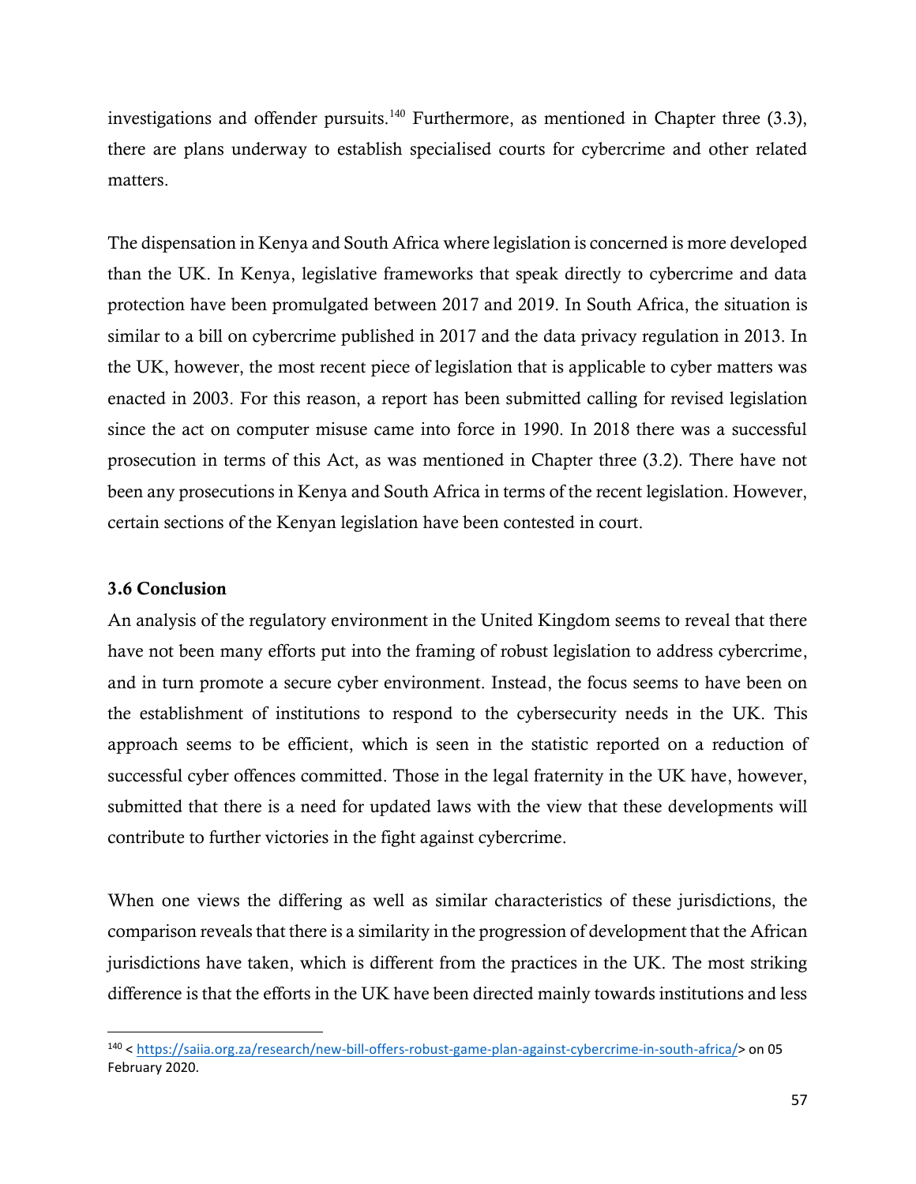investigations and offender pursuits.[140] Furthermore, as mentioned in Chapter three (3.3), there are plans underway to establish specialised courts for cybercrime and other related matters.

The dispensation in Kenya and South Africa where legislation is concerned is more developed than the UK. In Kenya, legislative frameworks that speak directly to cybercrime and data protection have been promulgated between 2017 and 2019. In South Africa, the situation is similar to a bill on cybercrime published in 2017 and the data privacy regulation in 2013. In the UK, however, the most recent piece of legislation that is applicable to cyber matters was enacted in 2003. For this reason, a report has been submitted calling for revised legislation since the act on computer misuse came into force in 1990. In 2018 there was a successful prosecution in terms of this Act, as was mentioned in Chapter three (3.2). There have not been any prosecutions in Kenya and South Africa in terms of the recent legislation. However, certain sections of the Kenyan legislation have been contested in court.

### 3.6 Conclusion

An analysis of the regulatory environment in the United Kingdom seems to reveal that there have not been many efforts put into the framing of robust legislation to address cybercrime, and in turn promote a secure cyber environment. Instead, the focus seems to have been on the establishment of institutions to respond to the cybersecurity needs in the UK. This approach seems to be efficient, which is seen in the statistic reported on a reduction of successful cyber offences committed. Those in the legal fraternity in the UK have, however, submitted that there is a need for updated laws with the view that these developments will contribute to further victories in the fight against cybercrime.

When one views the differing as well as similar characteristics of these jurisdictions, the comparison reveals that there is a similarity in the progression of development that the African jurisdictions have taken, which is different from the practices in the UK. The most striking difference is that the efforts in the UK have been directed mainly towards institutions and less

---

[140] < https://saiia.org.za/research/new-bill-offers-robust-game-plan-against-cybercrime-in-south-africa/> on 05 February 2020.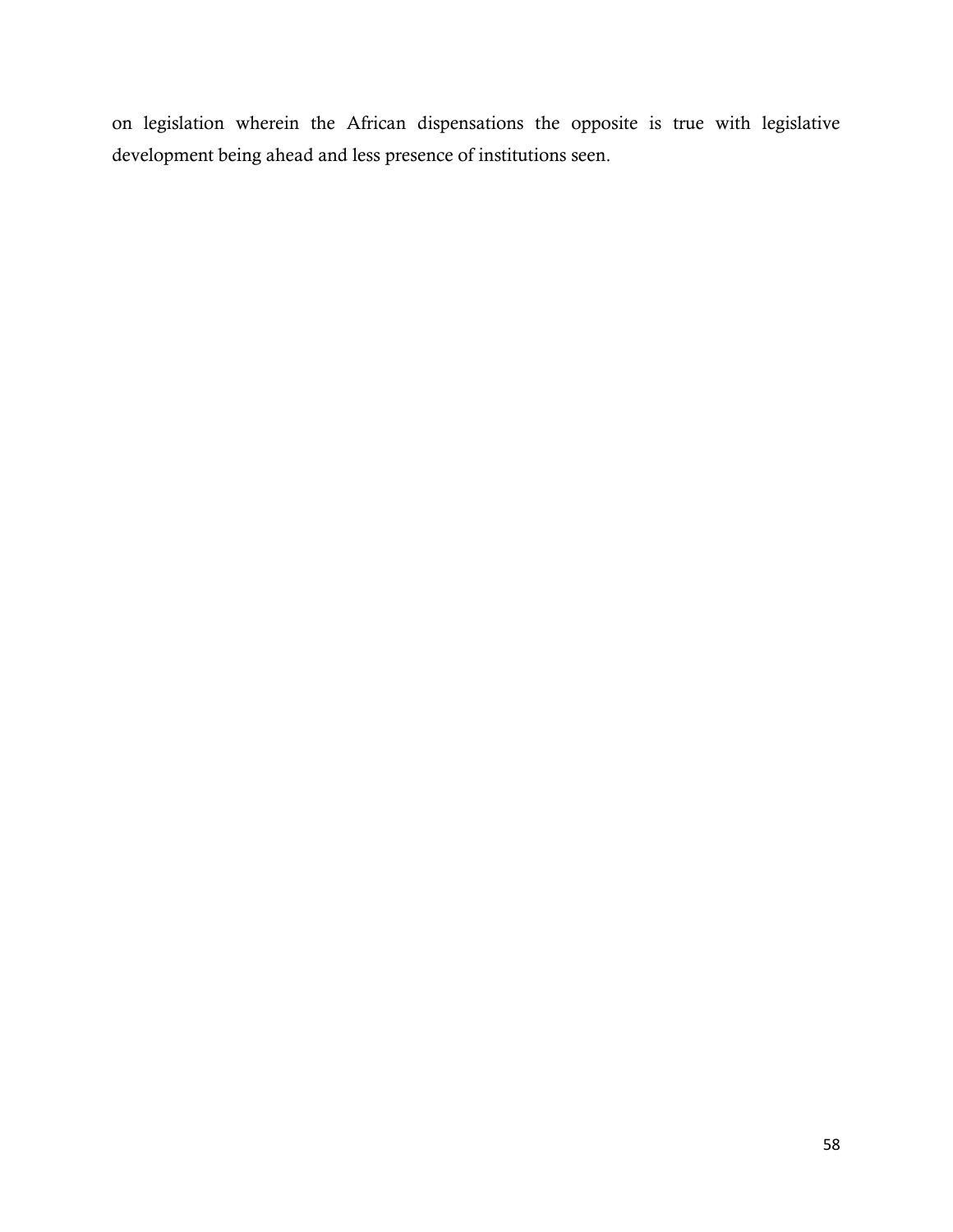on legislation wherein the African dispensations the opposite is true with legislative development being ahead and less presence of institutions seen.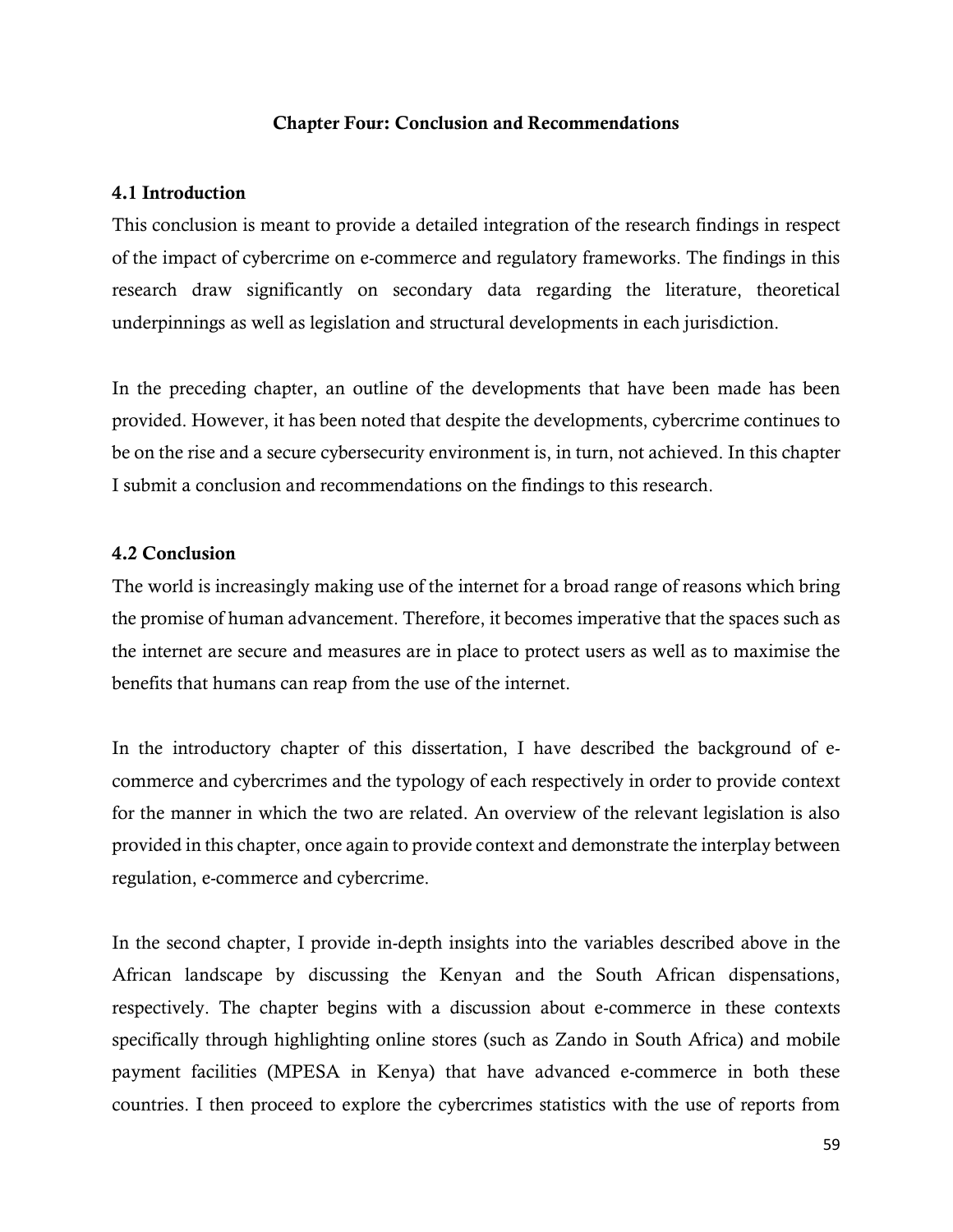## Chapter Four: Conclusion and Recommendations

### 4.1 Introduction

This conclusion is meant to provide a detailed integration of the research findings in respect of the impact of cybercrime on e-commerce and regulatory frameworks. The findings in this research draw significantly on secondary data regarding the literature, theoretical underpinnings as well as legislation and structural developments in each jurisdiction.

In the preceding chapter, an outline of the developments that have been made has been provided. However, it has been noted that despite the developments, cybercrime continues to be on the rise and a secure cybersecurity environment is, in turn, not achieved. In this chapter I submit a conclusion and recommendations on the findings to this research.

### 4.2 Conclusion

The world is increasingly making use of the internet for a broad range of reasons which bring the promise of human advancement. Therefore, it becomes imperative that the spaces such as the internet are secure and measures are in place to protect users as well as to maximise the benefits that humans can reap from the use of the internet.

In the introductory chapter of this dissertation, I have described the background of e-commerce and cybercrimes and the typology of each respectively in order to provide context for the manner in which the two are related. An overview of the relevant legislation is also provided in this chapter, once again to provide context and demonstrate the interplay between regulation, e-commerce and cybercrime.

In the second chapter, I provide in-depth insights into the variables described above in the African landscape by discussing the Kenyan and the South African dispensations, respectively. The chapter begins with a discussion about e-commerce in these contexts specifically through highlighting online stores (such as Zando in South Africa) and mobile payment facilities (MPESA in Kenya) that have advanced e-commerce in both these countries. I then proceed to explore the cybercrimes statistics with the use of reports from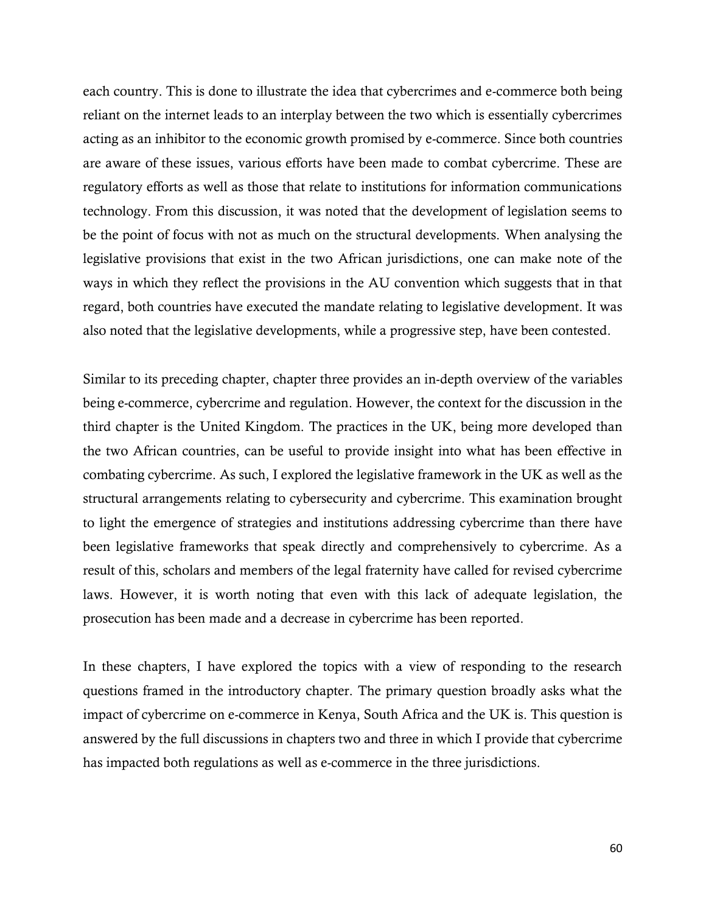each country. This is done to illustrate the idea that cybercrimes and e-commerce both being reliant on the internet leads to an interplay between the two which is essentially cybercrimes acting as an inhibitor to the economic growth promised by e-commerce. Since both countries are aware of these issues, various efforts have been made to combat cybercrime. These are regulatory efforts as well as those that relate to institutions for information communications technology. From this discussion, it was noted that the development of legislation seems to be the point of focus with not as much on the structural developments. When analysing the legislative provisions that exist in the two African jurisdictions, one can make note of the ways in which they reflect the provisions in the AU convention which suggests that in that regard, both countries have executed the mandate relating to legislative development. It was also noted that the legislative developments, while a progressive step, have been contested.

Similar to its preceding chapter, chapter three provides an in-depth overview of the variables being e-commerce, cybercrime and regulation. However, the context for the discussion in the third chapter is the United Kingdom. The practices in the UK, being more developed than the two African countries, can be useful to provide insight into what has been effective in combating cybercrime. As such, I explored the legislative framework in the UK as well as the structural arrangements relating to cybersecurity and cybercrime. This examination brought to light the emergence of strategies and institutions addressing cybercrime than there have been legislative frameworks that speak directly and comprehensively to cybercrime. As a result of this, scholars and members of the legal fraternity have called for revised cybercrime laws. However, it is worth noting that even with this lack of adequate legislation, the prosecution has been made and a decrease in cybercrime has been reported.

In these chapters, I have explored the topics with a view of responding to the research questions framed in the introductory chapter. The primary question broadly asks what the impact of cybercrime on e-commerce in Kenya, South Africa and the UK is. This question is answered by the full discussions in chapters two and three in which I provide that cybercrime has impacted both regulations as well as e-commerce in the three jurisdictions.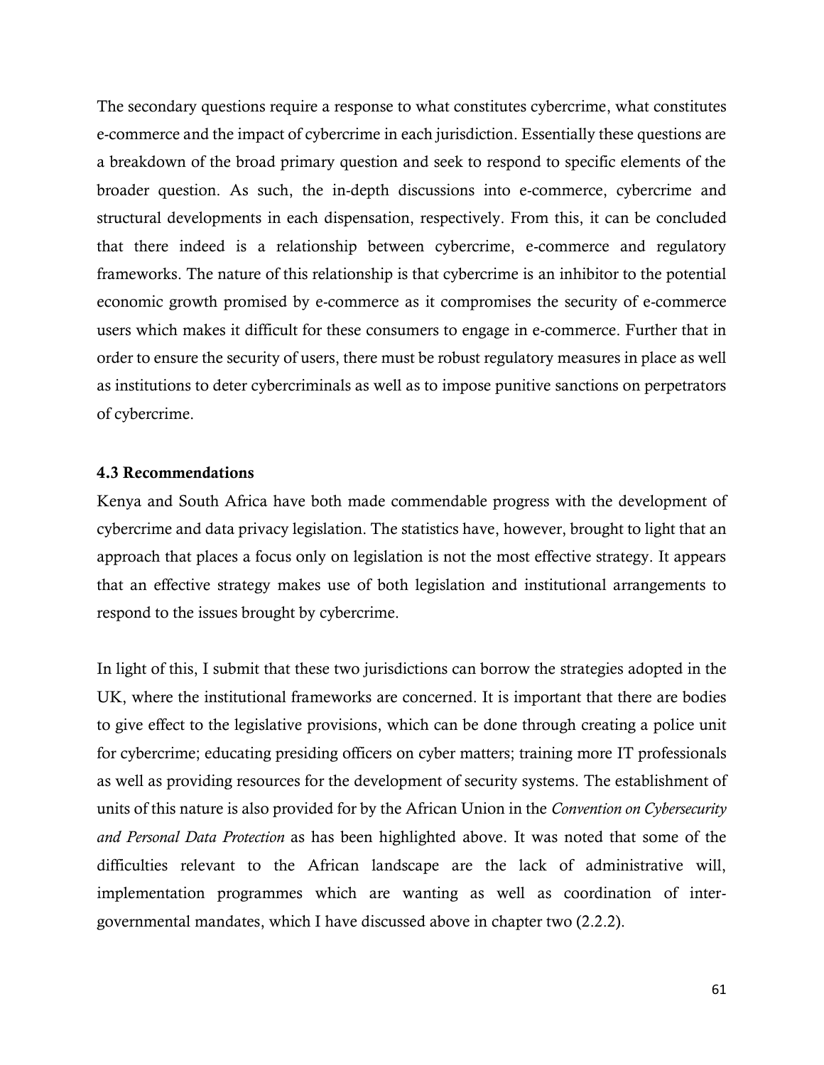The secondary questions require a response to what constitutes cybercrime, what constitutes e-commerce and the impact of cybercrime in each jurisdiction. Essentially these questions are a breakdown of the broad primary question and seek to respond to specific elements of the broader question. As such, the in-depth discussions into e-commerce, cybercrime and structural developments in each dispensation, respectively. From this, it can be concluded that there indeed is a relationship between cybercrime, e-commerce and regulatory frameworks. The nature of this relationship is that cybercrime is an inhibitor to the potential economic growth promised by e-commerce as it compromises the security of e-commerce users which makes it difficult for these consumers to engage in e-commerce. Further that in order to ensure the security of users, there must be robust regulatory measures in place as well as institutions to deter cybercriminals as well as to impose punitive sanctions on perpetrators of cybercrime.

### 4.3 Recommendations

Kenya and South Africa have both made commendable progress with the development of cybercrime and data privacy legislation. The statistics have, however, brought to light that an approach that places a focus only on legislation is not the most effective strategy. It appears that an effective strategy makes use of both legislation and institutional arrangements to respond to the issues brought by cybercrime.

In light of this, I submit that these two jurisdictions can borrow the strategies adopted in the UK, where the institutional frameworks are concerned. It is important that there are bodies to give effect to the legislative provisions, which can be done through creating a police unit for cybercrime; educating presiding officers on cyber matters; training more IT professionals as well as providing resources for the development of security systems. The establishment of units of this nature is also provided for by the African Union in the *Convention on Cybersecurity and Personal Data Protection* as has been highlighted above. It was noted that some of the difficulties relevant to the African landscape are the lack of administrative will, implementation programmes which are wanting as well as coordination of inter-governmental mandates, which I have discussed above in chapter two (2.2.2).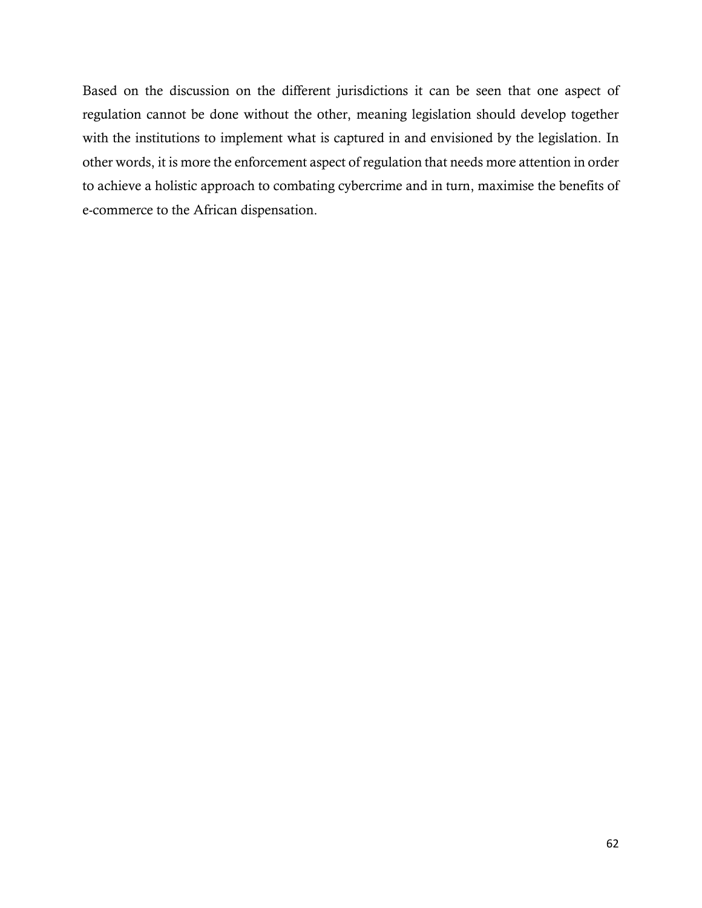Based on the discussion on the different jurisdictions it can be seen that one aspect of regulation cannot be done without the other, meaning legislation should develop together with the institutions to implement what is captured in and envisioned by the legislation. In other words, it is more the enforcement aspect of regulation that needs more attention in order to achieve a holistic approach to combating cybercrime and in turn, maximise the benefits of e-commerce to the African dispensation.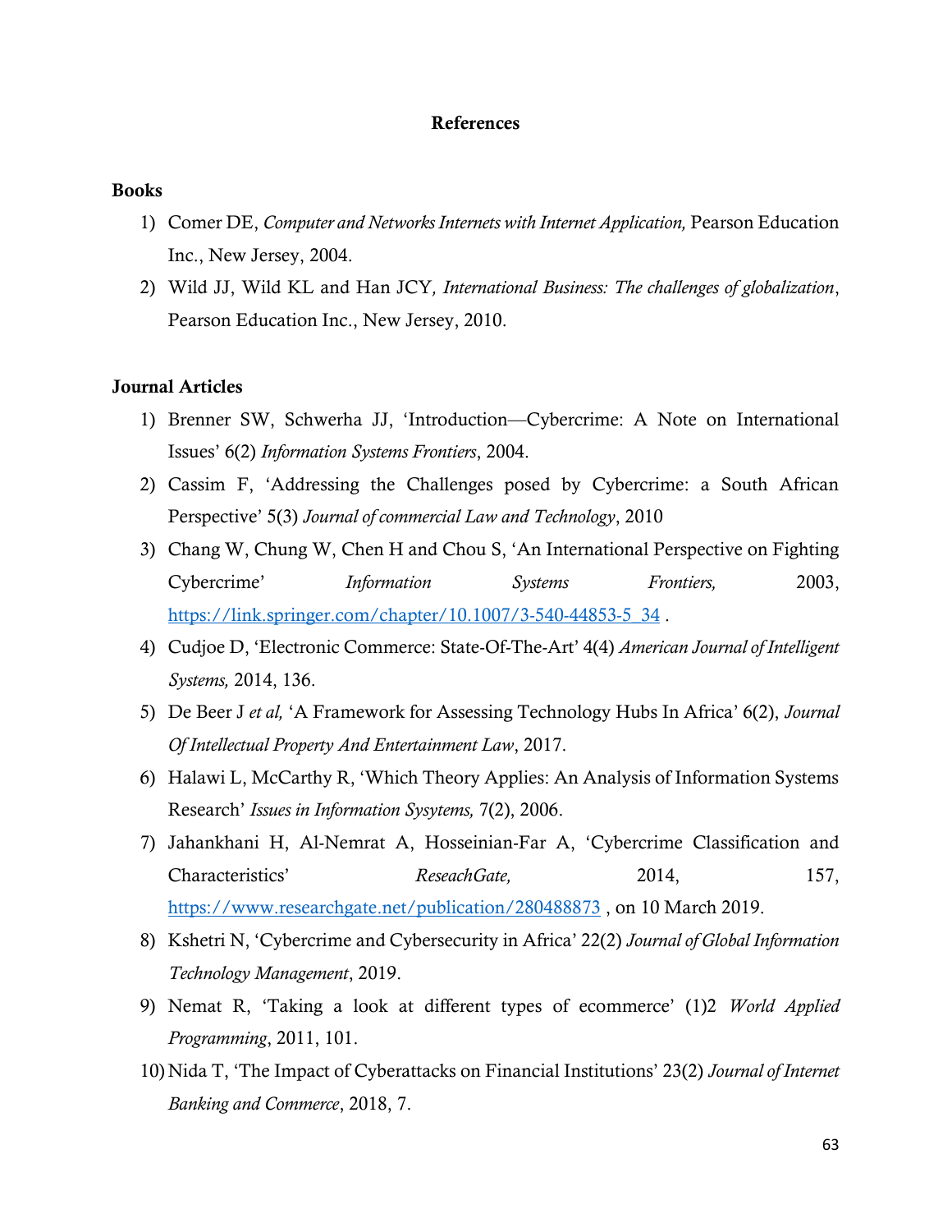## References

### Books

1) Comer DE, *Computer and Networks Internets with Internet Application,* Pearson Education Inc., New Jersey, 2004.
2) Wild JJ, Wild KL and Han JCY*, International Business: The challenges of globalization*, Pearson Education Inc., New Jersey, 2010.

### Journal Articles

1) Brenner SW, Schwerha JJ, 'Introduction—Cybercrime: A Note on International Issues' 6(2) *Information Systems Frontiers*, 2004.
2) Cassim F, 'Addressing the Challenges posed by Cybercrime: a South African Perspective' 5(3) *Journal of commercial Law and Technology*, 2010
3) Chang W, Chung W, Chen H and Chou S, 'An International Perspective on Fighting Cybercrime' *Information Systems Frontiers,* 2003, https://link.springer.com/chapter/10.1007/3-540-44853-5_34 .
4) Cudjoe D, 'Electronic Commerce: State-Of-The-Art' 4(4) *American Journal of Intelligent Systems,* 2014, 136.
5) De Beer J *et al,* 'A Framework for Assessing Technology Hubs In Africa' 6(2), *Journal Of Intellectual Property And Entertainment Law*, 2017.
6) Halawi L, McCarthy R, 'Which Theory Applies: An Analysis of Information Systems Research' *Issues in Information Sysytems,* 7(2), 2006.
7) Jahankhani H, Al-Nemrat A, Hosseinian-Far A, 'Cybercrime Classification and Characteristics' *ReseachGate,* 2014, 157, https://www.researchgate.net/publication/280488873 , on 10 March 2019.
8) Kshetri N, 'Cybercrime and Cybersecurity in Africa' 22(2) *Journal of Global Information Technology Management*, 2019.
9) Nemat R, 'Taking a look at different types of ecommerce' (1)2 *World Applied Programming*, 2011, 101.
10) Nida T, 'The Impact of Cyberattacks on Financial Institutions' 23(2) *Journal of Internet Banking and Commerce*, 2018, 7.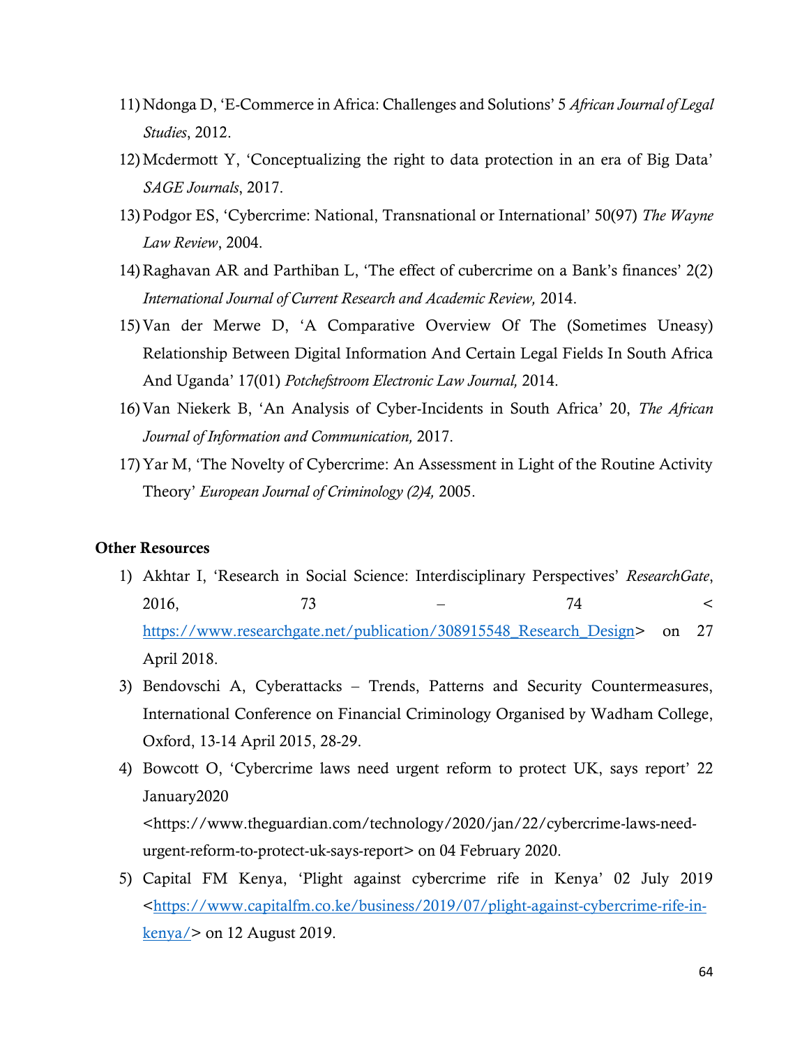11) Ndonga D, 'E-Commerce in Africa: Challenges and Solutions' 5 *African Journal of Legal Studies*, 2012.
12) Mcdermott Y, 'Conceptualizing the right to data protection in an era of Big Data' *SAGE Journals*, 2017.
13) Podgor ES, 'Cybercrime: National, Transnational or International' 50(97) *The Wayne Law Review*, 2004.
14) Raghavan AR and Parthiban L, 'The effect of cubercrime on a Bank's finances' 2(2) *International Journal of Current Research and Academic Review,* 2014.
15) Van der Merwe D, 'A Comparative Overview Of The (Sometimes Uneasy) Relationship Between Digital Information And Certain Legal Fields In South Africa And Uganda' 17(01) *Potchefstroom Electronic Law Journal,* 2014.
16) Van Niekerk B, 'An Analysis of Cyber-Incidents in South Africa' 20, *The African Journal of Information and Communication,* 2017.
17) Yar M, 'The Novelty of Cybercrime: An Assessment in Light of the Routine Activity Theory' *European Journal of Criminology (2)4,* 2005.

**Other Resources**

1) Akhtar I, 'Research in Social Science: Interdisciplinary Perspectives' *ResearchGate*, 2016, 73 – 74 <https://www.researchgate.net/publication/308915548_Research_Design> on 27 April 2018.
3) Bendovschi A, Cyberattacks – Trends, Patterns and Security Countermeasures, International Conference on Financial Criminology Organised by Wadham College, Oxford, 13-14 April 2015, 28-29.
4) Bowcott O, 'Cybercrime laws need urgent reform to protect UK, says report' 22 January2020 <https://www.theguardian.com/technology/2020/jan/22/cybercrime-laws-need-urgent-reform-to-protect-uk-says-report> on 04 February 2020.
5) Capital FM Kenya, 'Plight against cybercrime rife in Kenya' 02 July 2019 <https://www.capitalfm.co.ke/business/2019/07/plight-against-cybercrime-rife-in-kenya/> on 12 August 2019.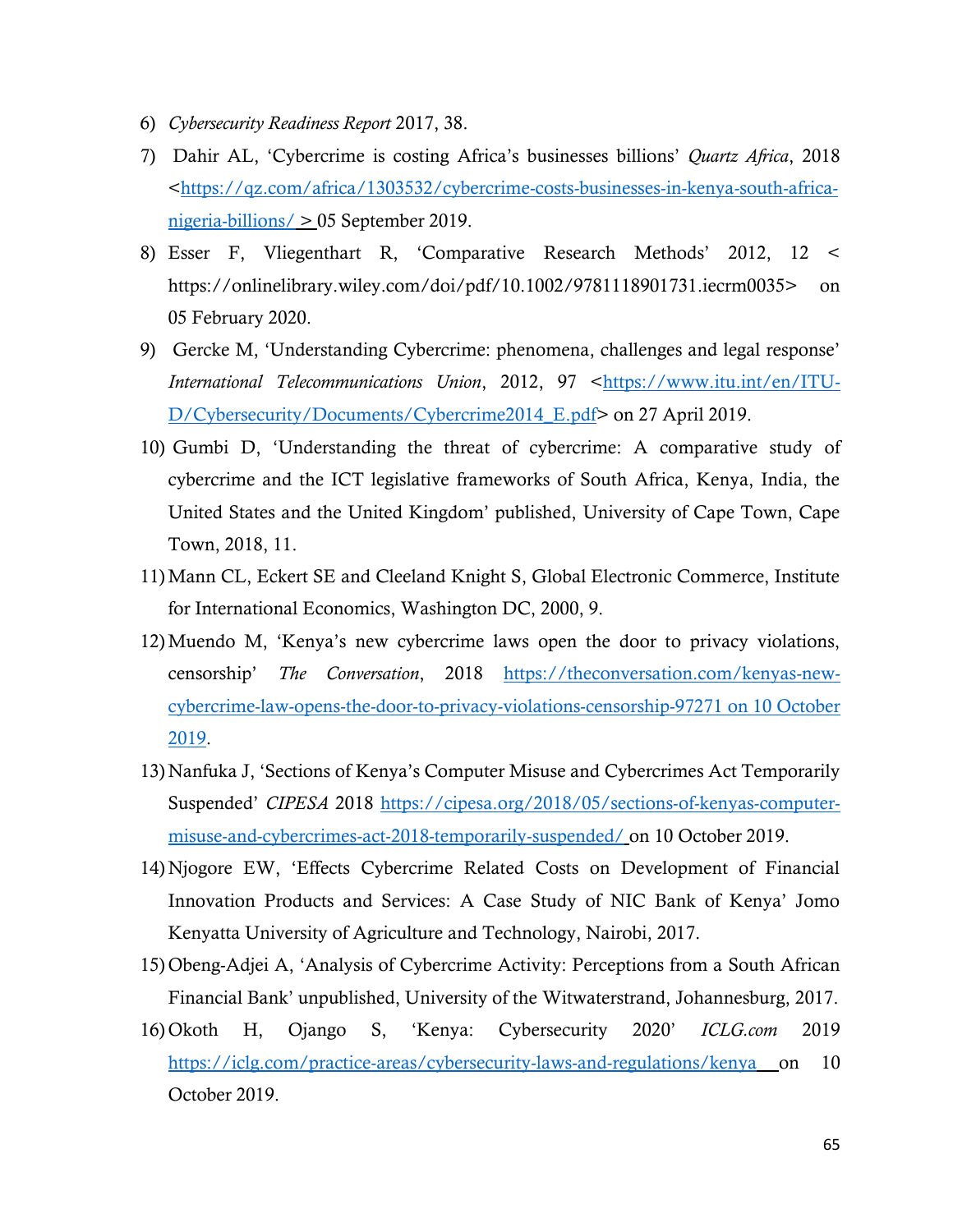6) *Cybersecurity Readiness Report* 2017, 38.
7) Dahir AL, 'Cybercrime is costing Africa's businesses billions' *Quartz Africa*, 2018 <https://qz.com/africa/1303532/cybercrime-costs-businesses-in-kenya-south-africa-nigeria-billions/ > 05 September 2019.
8) Esser F, Vliegenthart R, 'Comparative Research Methods' 2012, 12 < https://onlinelibrary.wiley.com/doi/pdf/10.1002/9781118901731.iecrm0035> on 05 February 2020.
9) Gercke M, 'Understanding Cybercrime: phenomena, challenges and legal response' *International Telecommunications Union*, 2012, 97 <https://www.itu.int/en/ITU-D/Cybersecurity/Documents/Cybercrime2014_E.pdf> on 27 April 2019.
10) Gumbi D, 'Understanding the threat of cybercrime: A comparative study of cybercrime and the ICT legislative frameworks of South Africa, Kenya, India, the United States and the United Kingdom' published, University of Cape Town, Cape Town, 2018, 11.
11) Mann CL, Eckert SE and Cleeland Knight S, Global Electronic Commerce, Institute for International Economics, Washington DC, 2000, 9.
12) Muendo M, 'Kenya's new cybercrime laws open the door to privacy violations, censorship' *The Conversation*, 2018 https://theconversation.com/kenyas-new-cybercrime-law-opens-the-door-to-privacy-violations-censorship-97271 on 10 October 2019.
13) Nanfuka J, 'Sections of Kenya's Computer Misuse and Cybercrimes Act Temporarily Suspended' *CIPESA* 2018 https://cipesa.org/2018/05/sections-of-kenyas-computer-misuse-and-cybercrimes-act-2018-temporarily-suspended/ on 10 October 2019.
14) Njogore EW, 'Effects Cybercrime Related Costs on Development of Financial Innovation Products and Services: A Case Study of NIC Bank of Kenya' Jomo Kenyatta University of Agriculture and Technology, Nairobi, 2017.
15) Obeng-Adjei A, 'Analysis of Cybercrime Activity: Perceptions from a South African Financial Bank' unpublished, University of the Witwatersrand, Johannesburg, 2017.
16) Okoth H, Ojango S, 'Kenya: Cybersecurity 2020' *ICLG.com* 2019 https://iclg.com/practice-areas/cybersecurity-laws-and-regulations/kenya on 10 October 2019.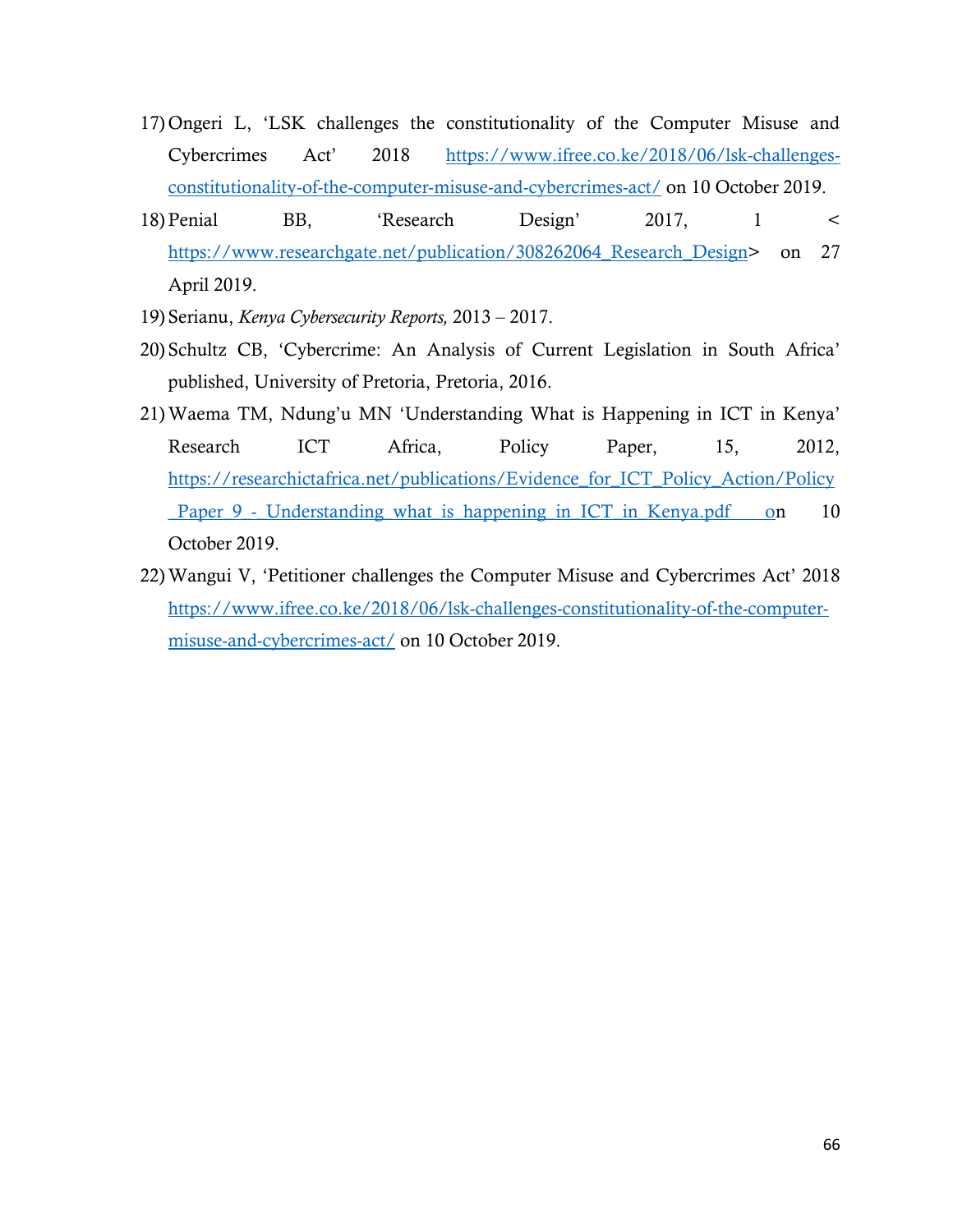17) Ongeri L, 'LSK challenges the constitutionality of the Computer Misuse and Cybercrimes Act' 2018 https://www.ifree.co.ke/2018/06/lsk-challenges-constitutionality-of-the-computer-misuse-and-cybercrimes-act/ on 10 October 2019.
18) Penial BB, 'Research Design' 2017, 1 < https://www.researchgate.net/publication/308262064_Research_Design> on 27 April 2019.
19) Serianu, *Kenya Cybersecurity Reports,* 2013 – 2017.
20) Schultz CB, 'Cybercrime: An Analysis of Current Legislation in South Africa' published, University of Pretoria, Pretoria, 2016.
21) Waema TM, Ndung'u MN 'Understanding What is Happening in ICT in Kenya' Research ICT Africa, Policy Paper, 15, 2012, https://researchictafrica.net/publications/Evidence_for_ICT_Policy_Action/Policy_Paper_9_-_Understanding_what_is_happening_in_ICT_in_Kenya.pdf on 10 October 2019.
22) Wangui V, 'Petitioner challenges the Computer Misuse and Cybercrimes Act' 2018 https://www.ifree.co.ke/2018/06/lsk-challenges-constitutionality-of-the-computer-misuse-and-cybercrimes-act/ on 10 October 2019.